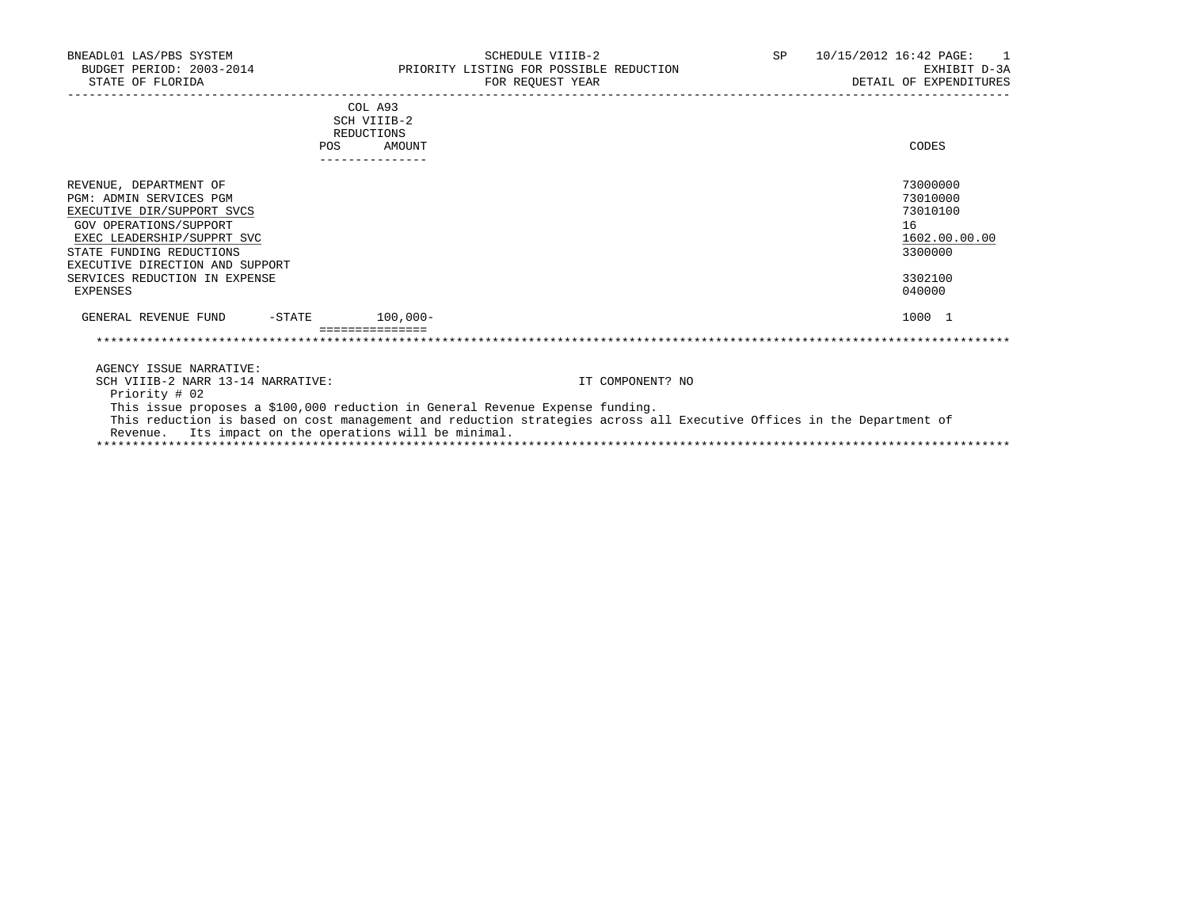BNEADL01 LAS/PBS SYSTEM | SCHEDULE VIIIB-2 | SP 10/15/2012 16:42 PAGE: 1
BUDGET PERIOD: 2003-2014 | PRIORITY LISTING FOR POSSIBLE REDUCTION | EXHIBIT D-3A
STATE OF FLORIDA | FOR REQUEST YEAR | DETAIL OF EXPENDITURES

| | COL A93 SCH VIIIB-2 REDUCTIONS POS | AMOUNT | CODES |
|---|---|---|---|
| REVENUE, DEPARTMENT OF | | | 73000000 |
| PGM: ADMIN SERVICES PGM | | | 73010000 |
| EXECUTIVE DIR/SUPPORT SVCS | | | 73010100 |
| GOV OPERATIONS/SUPPORT | | | 16 |
| EXEC LEADERSHIP/SUPPRT SVC | | | 1602.00.00.00 |
| STATE FUNDING REDUCTIONS | | | 3300000 |
| EXECUTIVE DIRECTION AND SUPPORT SERVICES REDUCTION IN EXPENSE | | | 3302100 |
| EXPENSES | | | 040000 |
| GENERAL REVENUE FUND -STATE | | 100,000- | 1000 1 |

AGENCY ISSUE NARRATIVE:

SCH VIIIB-2 NARR 13-14 NARRATIVE: IT COMPONENT? NO

Priority # 02

This issue proposes a $100,000 reduction in General Revenue Expense funding.

This reduction is based on cost management and reduction strategies across all Executive Offices in the Department of Revenue. Its impact on the operations will be minimal.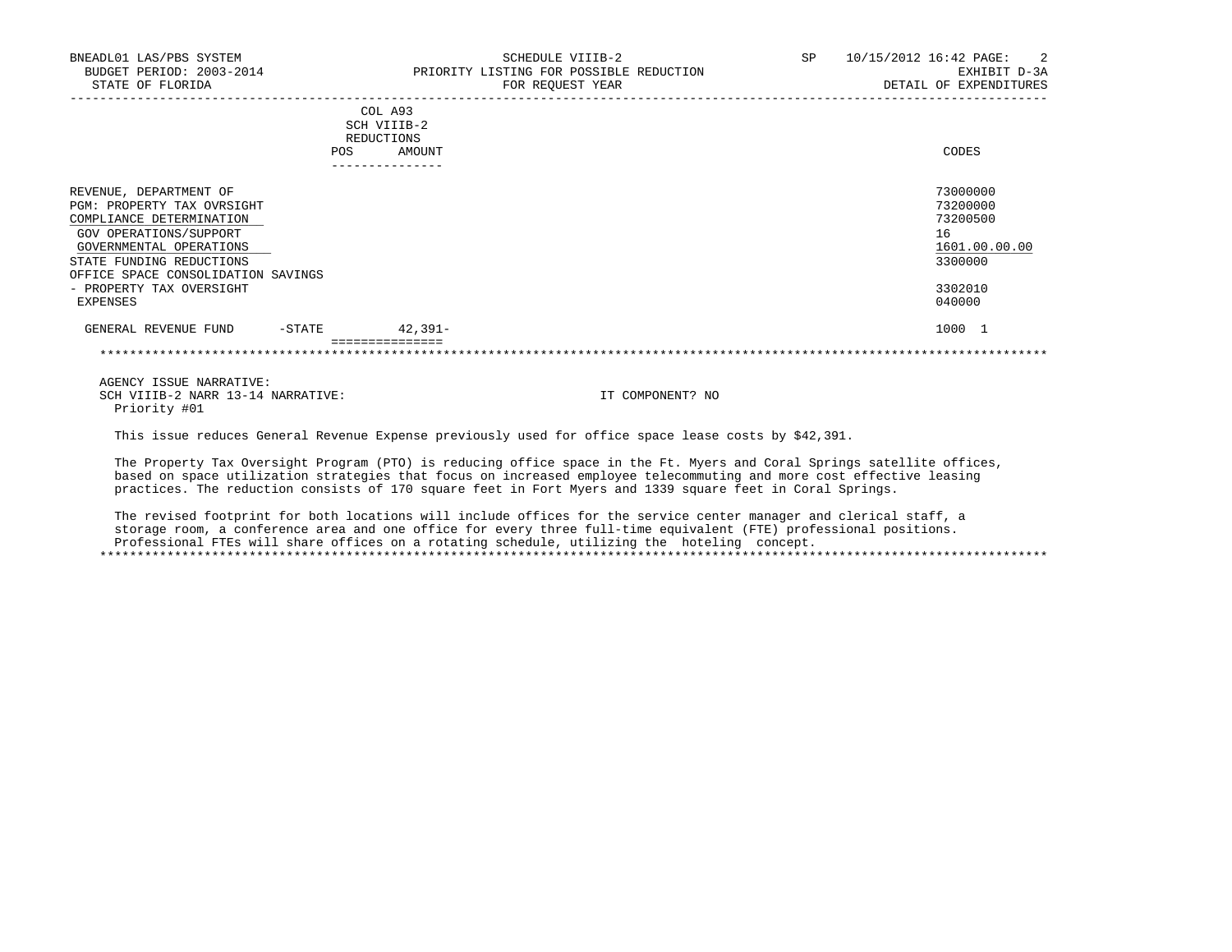BNEADL01 LAS/PBS SYSTEM — SCHEDULE VIIIB-2 — SP 10/15/2012 16:42

BUDGET PERIOD: 2003-2014 — PRIORITY LISTING FOR POSSIBLE REDUCTION — EXHIBIT D-3A

STATE OF FLORIDA — FOR REQUEST YEAR — DETAIL OF EXPENDITURES

| | COL A93 SCH VIIIB-2 REDUCTIONS POS | AMOUNT | CODES |
|---|---|---|---|
| REVENUE, DEPARTMENT OF | | | 73000000 |
| PGM: PROPERTY TAX OVRSIGHT | | | 73200000 |
| COMPLIANCE DETERMINATION | | | 73200500 |
| GOV OPERATIONS/SUPPORT | | | 16 |
| GOVERNMENTAL OPERATIONS | | | 1601.00.00.00 |
| STATE FUNDING REDUCTIONS | | | 3300000 |
| OFFICE SPACE CONSOLIDATION SAVINGS - PROPERTY TAX OVERSIGHT | | | 3302010 |
| EXPENSES | | | 040000 |
| GENERAL REVENUE FUND -STATE | | 42,391- | 1000 1 |

AGENCY ISSUE NARRATIVE:

SCH VIIIB-2 NARR 13-14 NARRATIVE: IT COMPONENT? NO

Priority #01

This issue reduces General Revenue Expense previously used for office space lease costs by $42,391.

The Property Tax Oversight Program (PTO) is reducing office space in the Ft. Myers and Coral Springs satellite offices, based on space utilization strategies that focus on increased employee telecommuting and more cost effective leasing practices. The reduction consists of 170 square feet in Fort Myers and 1339 square feet in Coral Springs.

The revised footprint for both locations will include offices for the service center manager and clerical staff, a storage room, a conference area and one office for every three full-time equivalent (FTE) professional positions. Professional FTEs will share offices on a rotating schedule, utilizing the hoteling concept.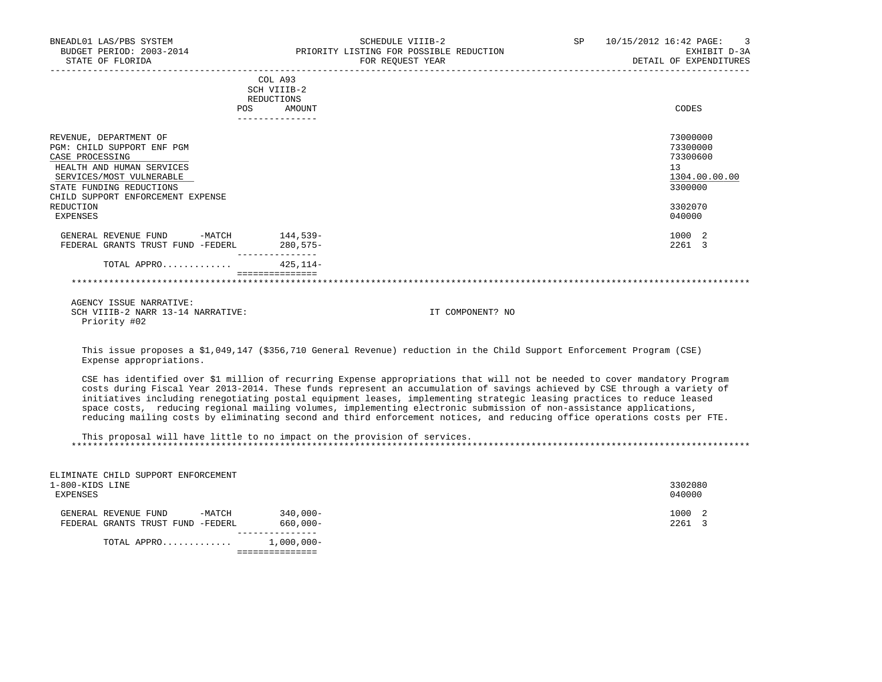BNEADL01 LAS/PBS SYSTEM | SCHEDULE VIIIB-2 | SP 10/15/2012 16:42
BUDGET PERIOD: 2003-2014 | PRIORITY LISTING FOR POSSIBLE REDUCTION | EXHIBIT D-3A
STATE OF FLORIDA | FOR REQUEST YEAR | DETAIL OF EXPENDITURES

| | COL A93 SCH VIIIB-2 REDUCTIONS POS | AMOUNT | CODES |
|---|---|---|---|
| REVENUE, DEPARTMENT OF | | | 73000000 |
| PGM: CHILD SUPPORT ENF PGM | | | 73300000 |
| CASE PROCESSING | | | 73300600 |
| HEALTH AND HUMAN SERVICES | | | 13 |
| SERVICES/MOST VULNERABLE | | | 1304.00.00.00 |
| STATE FUNDING REDUCTIONS | | | 3300000 |
| CHILD SUPPORT ENFORCEMENT EXPENSE REDUCTION | | | 3302070 |
| EXPENSES | | | 040000 |
| GENERAL REVENUE FUND -MATCH | | 144,539- | 1000 2 |
| FEDERAL GRANTS TRUST FUND -FEDERL | | 280,575- | 2261 3 |
| TOTAL APPRO............. | | 425,114- | |

AGENCY ISSUE NARRATIVE:
SCH VIIIB-2 NARR 13-14 NARRATIVE: IT COMPONENT? NO
Priority #02

This issue proposes a $1,049,147 ($356,710 General Revenue) reduction in the Child Support Enforcement Program (CSE) Expense appropriations.

CSE has identified over $1 million of recurring Expense appropriations that will not be needed to cover mandatory Program costs during Fiscal Year 2013-2014. These funds represent an accumulation of savings achieved by CSE through a variety of initiatives including renegotiating postal equipment leases, implementing strategic leasing practices to reduce leased space costs, reducing regional mailing volumes, implementing electronic submission of non-assistance applications, reducing mailing costs by eliminating second and third enforcement notices, and reducing office operations costs per FTE.

This proposal will have little to no impact on the provision of services.

| | POS | AMOUNT | CODES |
|---|---|---|---|
| ELIMINATE CHILD SUPPORT ENFORCEMENT 1-800-KIDS LINE | | | 3302080 |
| EXPENSES | | | 040000 |
| GENERAL REVENUE FUND -MATCH | | 340,000- | 1000 2 |
| FEDERAL GRANTS TRUST FUND -FEDERL | | 660,000- | 2261 3 |
| TOTAL APPRO............. | | 1,000,000- | |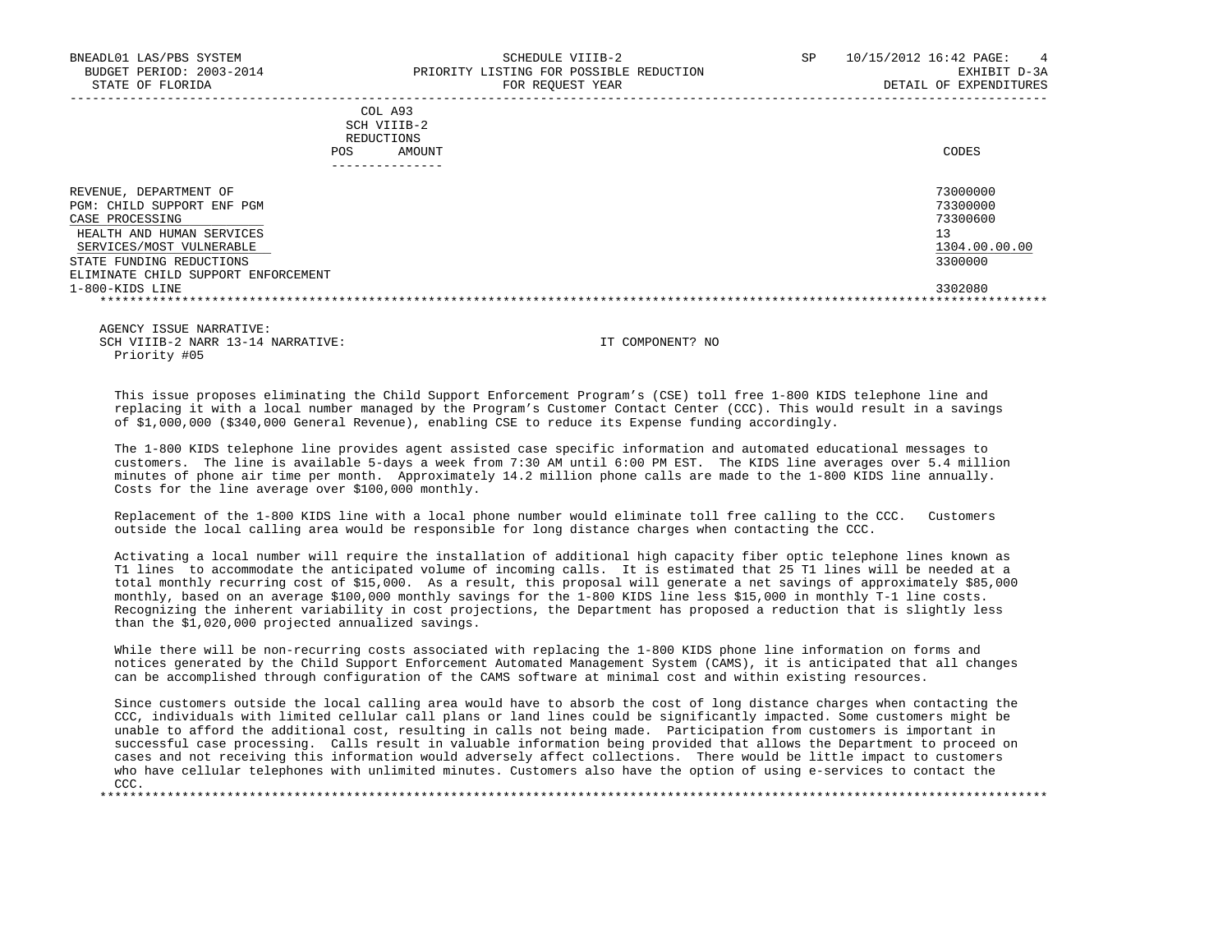| | COL A93 SCH VIIIB-2 REDUCTIONS POS AMOUNT | CODES |
|---|---|---|
| REVENUE, DEPARTMENT OF | | 73000000 |
| PGM: CHILD SUPPORT ENF PGM | | 73300000 |
| CASE PROCESSING | | 73300600 |
| HEALTH AND HUMAN SERVICES | | 13 |
| SERVICES/MOST VULNERABLE | | 1304.00.00.00 |
| STATE FUNDING REDUCTIONS | | 3300000 |
| ELIMINATE CHILD SUPPORT ENFORCEMENT 1-800-KIDS LINE | | 3302080 |

AGENCY ISSUE NARRATIVE:

SCH VIIIB-2 NARR 13-14 NARRATIVE: IT COMPONENT? NO

Priority #05

This issue proposes eliminating the Child Support Enforcement Program's (CSE) toll free 1-800 KIDS telephone line and replacing it with a local number managed by the Program's Customer Contact Center (CCC). This would result in a savings of $1,000,000 ($340,000 General Revenue), enabling CSE to reduce its Expense funding accordingly.

The 1-800 KIDS telephone line provides agent assisted case specific information and automated educational messages to customers. The line is available 5-days a week from 7:30 AM until 6:00 PM EST. The KIDS line averages over 5.4 million minutes of phone air time per month. Approximately 14.2 million phone calls are made to the 1-800 KIDS line annually. Costs for the line average over $100,000 monthly.

Replacement of the 1-800 KIDS line with a local phone number would eliminate toll free calling to the CCC. Customers outside the local calling area would be responsible for long distance charges when contacting the CCC.

Activating a local number will require the installation of additional high capacity fiber optic telephone lines known as T1 lines to accommodate the anticipated volume of incoming calls. It is estimated that 25 T1 lines will be needed at a total monthly recurring cost of $15,000. As a result, this proposal will generate a net savings of approximately $85,000 monthly, based on an average $100,000 monthly savings for the 1-800 KIDS line less $15,000 in monthly T-1 line costs. Recognizing the inherent variability in cost projections, the Department has proposed a reduction that is slightly less than the $1,020,000 projected annualized savings.

While there will be non-recurring costs associated with replacing the 1-800 KIDS phone line information on forms and notices generated by the Child Support Enforcement Automated Management System (CAMS), it is anticipated that all changes can be accomplished through configuration of the CAMS software at minimal cost and within existing resources.

Since customers outside the local calling area would have to absorb the cost of long distance charges when contacting the CCC, individuals with limited cellular call plans or land lines could be significantly impacted. Some customers might be unable to afford the additional cost, resulting in calls not being made. Participation from customers is important in successful case processing. Calls result in valuable information being provided that allows the Department to proceed on cases and not receiving this information would adversely affect collections. There would be little impact to customers who have cellular telephones with unlimited minutes. Customers also have the option of using e-services to contact the CCC.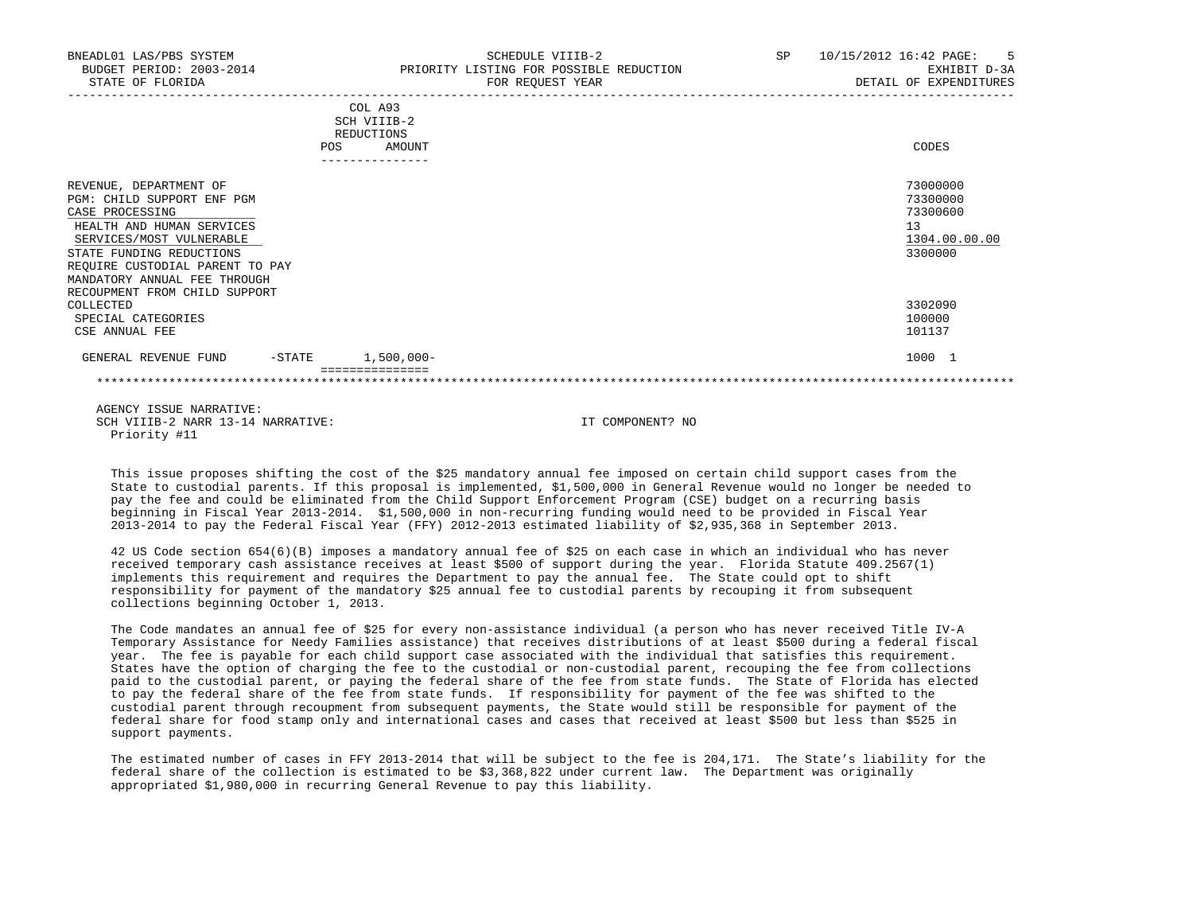BNEADL01 LAS/PBS SYSTEM
BUDGET PERIOD: 2003-2014
STATE OF FLORIDA

SCHEDULE VIIIB-2
PRIORITY LISTING FOR POSSIBLE REDUCTION
FOR REQUEST YEAR

SP 10/15/2012 16:42
EXHIBIT D-3A
DETAIL OF EXPENDITURES

| | COL A93 SCH VIIIB-2 REDUCTIONS POS | AMOUNT | CODES |
|---|---|---|---|
| REVENUE, DEPARTMENT OF | | | 73000000 |
| PGM: CHILD SUPPORT ENF PGM | | | 73300000 |
| CASE PROCESSING | | | 73300600 |
| HEALTH AND HUMAN SERVICES | | | 13 |
| SERVICES/MOST VULNERABLE | | | 1304.00.00.00 |
| STATE FUNDING REDUCTIONS | | | 3300000 |
| REQUIRE CUSTODIAL PARENT TO PAY MANDATORY ANNUAL FEE THROUGH RECOUPMENT FROM CHILD SUPPORT COLLECTED | | | 3302090 |
| SPECIAL CATEGORIES | | | 100000 |
| CSE ANNUAL FEE | | | 101137 |
| GENERAL REVENUE FUND -STATE | | 1,500,000- | 1000 1 |

AGENCY ISSUE NARRATIVE:
SCH VIIIB-2 NARR 13-14 NARRATIVE: IT COMPONENT? NO
Priority #11

This issue proposes shifting the cost of the $25 mandatory annual fee imposed on certain child support cases from the State to custodial parents. If this proposal is implemented, $1,500,000 in General Revenue would no longer be needed to pay the fee and could be eliminated from the Child Support Enforcement Program (CSE) budget on a recurring basis beginning in Fiscal Year 2013-2014. $1,500,000 in non-recurring funding would need to be provided in Fiscal Year 2013-2014 to pay the Federal Fiscal Year (FFY) 2012-2013 estimated liability of $2,935,368 in September 2013.

42 US Code section 654(6)(B) imposes a mandatory annual fee of $25 on each case in which an individual who has never received temporary cash assistance receives at least $500 of support during the year. Florida Statute 409.2567(1) implements this requirement and requires the Department to pay the annual fee. The State could opt to shift responsibility for payment of the mandatory $25 annual fee to custodial parents by recouping it from subsequent collections beginning October 1, 2013.

The Code mandates an annual fee of $25 for every non-assistance individual (a person who has never received Title IV-A Temporary Assistance for Needy Families assistance) that receives distributions of at least $500 during a federal fiscal year. The fee is payable for each child support case associated with the individual that satisfies this requirement. States have the option of charging the fee to the custodial or non-custodial parent, recouping the fee from collections paid to the custodial parent, or paying the federal share of the fee from state funds. The State of Florida has elected to pay the federal share of the fee from state funds. If responsibility for payment of the fee was shifted to the custodial parent through recoupment from subsequent payments, the State would still be responsible for payment of the federal share for food stamp only and international cases and cases that received at least $500 but less than $525 in support payments.

The estimated number of cases in FFY 2013-2014 that will be subject to the fee is 204,171. The State's liability for the federal share of the collection is estimated to be $3,368,822 under current law. The Department was originally appropriated $1,980,000 in recurring General Revenue to pay this liability.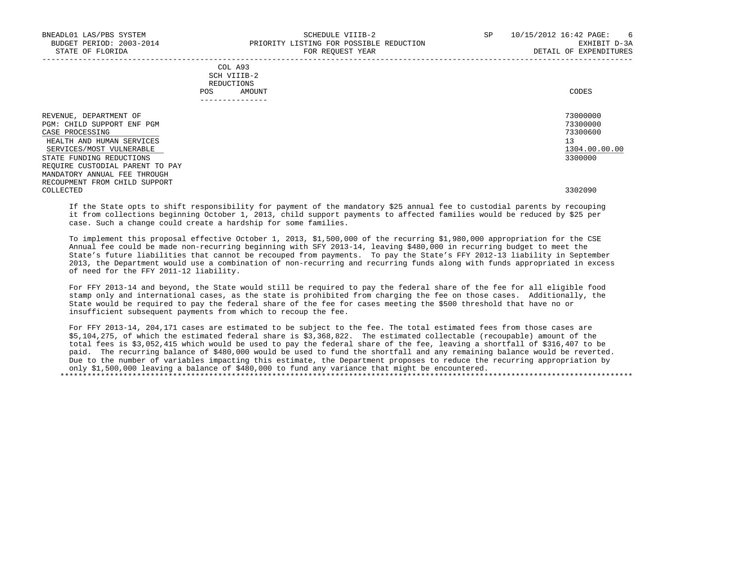| | COL A93 SCH VIIIB-2 REDUCTIONS | | |
|---|---|---|---|
| | POS | AMOUNT | CODES |
| REVENUE, DEPARTMENT OF | | | 73000000 |
| PGM: CHILD SUPPORT ENF PGM | | | 73300000 |
| CASE PROCESSING | | | 73300600 |
| HEALTH AND HUMAN SERVICES | | | 13 |
| SERVICES/MOST VULNERABLE | | | 1304.00.00.00 |
| STATE FUNDING REDUCTIONS | | | 3300000 |
| REQUIRE CUSTODIAL PARENT TO PAY MANDATORY ANNUAL FEE THROUGH RECOUPMENT FROM CHILD SUPPORT COLLECTED | | | 3302090 |

If the State opts to shift responsibility for payment of the mandatory $25 annual fee to custodial parents by recouping it from collections beginning October 1, 2013, child support payments to affected families would be reduced by $25 per case. Such a change could create a hardship for some families.

To implement this proposal effective October 1, 2013, $1,500,000 of the recurring $1,980,000 appropriation for the CSE Annual fee could be made non-recurring beginning with SFY 2013-14, leaving $480,000 in recurring budget to meet the State's future liabilities that cannot be recouped from payments. To pay the State's FFY 2012-13 liability in September 2013, the Department would use a combination of non-recurring and recurring funds along with funds appropriated in excess of need for the FFY 2011-12 liability.

For FFY 2013-14 and beyond, the State would still be required to pay the federal share of the fee for all eligible food stamp only and international cases, as the state is prohibited from charging the fee on those cases. Additionally, the State would be required to pay the federal share of the fee for cases meeting the $500 threshold that have no or insufficient subsequent payments from which to recoup the fee.

For FFY 2013-14, 204,171 cases are estimated to be subject to the fee. The total estimated fees from those cases are $5,104,275, of which the estimated federal share is $3,368,822. The estimated collectable (recoupable) amount of the total fees is $3,052,415 which would be used to pay the federal share of the fee, leaving a shortfall of $316,407 to be paid. The recurring balance of $480,000 would be used to fund the shortfall and any remaining balance would be reverted. Due to the number of variables impacting this estimate, the Department proposes to reduce the recurring appropriation by only $1,500,000 leaving a balance of $480,000 to fund any variance that might be encountered.

*************************************************************************************************************************************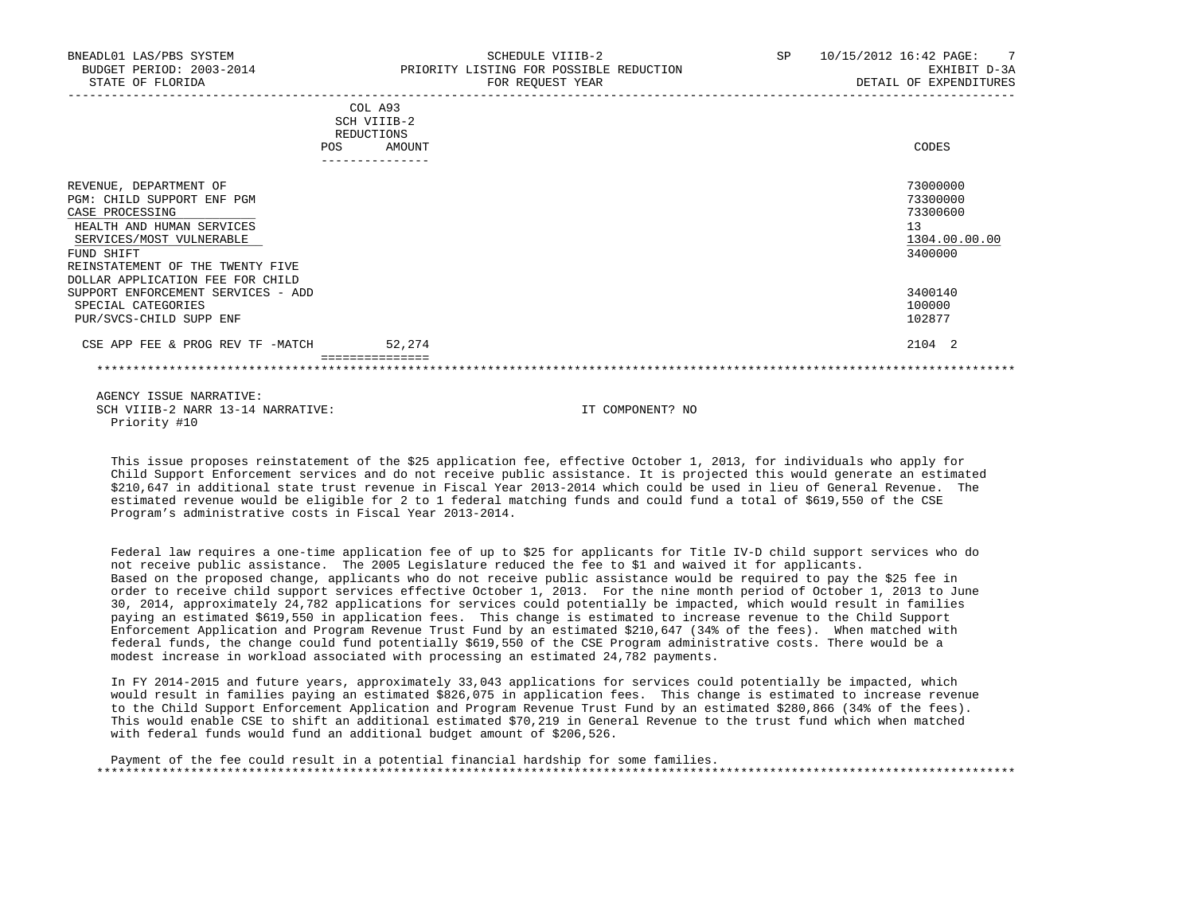BNEADL01 LAS/PBS SYSTEM — SCHEDULE VIIIB-2 — SP 10/15/2012 16:42
BUDGET PERIOD: 2003-2014 — PRIORITY LISTING FOR POSSIBLE REDUCTION — EXHIBIT D-3A
STATE OF FLORIDA — FOR REQUEST YEAR — DETAIL OF EXPENDITURES

| | COL A93 SCH VIIIB-2 REDUCTIONS POS | AMOUNT | CODES |
|---|---|---|---|
| REVENUE, DEPARTMENT OF | | | 73000000 |
| PGM: CHILD SUPPORT ENF PGM | | | 73300000 |
| CASE PROCESSING | | | 73300600 |
| HEALTH AND HUMAN SERVICES | | | 13 |
| SERVICES/MOST VULNERABLE | | | 1304.00.00.00 |
| FUND SHIFT | | | 3400000 |
| REINSTATEMENT OF THE TWENTY FIVE DOLLAR APPLICATION FEE FOR CHILD SUPPORT ENFORCEMENT SERVICES - ADD | | | 3400140 |
| SPECIAL CATEGORIES | | | 100000 |
| PUR/SVCS-CHILD SUPP ENF | | | 102877 |
| CSE APP FEE & PROG REV TF -MATCH | | 52,274 | 2104 2 |

AGENCY ISSUE NARRATIVE:
SCH VIIIB-2 NARR 13-14 NARRATIVE: IT COMPONENT? NO
Priority #10

This issue proposes reinstatement of the $25 application fee, effective October 1, 2013, for individuals who apply for Child Support Enforcement services and do not receive public assistance. It is projected this would generate an estimated $210,647 in additional state trust revenue in Fiscal Year 2013-2014 which could be used in lieu of General Revenue. The estimated revenue would be eligible for 2 to 1 federal matching funds and could fund a total of $619,550 of the CSE Program's administrative costs in Fiscal Year 2013-2014.

Federal law requires a one-time application fee of up to $25 for applicants for Title IV-D child support services who do not receive public assistance. The 2005 Legislature reduced the fee to $1 and waived it for applicants. Based on the proposed change, applicants who do not receive public assistance would be required to pay the $25 fee in order to receive child support services effective October 1, 2013. For the nine month period of October 1, 2013 to June 30, 2014, approximately 24,782 applications for services could potentially be impacted, which would result in families paying an estimated $619,550 in application fees. This change is estimated to increase revenue to the Child Support Enforcement Application and Program Revenue Trust Fund by an estimated $210,647 (34% of the fees). When matched with federal funds, the change could fund potentially $619,550 of the CSE Program administrative costs. There would be a modest increase in workload associated with processing an estimated 24,782 payments.

In FY 2014-2015 and future years, approximately 33,043 applications for services could potentially be impacted, which would result in families paying an estimated $826,075 in application fees. This change is estimated to increase revenue to the Child Support Enforcement Application and Program Revenue Trust Fund by an estimated $280,866 (34% of the fees). This would enable CSE to shift an additional estimated $70,219 in General Revenue to the trust fund which when matched with federal funds would fund an additional budget amount of $206,526.

Payment of the fee could result in a potential financial hardship for some families.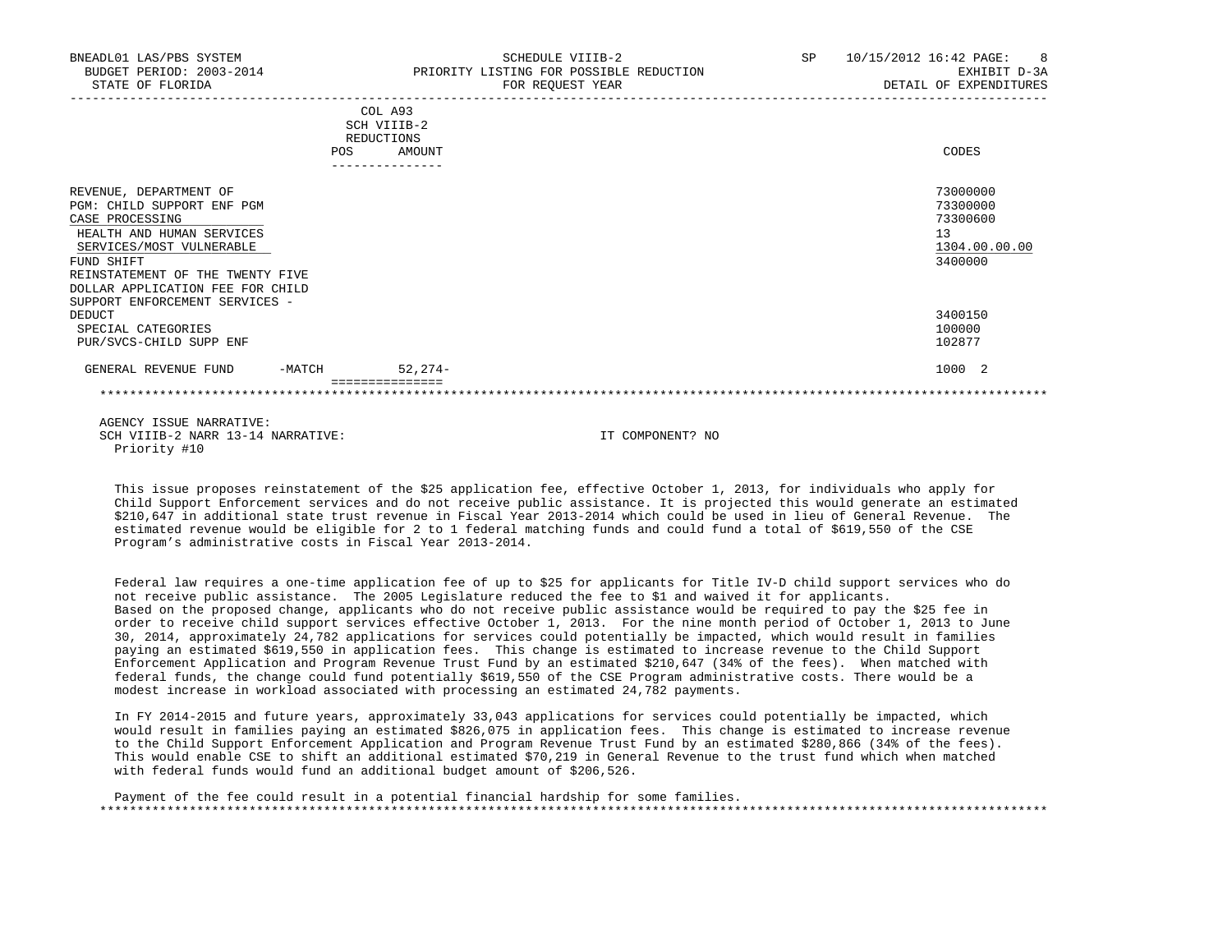BNEADL01 LAS/PBS SYSTEM | SCHEDULE VIIIB-2 | SP 10/15/2012 16:42 PAGE: 8
BUDGET PERIOD: 2003-2014 | PRIORITY LISTING FOR POSSIBLE REDUCTION | EXHIBIT D-3A
STATE OF FLORIDA | FOR REQUEST YEAR | DETAIL OF EXPENDITURES

| | COL A93 SCH VIIIB-2 REDUCTIONS POS | AMOUNT | CODES |
|---|---|---|---|
| REVENUE, DEPARTMENT OF | | | 73000000 |
| PGM: CHILD SUPPORT ENF PGM | | | 73300000 |
| CASE PROCESSING | | | 73300600 |
| HEALTH AND HUMAN SERVICES | | | 13 |
| SERVICES/MOST VULNERABLE | | | 1304.00.00.00 |
| FUND SHIFT | | | 3400000 |
| REINSTATEMENT OF THE TWENTY FIVE DOLLAR APPLICATION FEE FOR CHILD SUPPORT ENFORCEMENT SERVICES - DEDUCT | | | 3400150 |
| SPECIAL CATEGORIES | | | 100000 |
| PUR/SVCS-CHILD SUPP ENF | | | 102877 |
| GENERAL REVENUE FUND -MATCH | | 52,274- | 1000 2 |

AGENCY ISSUE NARRATIVE:
SCH VIIIB-2 NARR 13-14 NARRATIVE: IT COMPONENT? NO
Priority #10

This issue proposes reinstatement of the $25 application fee, effective October 1, 2013, for individuals who apply for Child Support Enforcement services and do not receive public assistance. It is projected this would generate an estimated $210,647 in additional state trust revenue in Fiscal Year 2013-2014 which could be used in lieu of General Revenue. The estimated revenue would be eligible for 2 to 1 federal matching funds and could fund a total of $619,550 of the CSE Program's administrative costs in Fiscal Year 2013-2014.

Federal law requires a one-time application fee of up to $25 for applicants for Title IV-D child support services who do not receive public assistance. The 2005 Legislature reduced the fee to $1 and waived it for applicants. Based on the proposed change, applicants who do not receive public assistance would be required to pay the $25 fee in order to receive child support services effective October 1, 2013. For the nine month period of October 1, 2013 to June 30, 2014, approximately 24,782 applications for services could potentially be impacted, which would result in families paying an estimated $619,550 in application fees. This change is estimated to increase revenue to the Child Support Enforcement Application and Program Revenue Trust Fund by an estimated $210,647 (34% of the fees). When matched with federal funds, the change could fund potentially $619,550 of the CSE Program administrative costs. There would be a modest increase in workload associated with processing an estimated 24,782 payments.

In FY 2014-2015 and future years, approximately 33,043 applications for services could potentially be impacted, which would result in families paying an estimated $826,075 in application fees. This change is estimated to increase revenue to the Child Support Enforcement Application and Program Revenue Trust Fund by an estimated $280,866 (34% of the fees). This would enable CSE to shift an additional estimated $70,219 in General Revenue to the trust fund which when matched with federal funds would fund an additional budget amount of $206,526.

Payment of the fee could result in a potential financial hardship for some families.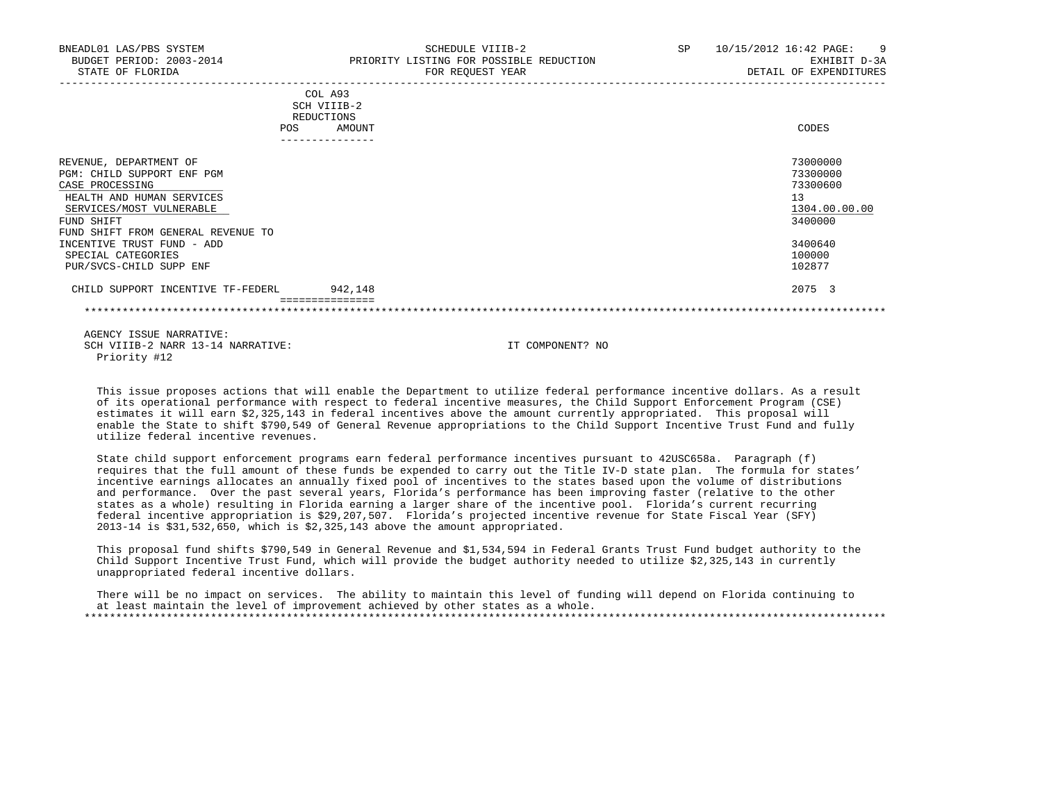| | COL A93 SCH VIIIB-2 REDUCTIONS | | |
|---|---|---|---|
| | POS | AMOUNT | CODES |
| REVENUE, DEPARTMENT OF | | | 73000000 |
| PGM: CHILD SUPPORT ENF PGM | | | 73300000 |
| CASE PROCESSING | | | 73300600 |
| HEALTH AND HUMAN SERVICES | | | 13 |
| SERVICES/MOST VULNERABLE | | | 1304.00.00.00 |
| FUND SHIFT | | | 3400000 |
| FUND SHIFT FROM GENERAL REVENUE TO INCENTIVE TRUST FUND - ADD | | | 3400640 |
| SPECIAL CATEGORIES | | | 100000 |
| PUR/SVCS-CHILD SUPP ENF | | | 102877 |
| CHILD SUPPORT INCENTIVE TF-FEDERL | | 942,148 | 2075 3 |

AGENCY ISSUE NARRATIVE:

SCH VIIIB-2 NARR 13-14 NARRATIVE: IT COMPONENT? NO

Priority #12

This issue proposes actions that will enable the Department to utilize federal performance incentive dollars. As a result of its operational performance with respect to federal incentive measures, the Child Support Enforcement Program (CSE) estimates it will earn $2,325,143 in federal incentives above the amount currently appropriated. This proposal will enable the State to shift $790,549 of General Revenue appropriations to the Child Support Incentive Trust Fund and fully utilize federal incentive revenues.

State child support enforcement programs earn federal performance incentives pursuant to 42USC658a. Paragraph (f) requires that the full amount of these funds be expended to carry out the Title IV-D state plan. The formula for states' incentive earnings allocates an annually fixed pool of incentives to the states based upon the volume of distributions and performance. Over the past several years, Florida's performance has been improving faster (relative to the other states as a whole) resulting in Florida earning a larger share of the incentive pool. Florida's current recurring federal incentive appropriation is $29,207,507. Florida's projected incentive revenue for State Fiscal Year (SFY) 2013-14 is $31,532,650, which is $2,325,143 above the amount appropriated.

This proposal fund shifts $790,549 in General Revenue and $1,534,594 in Federal Grants Trust Fund budget authority to the Child Support Incentive Trust Fund, which will provide the budget authority needed to utilize $2,325,143 in currently unappropriated federal incentive dollars.

There will be no impact on services. The ability to maintain this level of funding will depend on Florida continuing to at least maintain the level of improvement achieved by other states as a whole.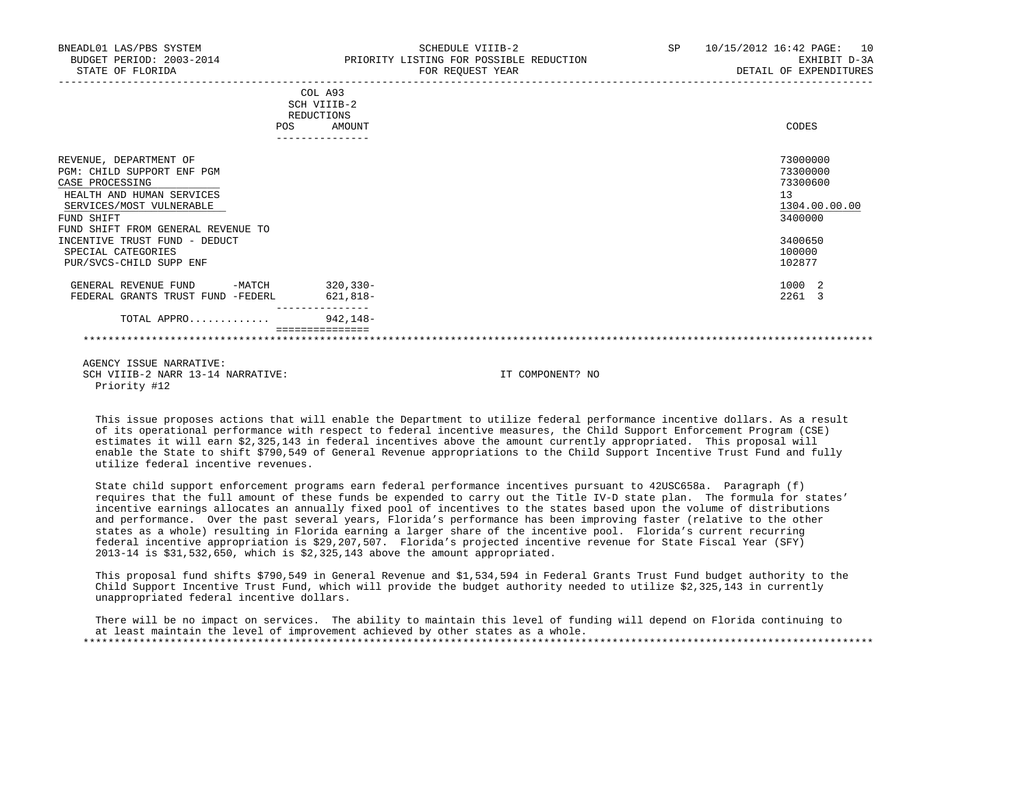BNEADL01 LAS/PBS SYSTEM
BUDGET PERIOD: 2003-2014
STATE OF FLORIDA

SCHEDULE VIIIB-2
PRIORITY LISTING FOR POSSIBLE REDUCTION
FOR REQUEST YEAR

SP 10/15/2012 16:42

EXHIBIT D-3A
DETAIL OF EXPENDITURES

| | COL A93 SCH VIIIB-2 REDUCTIONS POS | AMOUNT | CODES |
|---|---|---|---|
| REVENUE, DEPARTMENT OF | | | 73000000 |
| PGM: CHILD SUPPORT ENF PGM | | | 73300000 |
| CASE PROCESSING | | | 73300600 |
| HEALTH AND HUMAN SERVICES | | | 13 |
| SERVICES/MOST VULNERABLE | | | 1304.00.00.00 |
| FUND SHIFT | | | 3400000 |
| FUND SHIFT FROM GENERAL REVENUE TO INCENTIVE TRUST FUND - DEDUCT | | | 3400650 |
| SPECIAL CATEGORIES | | | 100000 |
| PUR/SVCS-CHILD SUPP ENF | | | 102877 |
| GENERAL REVENUE FUND -MATCH | | 320,330- | 1000 2 |
| FEDERAL GRANTS TRUST FUND -FEDERL | | 621,818- | 2261 3 |
| TOTAL APPRO............ | | 942,148- | |

AGENCY ISSUE NARRATIVE:
SCH VIIIB-2 NARR 13-14 NARRATIVE: IT COMPONENT? NO
Priority #12

This issue proposes actions that will enable the Department to utilize federal performance incentive dollars. As a result of its operational performance with respect to federal incentive measures, the Child Support Enforcement Program (CSE) estimates it will earn $2,325,143 in federal incentives above the amount currently appropriated. This proposal will enable the State to shift $790,549 of General Revenue appropriations to the Child Support Incentive Trust Fund and fully utilize federal incentive revenues.

State child support enforcement programs earn federal performance incentives pursuant to 42USC658a. Paragraph (f) requires that the full amount of these funds be expended to carry out the Title IV-D state plan. The formula for states' incentive earnings allocates an annually fixed pool of incentives to the states based upon the volume of distributions and performance. Over the past several years, Florida's performance has been improving faster (relative to the other states as a whole) resulting in Florida earning a larger share of the incentive pool. Florida's current recurring federal incentive appropriation is $29,207,507. Florida's projected incentive revenue for State Fiscal Year (SFY) 2013-14 is $31,532,650, which is $2,325,143 above the amount appropriated.

This proposal fund shifts $790,549 in General Revenue and $1,534,594 in Federal Grants Trust Fund budget authority to the Child Support Incentive Trust Fund, which will provide the budget authority needed to utilize $2,325,143 in currently unappropriated federal incentive dollars.

There will be no impact on services. The ability to maintain this level of funding will depend on Florida continuing to at least maintain the level of improvement achieved by other states as a whole.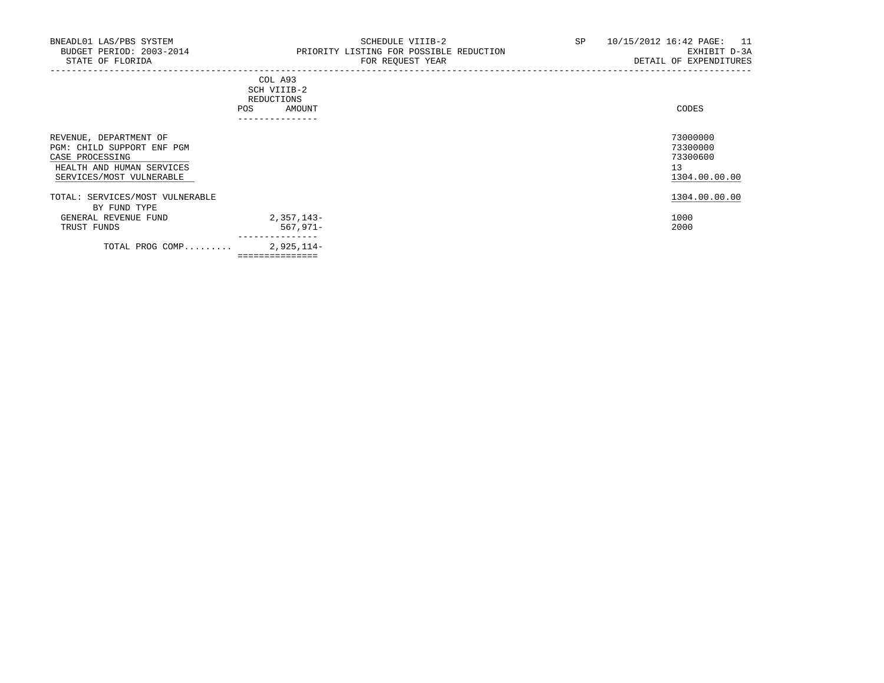BNEADL01 LAS/PBS SYSTEM
BUDGET PERIOD: 2003-2014
STATE OF FLORIDA

SCHEDULE VIIIB-2
PRIORITY LISTING FOR POSSIBLE REDUCTION
FOR REQUEST YEAR

SP 10/15/2012 16:42 PAGE: 11
EXHIBIT D-3A
DETAIL OF EXPENDITURES

| | COL A93 SCH VIIIB-2 REDUCTIONS | | |
|---|---|---|---|
| | POS | AMOUNT | CODES |
| REVENUE, DEPARTMENT OF | | | 73000000 |
| PGM: CHILD SUPPORT ENF PGM | | | 73300000 |
| CASE PROCESSING | | | 73300600 |
| HEALTH AND HUMAN SERVICES | | | 13 |
| SERVICES/MOST VULNERABLE | | | 1304.00.00.00 |
| TOTAL: SERVICES/MOST VULNERABLE | | | 1304.00.00.00 |
| BY FUND TYPE | | | |
| GENERAL REVENUE FUND | | 2,357,143- | 1000 |
| TRUST FUNDS | | 567,971- | 2000 |
| TOTAL PROG COMP......... | | 2,925,114- | |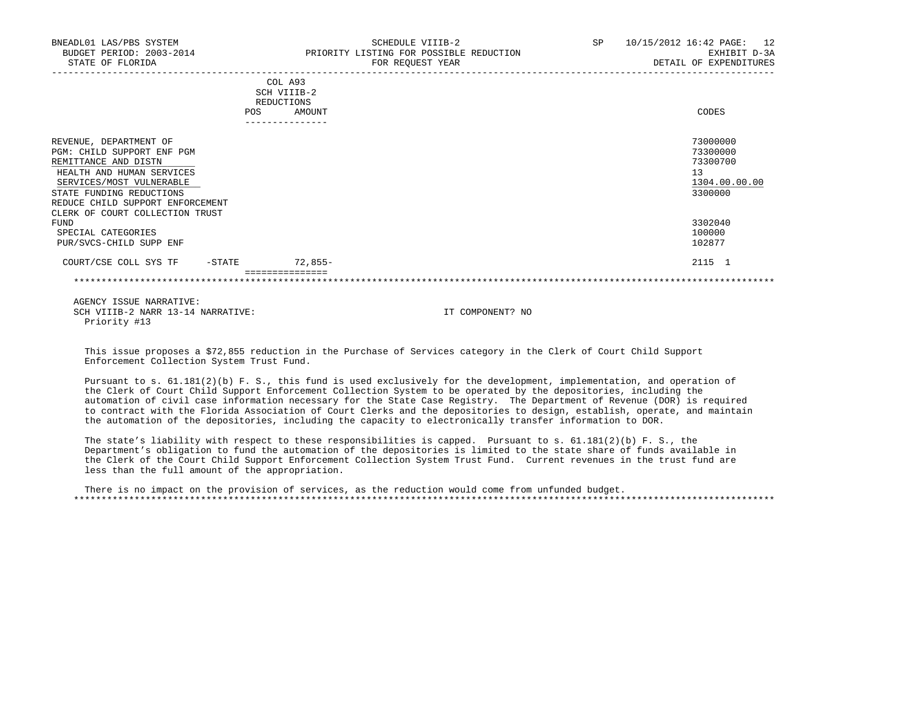BNEADL01 LAS/PBS SYSTEM
BUDGET PERIOD: 2003-2014
STATE OF FLORIDA

SCHEDULE VIIIB-2
PRIORITY LISTING FOR POSSIBLE REDUCTION
FOR REQUEST YEAR

SP 10/15/2012 16:42
EXHIBIT D-3A
DETAIL OF EXPENDITURES

| | COL A93 SCH VIIIB-2 REDUCTIONS POS | AMOUNT | CODES |
|---|---|---|---|
| REVENUE, DEPARTMENT OF | | | 73000000 |
| PGM: CHILD SUPPORT ENF PGM | | | 73300000 |
| REMITTANCE AND DISTN | | | 73300700 |
| HEALTH AND HUMAN SERVICES | | | 13 |
| SERVICES/MOST VULNERABLE | | | 1304.00.00.00 |
| STATE FUNDING REDUCTIONS | | | 3300000 |
| REDUCE CHILD SUPPORT ENFORCEMENT CLERK OF COURT COLLECTION TRUST FUND | | | 3302040 |
| SPECIAL CATEGORIES | | | 100000 |
| PUR/SVCS-CHILD SUPP ENF | | | 102877 |
| COURT/CSE COLL SYS TF -STATE | | 72,855- | 2115 1 |

AGENCY ISSUE NARRATIVE:
SCH VIIIB-2 NARR 13-14 NARRATIVE: IT COMPONENT? NO
Priority #13

This issue proposes a $72,855 reduction in the Purchase of Services category in the Clerk of Court Child Support Enforcement Collection System Trust Fund.

Pursuant to s. 61.181(2)(b) F. S., this fund is used exclusively for the development, implementation, and operation of the Clerk of Court Child Support Enforcement Collection System to be operated by the depositories, including the automation of civil case information necessary for the State Case Registry. The Department of Revenue (DOR) is required to contract with the Florida Association of Court Clerks and the depositories to design, establish, operate, and maintain the automation of the depositories, including the capacity to electronically transfer information to DOR.

The state's liability with respect to these responsibilities is capped. Pursuant to s. 61.181(2)(b) F. S., the Department's obligation to fund the automation of the depositories is limited to the state share of funds available in the Clerk of the Court Child Support Enforcement Collection System Trust Fund. Current revenues in the trust fund are less than the full amount of the appropriation.

There is no impact on the provision of services, as the reduction would come from unfunded budget.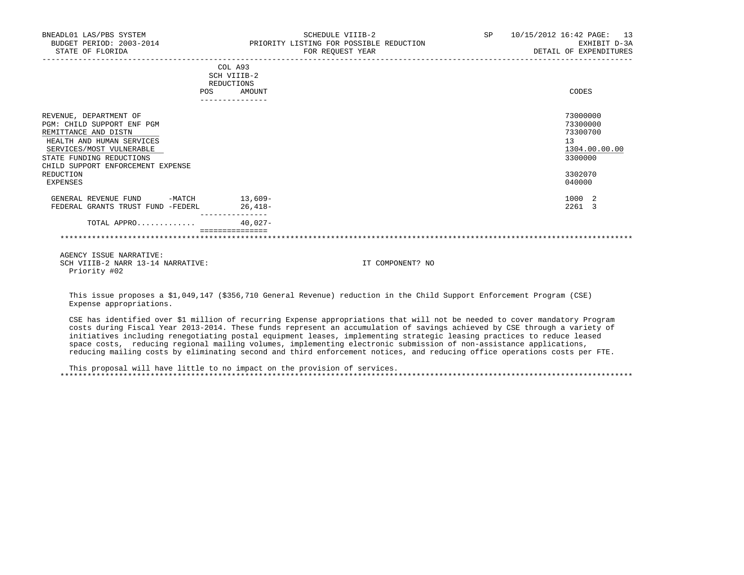BNEADL01 LAS/PBS SYSTEM | SCHEDULE VIIIB-2 | SP 10/15/2012 16:42

BUDGET PERIOD: 2003-2014 | PRIORITY LISTING FOR POSSIBLE REDUCTION | EXHIBIT D-3A

STATE OF FLORIDA | FOR REQUEST YEAR | DETAIL OF EXPENDITURES

| | COL A93 SCH VIIIB-2 REDUCTIONS POS | AMOUNT | CODES |
|---|---|---|---|
| REVENUE, DEPARTMENT OF | | | 73000000 |
| PGM: CHILD SUPPORT ENF PGM | | | 73300000 |
| REMITTANCE AND DISTN | | | 73300700 |
| HEALTH AND HUMAN SERVICES | | | 13 |
| SERVICES/MOST VULNERABLE | | | 1304.00.00.00 |
| STATE FUNDING REDUCTIONS | | | 3300000 |
| CHILD SUPPORT ENFORCEMENT EXPENSE REDUCTION | | | 3302070 |
| EXPENSES | | | 040000 |
| GENERAL REVENUE FUND -MATCH | | 13,609- | 1000 2 |
| FEDERAL GRANTS TRUST FUND -FEDERL | | 26,418- | 2261 3 |
| TOTAL APPRO............ | | 40,027- | |

AGENCY ISSUE NARRATIVE:

SCH VIIIB-2 NARR 13-14 NARRATIVE: IT COMPONENT? NO

Priority #02

This issue proposes a $1,049,147 ($356,710 General Revenue) reduction in the Child Support Enforcement Program (CSE) Expense appropriations.

CSE has identified over $1 million of recurring Expense appropriations that will not be needed to cover mandatory Program costs during Fiscal Year 2013-2014. These funds represent an accumulation of savings achieved by CSE through a variety of initiatives including renegotiating postal equipment leases, implementing strategic leasing practices to reduce leased space costs, reducing regional mailing volumes, implementing electronic submission of non-assistance applications, reducing mailing costs by eliminating second and third enforcement notices, and reducing office operations costs per FTE.

This proposal will have little to no impact on the provision of services.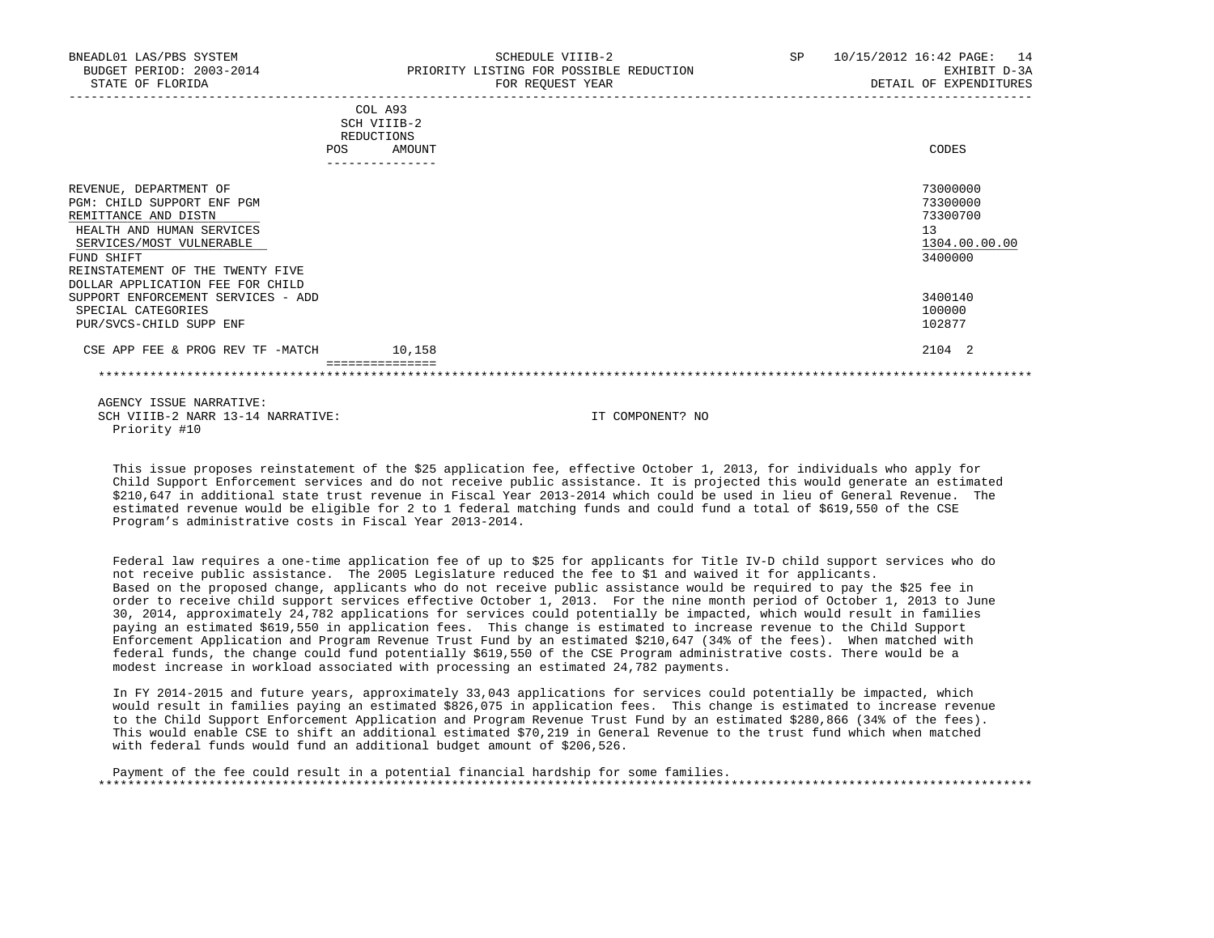BNEADL01 LAS/PBS SYSTEM — SCHEDULE VIIIB-2 — SP 10/15/2012 16:42
BUDGET PERIOD: 2003-2014 — PRIORITY LISTING FOR POSSIBLE REDUCTION — EXHIBIT D-3A
STATE OF FLORIDA — FOR REQUEST YEAR — DETAIL OF EXPENDITURES

| | COL A93 SCH VIIIB-2 REDUCTIONS POS | AMOUNT | CODES |
|---|---|---|---|
| REVENUE, DEPARTMENT OF | | | 73000000 |
| PGM: CHILD SUPPORT ENF PGM | | | 73300000 |
| REMITTANCE AND DISTN | | | 73300700 |
| HEALTH AND HUMAN SERVICES | | | 13 |
| SERVICES/MOST VULNERABLE | | | 1304.00.00.00 |
| FUND SHIFT | | | 3400000 |
| REINSTATEMENT OF THE TWENTY FIVE DOLLAR APPLICATION FEE FOR CHILD SUPPORT ENFORCEMENT SERVICES - ADD | | | 3400140 |
| SPECIAL CATEGORIES | | | 100000 |
| PUR/SVCS-CHILD SUPP ENF | | | 102877 |
| CSE APP FEE & PROG REV TF -MATCH | | 10,158 | 2104 2 |

AGENCY ISSUE NARRATIVE:
SCH VIIIB-2 NARR 13-14 NARRATIVE: IT COMPONENT? NO
Priority #10

This issue proposes reinstatement of the $25 application fee, effective October 1, 2013, for individuals who apply for Child Support Enforcement services and do not receive public assistance. It is projected this would generate an estimated $210,647 in additional state trust revenue in Fiscal Year 2013-2014 which could be used in lieu of General Revenue. The estimated revenue would be eligible for 2 to 1 federal matching funds and could fund a total of $619,550 of the CSE Program's administrative costs in Fiscal Year 2013-2014.

Federal law requires a one-time application fee of up to $25 for applicants for Title IV-D child support services who do not receive public assistance. The 2005 Legislature reduced the fee to $1 and waived it for applicants. Based on the proposed change, applicants who do not receive public assistance would be required to pay the $25 fee in order to receive child support services effective October 1, 2013. For the nine month period of October 1, 2013 to June 30, 2014, approximately 24,782 applications for services could potentially be impacted, which would result in families paying an estimated $619,550 in application fees. This change is estimated to increase revenue to the Child Support Enforcement Application and Program Revenue Trust Fund by an estimated $210,647 (34% of the fees). When matched with federal funds, the change could fund potentially $619,550 of the CSE Program administrative costs. There would be a modest increase in workload associated with processing an estimated 24,782 payments.

In FY 2014-2015 and future years, approximately 33,043 applications for services could potentially be impacted, which would result in families paying an estimated $826,075 in application fees. This change is estimated to increase revenue to the Child Support Enforcement Application and Program Revenue Trust Fund by an estimated $280,866 (34% of the fees). This would enable CSE to shift an additional estimated $70,219 in General Revenue to the trust fund which when matched with federal funds would fund an additional budget amount of $206,526.

Payment of the fee could result in a potential financial hardship for some families.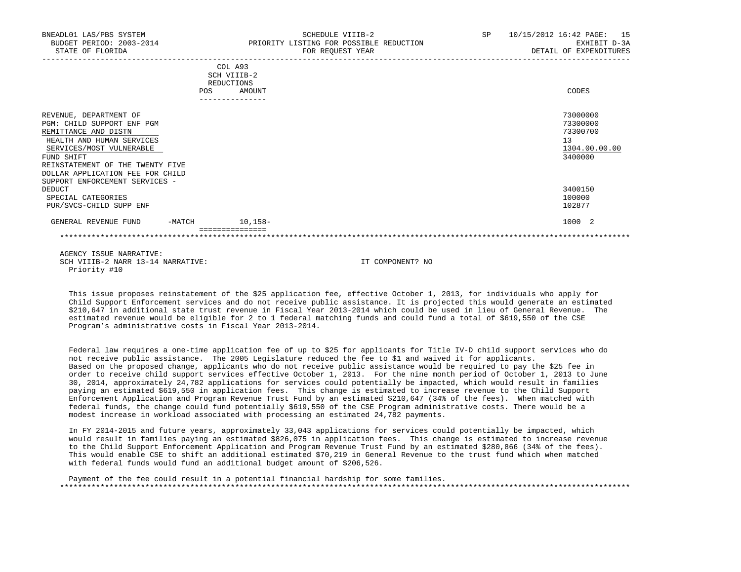SCHEDULE VIIIB-2
PRIORITY LISTING FOR POSSIBLE REDUCTION
FOR REQUEST YEAR

EXHIBIT D-3A
DETAIL OF EXPENDITURES

| | COL A93 SCH VIIIB-2 REDUCTIONS POS | AMOUNT | CODES |
|---|---|---|---|
| REVENUE, DEPARTMENT OF | | | 73000000 |
| PGM: CHILD SUPPORT ENF PGM | | | 73300000 |
| REMITTANCE AND DISTN | | | 73300700 |
| HEALTH AND HUMAN SERVICES | | | 13 |
| SERVICES/MOST VULNERABLE | | | 1304.00.00.00 |
| FUND SHIFT | | | 3400000 |
| REINSTATEMENT OF THE TWENTY FIVE DOLLAR APPLICATION FEE FOR CHILD SUPPORT ENFORCEMENT SERVICES - DEDUCT | | | 3400150 |
| SPECIAL CATEGORIES | | | 100000 |
| PUR/SVCS-CHILD SUPP ENF | | | 102877 |
| GENERAL REVENUE FUND -MATCH | | 10,158- | 1000 2 |

AGENCY ISSUE NARRATIVE:
SCH VIIIB-2 NARR 13-14 NARRATIVE: IT COMPONENT? NO
Priority #10

This issue proposes reinstatement of the $25 application fee, effective October 1, 2013, for individuals who apply for Child Support Enforcement services and do not receive public assistance. It is projected this would generate an estimated $210,647 in additional state trust revenue in Fiscal Year 2013-2014 which could be used in lieu of General Revenue. The estimated revenue would be eligible for 2 to 1 federal matching funds and could fund a total of $619,550 of the CSE Program's administrative costs in Fiscal Year 2013-2014.

Federal law requires a one-time application fee of up to $25 for applicants for Title IV-D child support services who do not receive public assistance. The 2005 Legislature reduced the fee to $1 and waived it for applicants. Based on the proposed change, applicants who do not receive public assistance would be required to pay the $25 fee in order to receive child support services effective October 1, 2013. For the nine month period of October 1, 2013 to June 30, 2014, approximately 24,782 applications for services could potentially be impacted, which would result in families paying an estimated $619,550 in application fees. This change is estimated to increase revenue to the Child Support Enforcement Application and Program Revenue Trust Fund by an estimated $210,647 (34% of the fees). When matched with federal funds, the change could fund potentially $619,550 of the CSE Program administrative costs. There would be a modest increase in workload associated with processing an estimated 24,782 payments.

In FY 2014-2015 and future years, approximately 33,043 applications for services could potentially be impacted, which would result in families paying an estimated $826,075 in application fees. This change is estimated to increase revenue to the Child Support Enforcement Application and Program Revenue Trust Fund by an estimated $280,866 (34% of the fees). This would enable CSE to shift an additional estimated $70,219 in General Revenue to the trust fund which when matched with federal funds would fund an additional budget amount of $206,526.

Payment of the fee could result in a potential financial hardship for some families.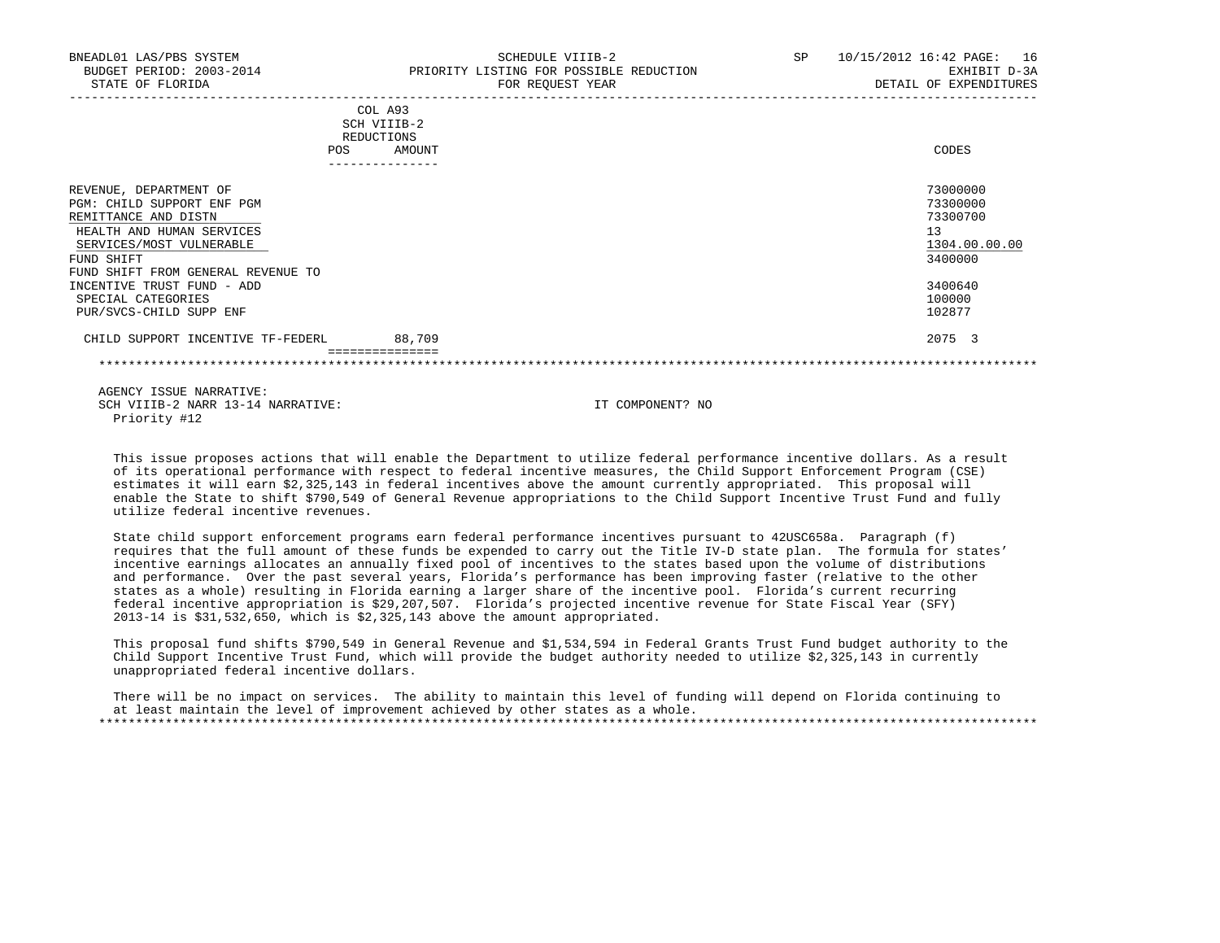BNEADL01 LAS/PBS SYSTEM — SCHEDULE VIIIB-2 — SP 10/15/2012 16:42

BUDGET PERIOD: 2003-2014 — PRIORITY LISTING FOR POSSIBLE REDUCTION — EXHIBIT D-3A

STATE OF FLORIDA — FOR REQUEST YEAR — DETAIL OF EXPENDITURES

| | COL A93 SCH VIIIB-2 REDUCTIONS POS | AMOUNT | CODES |
|---|---|---|---|
| REVENUE, DEPARTMENT OF | | | 73000000 |
| PGM: CHILD SUPPORT ENF PGM | | | 73300000 |
| REMITTANCE AND DISTN | | | 73300700 |
| HEALTH AND HUMAN SERVICES | | | 13 |
| SERVICES/MOST VULNERABLE | | | 1304.00.00.00 |
| FUND SHIFT | | | 3400000 |
| FUND SHIFT FROM GENERAL REVENUE TO INCENTIVE TRUST FUND - ADD | | | 3400640 |
| SPECIAL CATEGORIES | | | 100000 |
| PUR/SVCS-CHILD SUPP ENF | | | 102877 |
| CHILD SUPPORT INCENTIVE TF-FEDERL | | 88,709 | 2075 3 |

AGENCY ISSUE NARRATIVE:

SCH VIIIB-2 NARR 13-14 NARRATIVE: IT COMPONENT? NO

Priority #12

This issue proposes actions that will enable the Department to utilize federal performance incentive dollars. As a result of its operational performance with respect to federal incentive measures, the Child Support Enforcement Program (CSE) estimates it will earn $2,325,143 in federal incentives above the amount currently appropriated. This proposal will enable the State to shift $790,549 of General Revenue appropriations to the Child Support Incentive Trust Fund and fully utilize federal incentive revenues.

State child support enforcement programs earn federal performance incentives pursuant to 42USC658a. Paragraph (f) requires that the full amount of these funds be expended to carry out the Title IV-D state plan. The formula for states' incentive earnings allocates an annually fixed pool of incentives to the states based upon the volume of distributions and performance. Over the past several years, Florida's performance has been improving faster (relative to the other states as a whole) resulting in Florida earning a larger share of the incentive pool. Florida's current recurring federal incentive appropriation is $29,207,507. Florida's projected incentive revenue for State Fiscal Year (SFY) 2013-14 is $31,532,650, which is $2,325,143 above the amount appropriated.

This proposal fund shifts $790,549 in General Revenue and $1,534,594 in Federal Grants Trust Fund budget authority to the Child Support Incentive Trust Fund, which will provide the budget authority needed to utilize $2,325,143 in currently unappropriated federal incentive dollars.

There will be no impact on services. The ability to maintain this level of funding will depend on Florida continuing to at least maintain the level of improvement achieved by other states as a whole.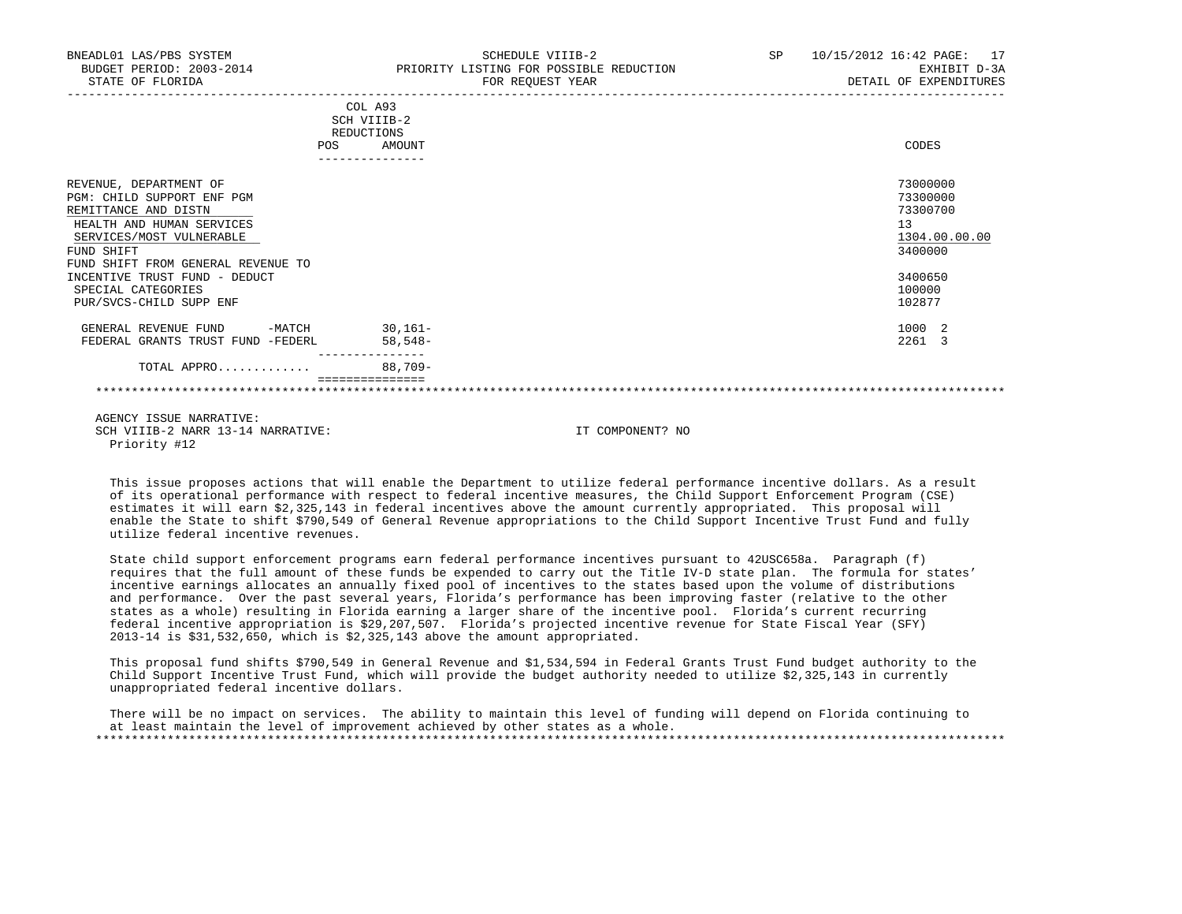BNEADL01 LAS/PBS SYSTEM
BUDGET PERIOD: 2003-2014
STATE OF FLORIDA

SCHEDULE VIIIB-2
PRIORITY LISTING FOR POSSIBLE REDUCTION
FOR REQUEST YEAR

SP 10/15/2012 16:42
EXHIBIT D-3A
DETAIL OF EXPENDITURES

| | COL A93 SCH VIIIB-2 REDUCTIONS POS | AMOUNT | CODES |
|---|---|---|---|
| REVENUE, DEPARTMENT OF | | | 73000000 |
| PGM: CHILD SUPPORT ENF PGM | | | 73300000 |
| REMITTANCE AND DISTN | | | 73300700 |
| HEALTH AND HUMAN SERVICES | | | 13 |
| SERVICES/MOST VULNERABLE | | | 1304.00.00.00 |
| FUND SHIFT | | | 3400000 |
| FUND SHIFT FROM GENERAL REVENUE TO INCENTIVE TRUST FUND - DEDUCT | | | 3400650 |
| SPECIAL CATEGORIES | | | 100000 |
| PUR/SVCS-CHILD SUPP ENF | | | 102877 |
| GENERAL REVENUE FUND -MATCH | | 30,161- | 1000 2 |
| FEDERAL GRANTS TRUST FUND -FEDERL | | 58,548- | 2261 3 |
| TOTAL APPRO............ | | 88,709- | |

AGENCY ISSUE NARRATIVE:
SCH VIIIB-2 NARR 13-14 NARRATIVE: IT COMPONENT? NO
Priority #12

This issue proposes actions that will enable the Department to utilize federal performance incentive dollars. As a result of its operational performance with respect to federal incentive measures, the Child Support Enforcement Program (CSE) estimates it will earn $2,325,143 in federal incentives above the amount currently appropriated. This proposal will enable the State to shift $790,549 of General Revenue appropriations to the Child Support Incentive Trust Fund and fully utilize federal incentive revenues.

State child support enforcement programs earn federal performance incentives pursuant to 42USC658a. Paragraph (f) requires that the full amount of these funds be expended to carry out the Title IV-D state plan. The formula for states' incentive earnings allocates an annually fixed pool of incentives to the states based upon the volume of distributions and performance. Over the past several years, Florida's performance has been improving faster (relative to the other states as a whole) resulting in Florida earning a larger share of the incentive pool. Florida's current recurring federal incentive appropriation is $29,207,507. Florida's projected incentive revenue for State Fiscal Year (SFY) 2013-14 is $31,532,650, which is $2,325,143 above the amount appropriated.

This proposal fund shifts $790,549 in General Revenue and $1,534,594 in Federal Grants Trust Fund budget authority to the Child Support Incentive Trust Fund, which will provide the budget authority needed to utilize $2,325,143 in currently unappropriated federal incentive dollars.

There will be no impact on services. The ability to maintain this level of funding will depend on Florida continuing to at least maintain the level of improvement achieved by other states as a whole.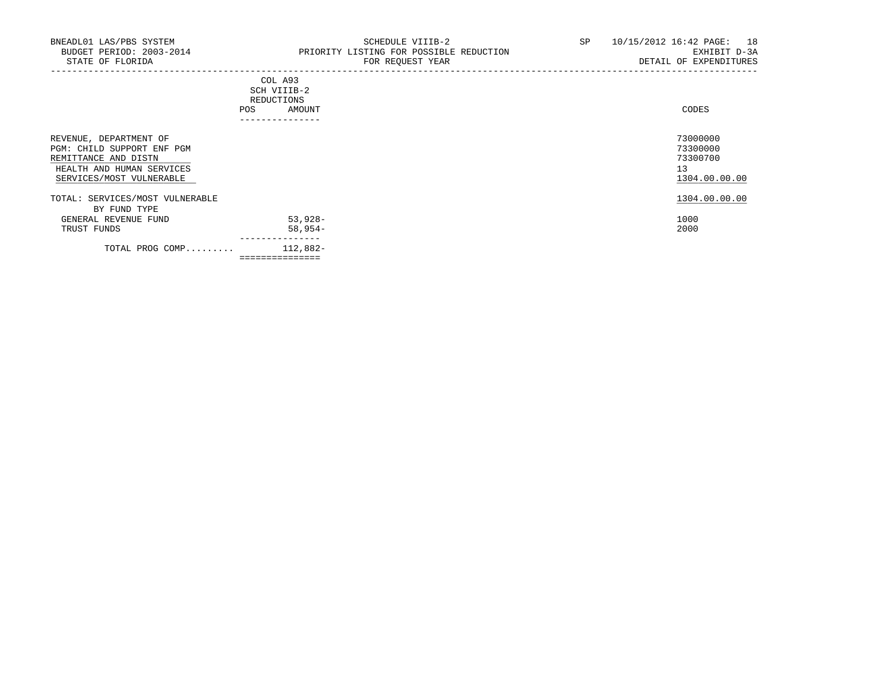BNEADL01 LAS/PBS SYSTEM
BUDGET PERIOD: 2003-2014
STATE OF FLORIDA

SCHEDULE VIIIB-2
PRIORITY LISTING FOR POSSIBLE REDUCTION
FOR REQUEST YEAR

SP 10/15/2012 16:42
EXHIBIT D-3A
DETAIL OF EXPENDITURES

| | COL A93 SCH VIIIB-2 REDUCTIONS | | CODES |
|---|---|---|---|
| | POS | AMOUNT | |
| REVENUE, DEPARTMENT OF | | | 73000000 |
| PGM: CHILD SUPPORT ENF PGM | | | 73300000 |
| REMITTANCE AND DISTN | | | 73300700 |
| HEALTH AND HUMAN SERVICES | | | 13 |
| SERVICES/MOST VULNERABLE | | | 1304.00.00.00 |
| TOTAL: SERVICES/MOST VULNERABLE | | | 1304.00.00.00 |
| BY FUND TYPE | | | |
| GENERAL REVENUE FUND | | 53,928- | 1000 |
| TRUST FUNDS | | 58,954- | 2000 |
| TOTAL PROG COMP......... | | 112,882- | |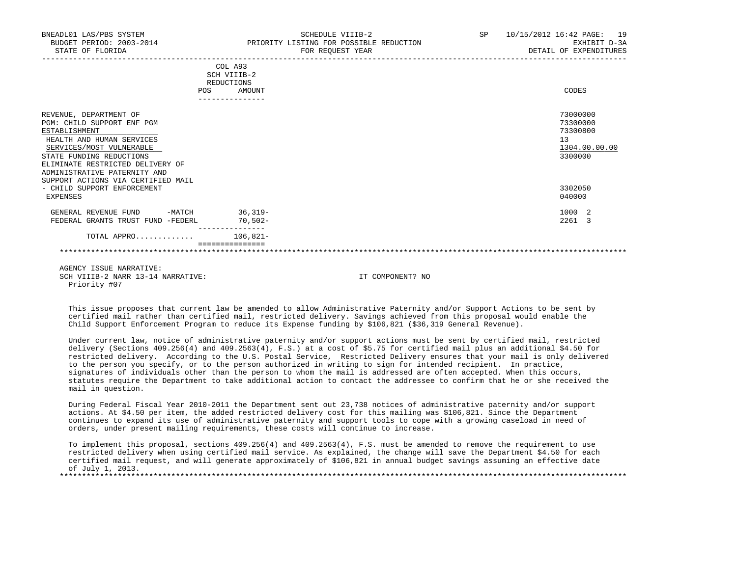BNEADL01 LAS/PBS SYSTEM | SCHEDULE VIIIB-2 | SP 10/15/2012 16:42
BUDGET PERIOD: 2003-2014 | PRIORITY LISTING FOR POSSIBLE REDUCTION | EXHIBIT D-3A
STATE OF FLORIDA | FOR REQUEST YEAR | DETAIL OF EXPENDITURES

| | COL A93 SCH VIIIB-2 REDUCTIONS POS | AMOUNT | CODES |
|---|---|---|---|
| REVENUE, DEPARTMENT OF | | | 73000000 |
| PGM: CHILD SUPPORT ENF PGM | | | 73300000 |
| ESTABLISHMENT | | | 73300800 |
| HEALTH AND HUMAN SERVICES | | | 13 |
| SERVICES/MOST VULNERABLE | | | 1304.00.00.00 |
| STATE FUNDING REDUCTIONS | | | 3300000 |
| ELIMINATE RESTRICTED DELIVERY OF ADMINISTRATIVE PATERNITY AND SUPPORT ACTIONS VIA CERTIFIED MAIL - CHILD SUPPORT ENFORCEMENT | | | 3302050 |
| EXPENSES | | | 040000 |
| GENERAL REVENUE FUND -MATCH | | 36,319- | 1000 2 |
| FEDERAL GRANTS TRUST FUND -FEDERL | | 70,502- | 2261 3 |
| TOTAL APPRO............ | | 106,821- | |

AGENCY ISSUE NARRATIVE:
SCH VIIIB-2 NARR 13-14 NARRATIVE: IT COMPONENT? NO
Priority #07

This issue proposes that current law be amended to allow Administrative Paternity and/or Support Actions to be sent by certified mail rather than certified mail, restricted delivery. Savings achieved from this proposal would enable the Child Support Enforcement Program to reduce its Expense funding by $106,821 ($36,319 General Revenue).

Under current law, notice of administrative paternity and/or support actions must be sent by certified mail, restricted delivery (Sections 409.256(4) and 409.2563(4), F.S.) at a cost of $5.75 for certified mail plus an additional $4.50 for restricted delivery. According to the U.S. Postal Service, Restricted Delivery ensures that your mail is only delivered to the person you specify, or to the person authorized in writing to sign for intended recipient. In practice, signatures of individuals other than the person to whom the mail is addressed are often accepted. When this occurs, statutes require the Department to take additional action to contact the addressee to confirm that he or she received the mail in question.

During Federal Fiscal Year 2010-2011 the Department sent out 23,738 notices of administrative paternity and/or support actions. At $4.50 per item, the added restricted delivery cost for this mailing was $106,821. Since the Department continues to expand its use of administrative paternity and support tools to cope with a growing caseload in need of orders, under present mailing requirements, these costs will continue to increase.

To implement this proposal, sections 409.256(4) and 409.2563(4), F.S. must be amended to remove the requirement to use restricted delivery when using certified mail service. As explained, the change will save the Department $4.50 for each certified mail request, and will generate approximately of $106,821 in annual budget savings assuming an effective date of July 1, 2013.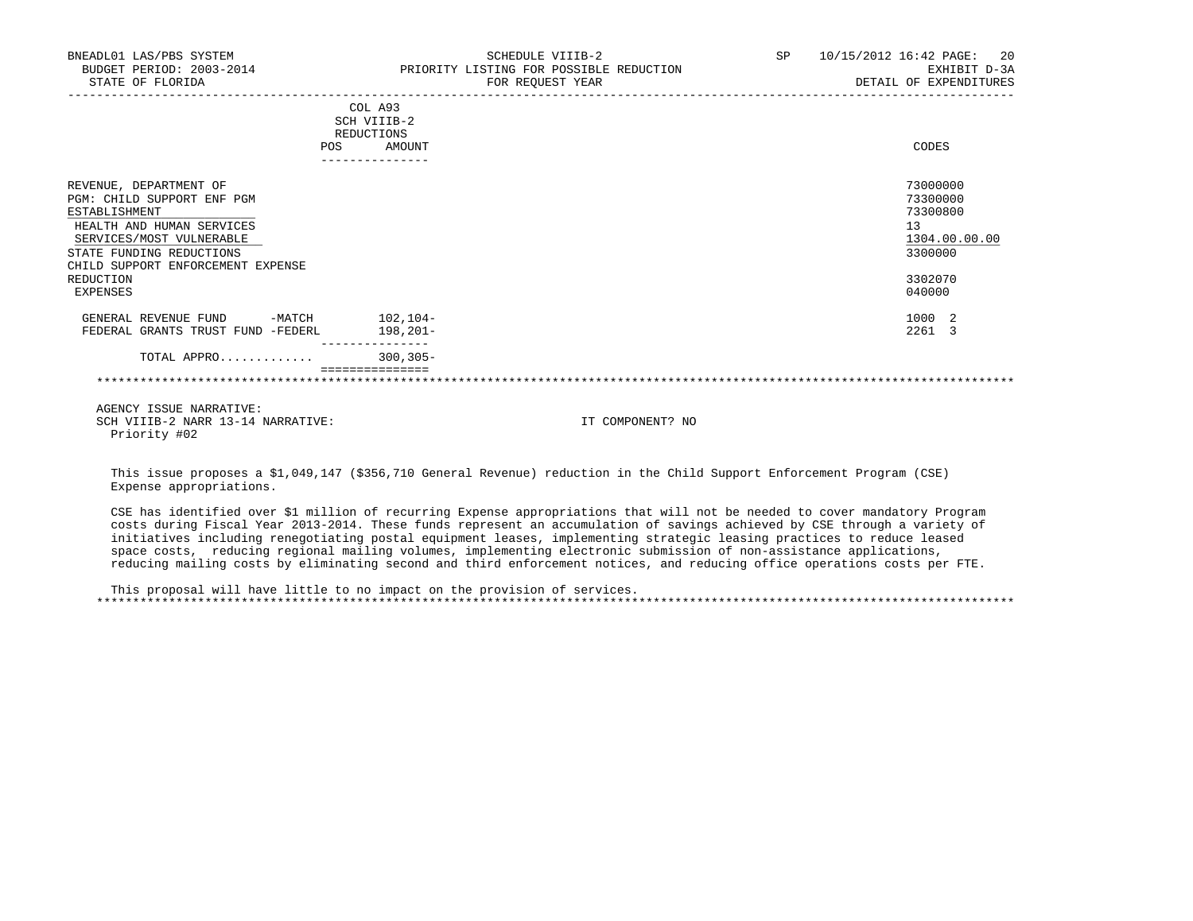BNEADL01 LAS/PBS SYSTEM | SCHEDULE VIIIB-2 | SP 10/15/2012 16:42

BUDGET PERIOD: 2003-2014 | PRIORITY LISTING FOR POSSIBLE REDUCTION | EXHIBIT D-3A

STATE OF FLORIDA | FOR REQUEST YEAR | DETAIL OF EXPENDITURES

| | COL A93 SCH VIIIB-2 REDUCTIONS POS | AMOUNT | CODES |
|---|---|---|---|
| REVENUE, DEPARTMENT OF | | | 73000000 |
| PGM: CHILD SUPPORT ENF PGM | | | 73300000 |
| ESTABLISHMENT | | | 73300800 |
| HEALTH AND HUMAN SERVICES | | | 13 |
| SERVICES/MOST VULNERABLE | | | 1304.00.00.00 |
| STATE FUNDING REDUCTIONS | | | 3300000 |
| CHILD SUPPORT ENFORCEMENT EXPENSE REDUCTION | | | 3302070 |
| EXPENSES | | | 040000 |
| GENERAL REVENUE FUND -MATCH | | 102,104- | 1000 2 |
| FEDERAL GRANTS TRUST FUND -FEDERL | | 198,201- | 2261 3 |
| TOTAL APPRO............ | | 300,305- | |

AGENCY ISSUE NARRATIVE:

SCH VIIIB-2 NARR 13-14 NARRATIVE: IT COMPONENT? NO

Priority #02

This issue proposes a $1,049,147 ($356,710 General Revenue) reduction in the Child Support Enforcement Program (CSE) Expense appropriations.

CSE has identified over $1 million of recurring Expense appropriations that will not be needed to cover mandatory Program costs during Fiscal Year 2013-2014. These funds represent an accumulation of savings achieved by CSE through a variety of initiatives including renegotiating postal equipment leases, implementing strategic leasing practices to reduce leased space costs, reducing regional mailing volumes, implementing electronic submission of non-assistance applications, reducing mailing costs by eliminating second and third enforcement notices, and reducing office operations costs per FTE.

This proposal will have little to no impact on the provision of services.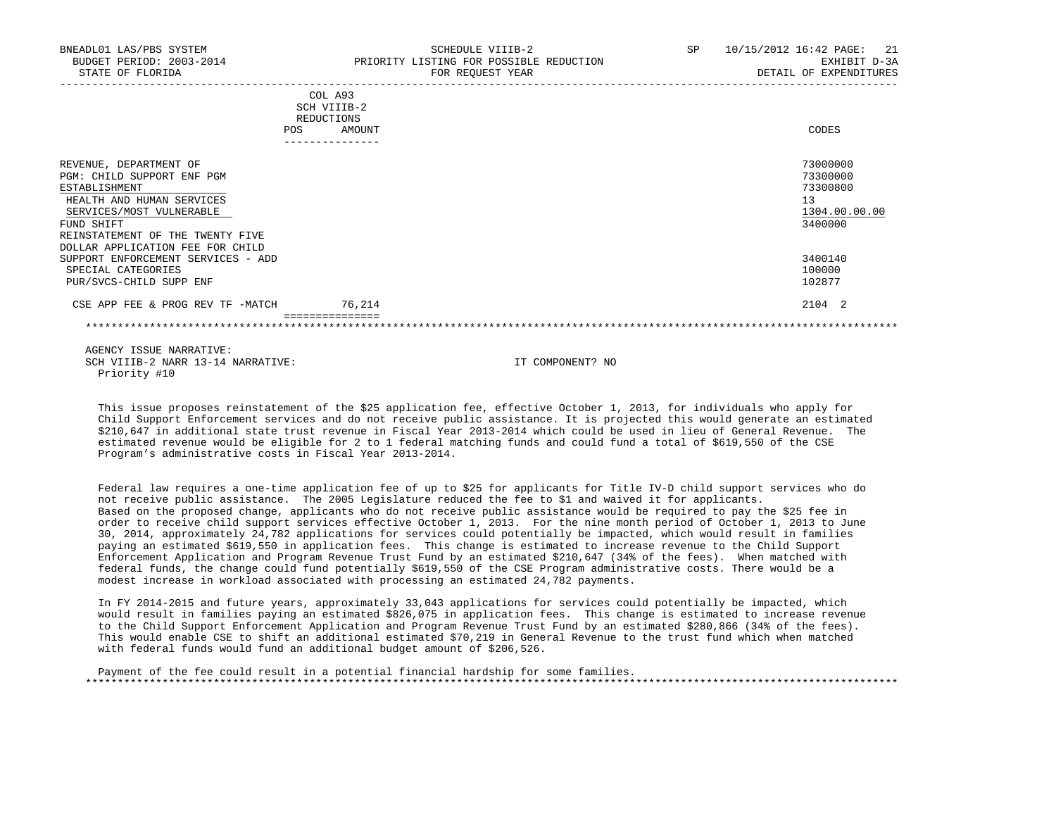| | COL A93 SCH VIIIB-2 REDUCTIONS POS AMOUNT | CODES |
|---|---|---|
| REVENUE, DEPARTMENT OF | | 73000000 |
| PGM: CHILD SUPPORT ENF PGM | | 73300000 |
| ESTABLISHMENT | | 73300800 |
| HEALTH AND HUMAN SERVICES | | 13 |
| SERVICES/MOST VULNERABLE | | 1304.00.00.00 |
| FUND SHIFT | | 3400000 |
| REINSTATEMENT OF THE TWENTY FIVE DOLLAR APPLICATION FEE FOR CHILD SUPPORT ENFORCEMENT SERVICES - ADD | | 3400140 |
| SPECIAL CATEGORIES | | 100000 |
| PUR/SVCS-CHILD SUPP ENF | | 102877 |
| CSE APP FEE & PROG REV TF -MATCH | 76,214 | 2104 2 |

AGENCY ISSUE NARRATIVE:
SCH VIIIB-2 NARR 13-14 NARRATIVE: IT COMPONENT? NO
Priority #10

This issue proposes reinstatement of the $25 application fee, effective October 1, 2013, for individuals who apply for Child Support Enforcement services and do not receive public assistance. It is projected this would generate an estimated $210,647 in additional state trust revenue in Fiscal Year 2013-2014 which could be used in lieu of General Revenue. The estimated revenue would be eligible for 2 to 1 federal matching funds and could fund a total of $619,550 of the CSE Program's administrative costs in Fiscal Year 2013-2014.

Federal law requires a one-time application fee of up to $25 for applicants for Title IV-D child support services who do not receive public assistance. The 2005 Legislature reduced the fee to $1 and waived it for applicants. Based on the proposed change, applicants who do not receive public assistance would be required to pay the $25 fee in order to receive child support services effective October 1, 2013. For the nine month period of October 1, 2013 to June 30, 2014, approximately 24,782 applications for services could potentially be impacted, which would result in families paying an estimated $619,550 in application fees. This change is estimated to increase revenue to the Child Support Enforcement Application and Program Revenue Trust Fund by an estimated $210,647 (34% of the fees). When matched with federal funds, the change could fund potentially $619,550 of the CSE Program administrative costs. There would be a modest increase in workload associated with processing an estimated 24,782 payments.

In FY 2014-2015 and future years, approximately 33,043 applications for services could potentially be impacted, which would result in families paying an estimated $826,075 in application fees. This change is estimated to increase revenue to the Child Support Enforcement Application and Program Revenue Trust Fund by an estimated $280,866 (34% of the fees). This would enable CSE to shift an additional estimated $70,219 in General Revenue to the trust fund which when matched with federal funds would fund an additional budget amount of $206,526.

Payment of the fee could result in a potential financial hardship for some families.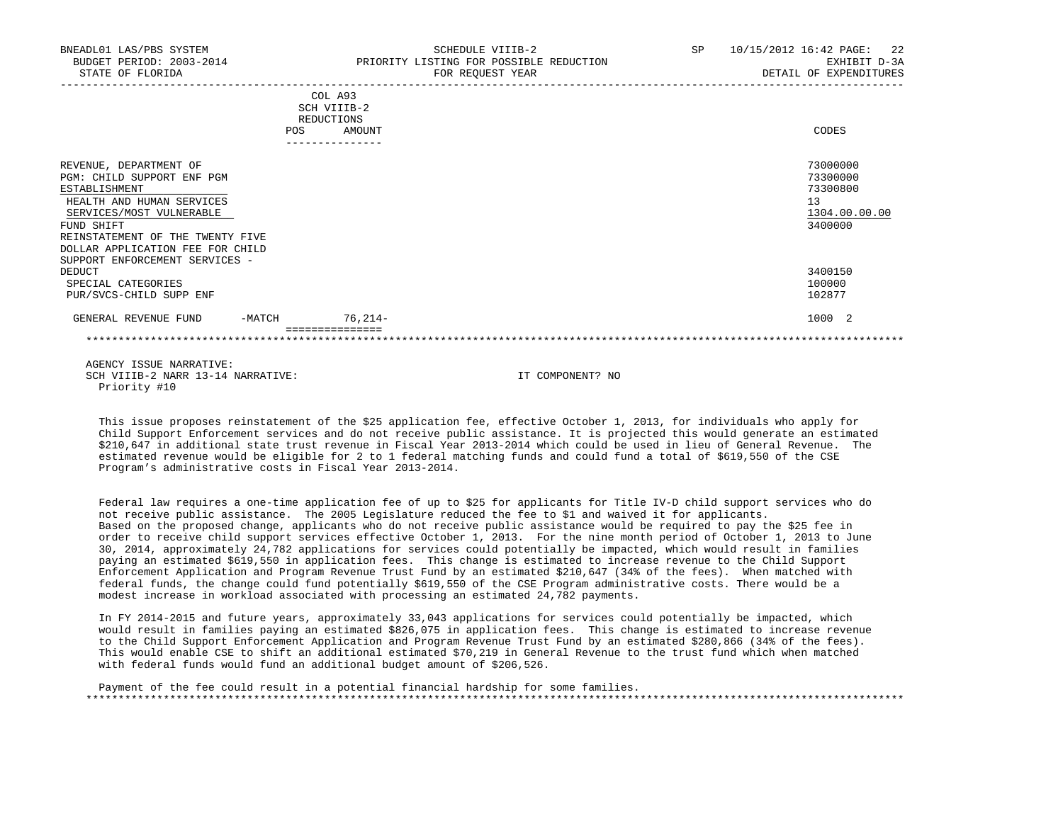| | COL A93 SCH VIIIB-2 REDUCTIONS POS AMOUNT | CODES |
|---|---|---|
| REVENUE, DEPARTMENT OF | | 73000000 |
| PGM: CHILD SUPPORT ENF PGM | | 73300000 |
| ESTABLISHMENT | | 73300800 |
| HEALTH AND HUMAN SERVICES | | 13 |
| SERVICES/MOST VULNERABLE | | 1304.00.00.00 |
| FUND SHIFT | | 3400000 |
| REINSTATEMENT OF THE TWENTY FIVE DOLLAR APPLICATION FEE FOR CHILD SUPPORT ENFORCEMENT SERVICES - DEDUCT | | 3400150 |
| SPECIAL CATEGORIES | | 100000 |
| PUR/SVCS-CHILD SUPP ENF | | 102877 |
| GENERAL REVENUE FUND -MATCH | 76,214- | 1000 2 |

AGENCY ISSUE NARRATIVE:
SCH VIIIB-2 NARR 13-14 NARRATIVE: IT COMPONENT? NO
Priority #10

This issue proposes reinstatement of the $25 application fee, effective October 1, 2013, for individuals who apply for Child Support Enforcement services and do not receive public assistance. It is projected this would generate an estimated $210,647 in additional state trust revenue in Fiscal Year 2013-2014 which could be used in lieu of General Revenue. The estimated revenue would be eligible for 2 to 1 federal matching funds and could fund a total of $619,550 of the CSE Program's administrative costs in Fiscal Year 2013-2014.

Federal law requires a one-time application fee of up to $25 for applicants for Title IV-D child support services who do not receive public assistance. The 2005 Legislature reduced the fee to $1 and waived it for applicants. Based on the proposed change, applicants who do not receive public assistance would be required to pay the $25 fee in order to receive child support services effective October 1, 2013. For the nine month period of October 1, 2013 to June 30, 2014, approximately 24,782 applications for services could potentially be impacted, which would result in families paying an estimated $619,550 in application fees. This change is estimated to increase revenue to the Child Support Enforcement Application and Program Revenue Trust Fund by an estimated $210,647 (34% of the fees). When matched with federal funds, the change could fund potentially $619,550 of the CSE Program administrative costs. There would be a modest increase in workload associated with processing an estimated 24,782 payments.

In FY 2014-2015 and future years, approximately 33,043 applications for services could potentially be impacted, which would result in families paying an estimated $826,075 in application fees. This change is estimated to increase revenue to the Child Support Enforcement Application and Program Revenue Trust Fund by an estimated $280,866 (34% of the fees). This would enable CSE to shift an additional estimated $70,219 in General Revenue to the trust fund which when matched with federal funds would fund an additional budget amount of $206,526.

Payment of the fee could result in a potential financial hardship for some families.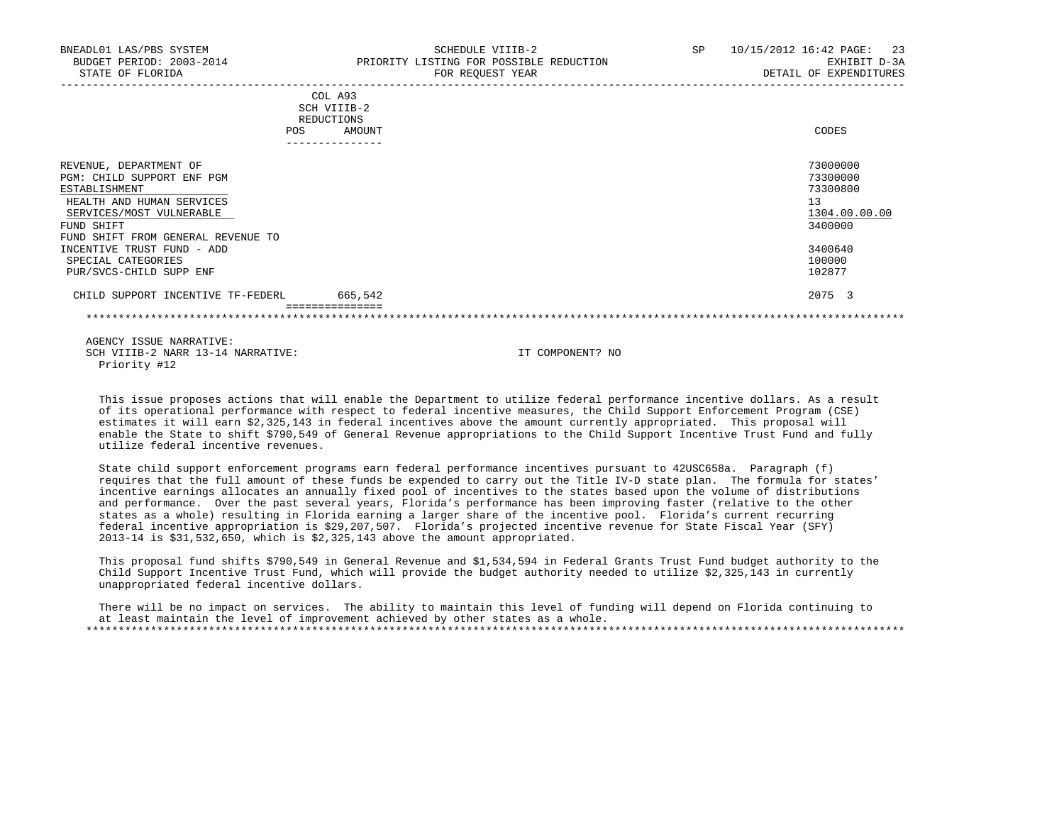BNEADL01 LAS/PBS SYSTEM  
BUDGET PERIOD: 2003-2014  
STATE OF FLORIDA

SCHEDULE VIIIB-2  
PRIORITY LISTING FOR POSSIBLE REDUCTION  
FOR REQUEST YEAR

SP 10/15/2012 16:42  
EXHIBIT D-3A  
DETAIL OF EXPENDITURES

| | COL A93 SCH VIIIB-2 REDUCTIONS POS | AMOUNT | CODES |
|---|---|---|---|
| REVENUE, DEPARTMENT OF | | | 73000000 |
| PGM: CHILD SUPPORT ENF PGM | | | 73300000 |
| ESTABLISHMENT | | | 73300800 |
| HEALTH AND HUMAN SERVICES | | | 13 |
| SERVICES/MOST VULNERABLE | | | 1304.00.00.00 |
| FUND SHIFT | | | 3400000 |
| FUND SHIFT FROM GENERAL REVENUE TO INCENTIVE TRUST FUND - ADD | | | 3400640 |
| SPECIAL CATEGORIES | | | 100000 |
| PUR/SVCS-CHILD SUPP ENF | | | 102877 |
| CHILD SUPPORT INCENTIVE TF-FEDERL | | 665,542 | 2075 3 |

AGENCY ISSUE NARRATIVE:  
SCH VIIIB-2 NARR 13-14 NARRATIVE: IT COMPONENT? NO  
Priority #12

This issue proposes actions that will enable the Department to utilize federal performance incentive dollars. As a result of its operational performance with respect to federal incentive measures, the Child Support Enforcement Program (CSE) estimates it will earn $2,325,143 in federal incentives above the amount currently appropriated. This proposal will enable the State to shift $790,549 of General Revenue appropriations to the Child Support Incentive Trust Fund and fully utilize federal incentive revenues.

State child support enforcement programs earn federal performance incentives pursuant to 42USC658a. Paragraph (f) requires that the full amount of these funds be expended to carry out the Title IV-D state plan. The formula for states' incentive earnings allocates an annually fixed pool of incentives to the states based upon the volume of distributions and performance. Over the past several years, Florida's performance has been improving faster (relative to the other states as a whole) resulting in Florida earning a larger share of the incentive pool. Florida's current recurring federal incentive appropriation is $29,207,507. Florida's projected incentive revenue for State Fiscal Year (SFY) 2013-14 is $31,532,650, which is $2,325,143 above the amount appropriated.

This proposal fund shifts $790,549 in General Revenue and $1,534,594 in Federal Grants Trust Fund budget authority to the Child Support Incentive Trust Fund, which will provide the budget authority needed to utilize $2,325,143 in currently unappropriated federal incentive dollars.

There will be no impact on services. The ability to maintain this level of funding will depend on Florida continuing to at least maintain the level of improvement achieved by other states as a whole.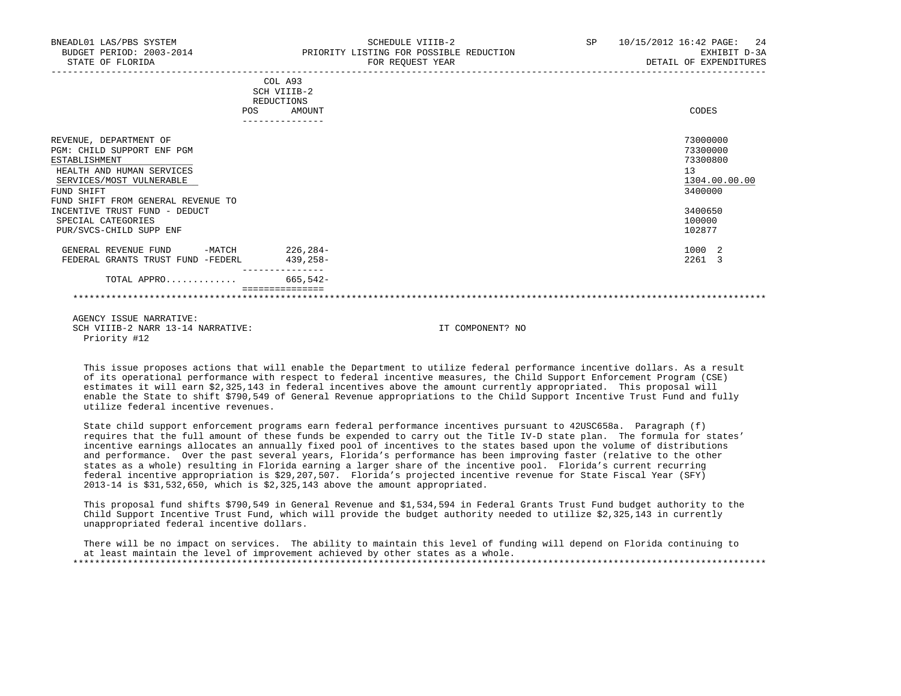| | COL A93 SCH VIIIB-2 REDUCTIONS POS | AMOUNT | CODES |
|---|---|---|---|
| REVENUE, DEPARTMENT OF | | | 73000000 |
| PGM: CHILD SUPPORT ENF PGM | | | 73300000 |
| ESTABLISHMENT | | | 73300800 |
| HEALTH AND HUMAN SERVICES | | | 13 |
| SERVICES/MOST VULNERABLE | | | 1304.00.00.00 |
| FUND SHIFT | | | 3400000 |
| FUND SHIFT FROM GENERAL REVENUE TO INCENTIVE TRUST FUND - DEDUCT | | | 3400650 |
| SPECIAL CATEGORIES | | | 100000 |
| PUR/SVCS-CHILD SUPP ENF | | | 102877 |
| GENERAL REVENUE FUND -MATCH | | 226,284- | 1000 2 |
| FEDERAL GRANTS TRUST FUND -FEDERL | | 439,258- | 2261 3 |
| TOTAL APPRO............ | | 665,542- | |

AGENCY ISSUE NARRATIVE:
SCH VIIIB-2 NARR 13-14 NARRATIVE: IT COMPONENT? NO
Priority #12

This issue proposes actions that will enable the Department to utilize federal performance incentive dollars. As a result of its operational performance with respect to federal incentive measures, the Child Support Enforcement Program (CSE) estimates it will earn $2,325,143 in federal incentives above the amount currently appropriated. This proposal will enable the State to shift $790,549 of General Revenue appropriations to the Child Support Incentive Trust Fund and fully utilize federal incentive revenues.

State child support enforcement programs earn federal performance incentives pursuant to 42USC658a. Paragraph (f) requires that the full amount of these funds be expended to carry out the Title IV-D state plan. The formula for states' incentive earnings allocates an annually fixed pool of incentives to the states based upon the volume of distributions and performance. Over the past several years, Florida's performance has been improving faster (relative to the other states as a whole) resulting in Florida earning a larger share of the incentive pool. Florida's current recurring federal incentive appropriation is $29,207,507. Florida's projected incentive revenue for State Fiscal Year (SFY) 2013-14 is $31,532,650, which is $2,325,143 above the amount appropriated.

This proposal fund shifts $790,549 in General Revenue and $1,534,594 in Federal Grants Trust Fund budget authority to the Child Support Incentive Trust Fund, which will provide the budget authority needed to utilize $2,325,143 in currently unappropriated federal incentive dollars.

There will be no impact on services. The ability to maintain this level of funding will depend on Florida continuing to at least maintain the level of improvement achieved by other states as a whole.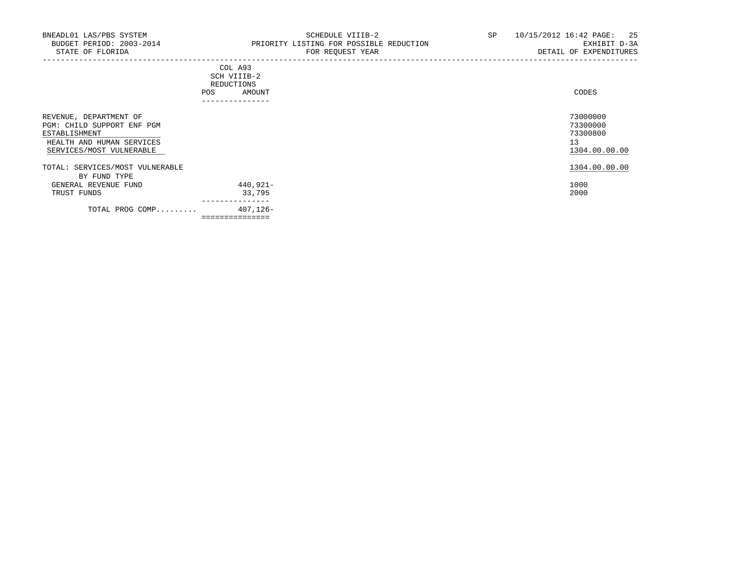BNEADL01 LAS/PBS SYSTEM
BUDGET PERIOD: 2003-2014
STATE OF FLORIDA

SCHEDULE VIIIB-2
PRIORITY LISTING FOR POSSIBLE REDUCTION
FOR REQUEST YEAR

SP 10/15/2012 16:42 PAGE: 25
EXHIBIT D-3A
DETAIL OF EXPENDITURES

| | COL A93 SCH VIIIB-2 REDUCTIONS POS | AMOUNT | CODES |
|---|---|---|---|
| REVENUE, DEPARTMENT OF | | | 73000000 |
| PGM: CHILD SUPPORT ENF PGM | | | 73300000 |
| ESTABLISHMENT | | | 73300800 |
| HEALTH AND HUMAN SERVICES | | | 13 |
| SERVICES/MOST VULNERABLE | | | 1304.00.00.00 |
| TOTAL: SERVICES/MOST VULNERABLE | | | 1304.00.00.00 |
| BY FUND TYPE | | | |
| GENERAL REVENUE FUND | | 440,921- | 1000 |
| TRUST FUNDS | | 33,795 | 2000 |
| TOTAL PROG COMP......... | | 407,126- | |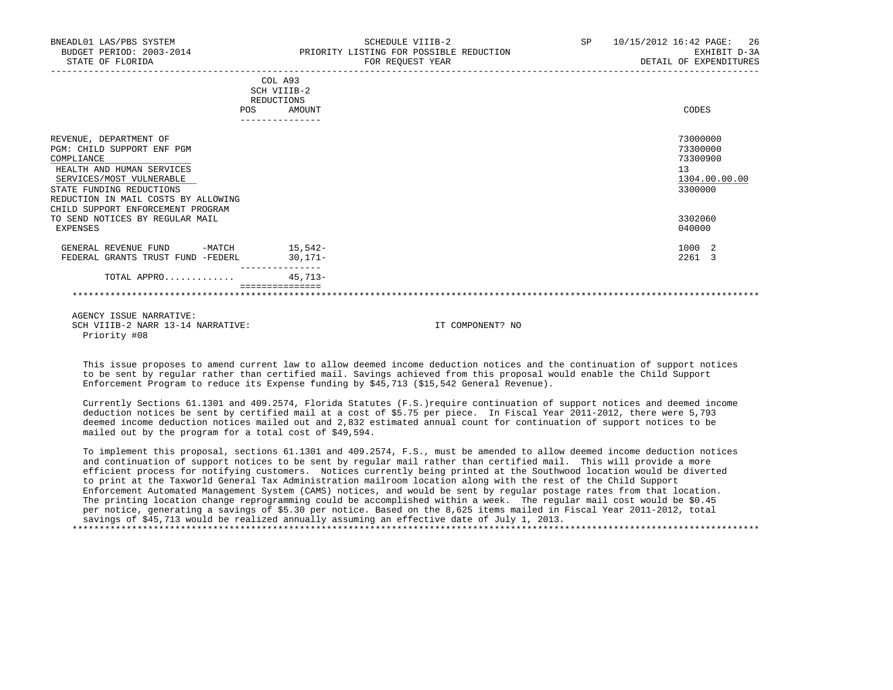| | COL A93 SCH VIIIB-2 REDUCTIONS | | |
|---|---|---|---|
| | POS | AMOUNT | CODES |
| REVENUE, DEPARTMENT OF | | | 73000000 |
| PGM: CHILD SUPPORT ENF PGM | | | 73300000 |
| COMPLIANCE | | | 73300900 |
| HEALTH AND HUMAN SERVICES | | | 13 |
| SERVICES/MOST VULNERABLE | | | 1304.00.00.00 |
| STATE FUNDING REDUCTIONS | | | 3300000 |
| REDUCTION IN MAIL COSTS BY ALLOWING CHILD SUPPORT ENFORCEMENT PROGRAM TO SEND NOTICES BY REGULAR MAIL | | | 3302060 |
| EXPENSES | | | 040000 |
| GENERAL REVENUE FUND -MATCH | | 15,542- | 1000 2 |
| FEDERAL GRANTS TRUST FUND -FEDERL | | 30,171- | 2261 3 |
| TOTAL APPRO............ | | 45,713- | |

AGENCY ISSUE NARRATIVE:
SCH VIIIB-2 NARR 13-14 NARRATIVE: IT COMPONENT? NO
Priority #08

This issue proposes to amend current law to allow deemed income deduction notices and the continuation of support notices to be sent by regular rather than certified mail. Savings achieved from this proposal would enable the Child Support Enforcement Program to reduce its Expense funding by $45,713 ($15,542 General Revenue).

Currently Sections 61.1301 and 409.2574, Florida Statutes (F.S.)require continuation of support notices and deemed income deduction notices be sent by certified mail at a cost of $5.75 per piece. In Fiscal Year 2011-2012, there were 5,793 deemed income deduction notices mailed out and 2,832 estimated annual count for continuation of support notices to be mailed out by the program for a total cost of $49,594.

To implement this proposal, sections 61.1301 and 409.2574, F.S., must be amended to allow deemed income deduction notices and continuation of support notices to be sent by regular mail rather than certified mail. This will provide a more efficient process for notifying customers. Notices currently being printed at the Southwood location would be diverted to print at the Taxworld General Tax Administration mailroom location along with the rest of the Child Support Enforcement Automated Management System (CAMS) notices, and would be sent by regular postage rates from that location. The printing location change reprogramming could be accomplished within a week. The regular mail cost would be $0.45 per notice, generating a savings of $5.30 per notice. Based on the 8,625 items mailed in Fiscal Year 2011-2012, total savings of $45,713 would be realized annually assuming an effective date of July 1, 2013.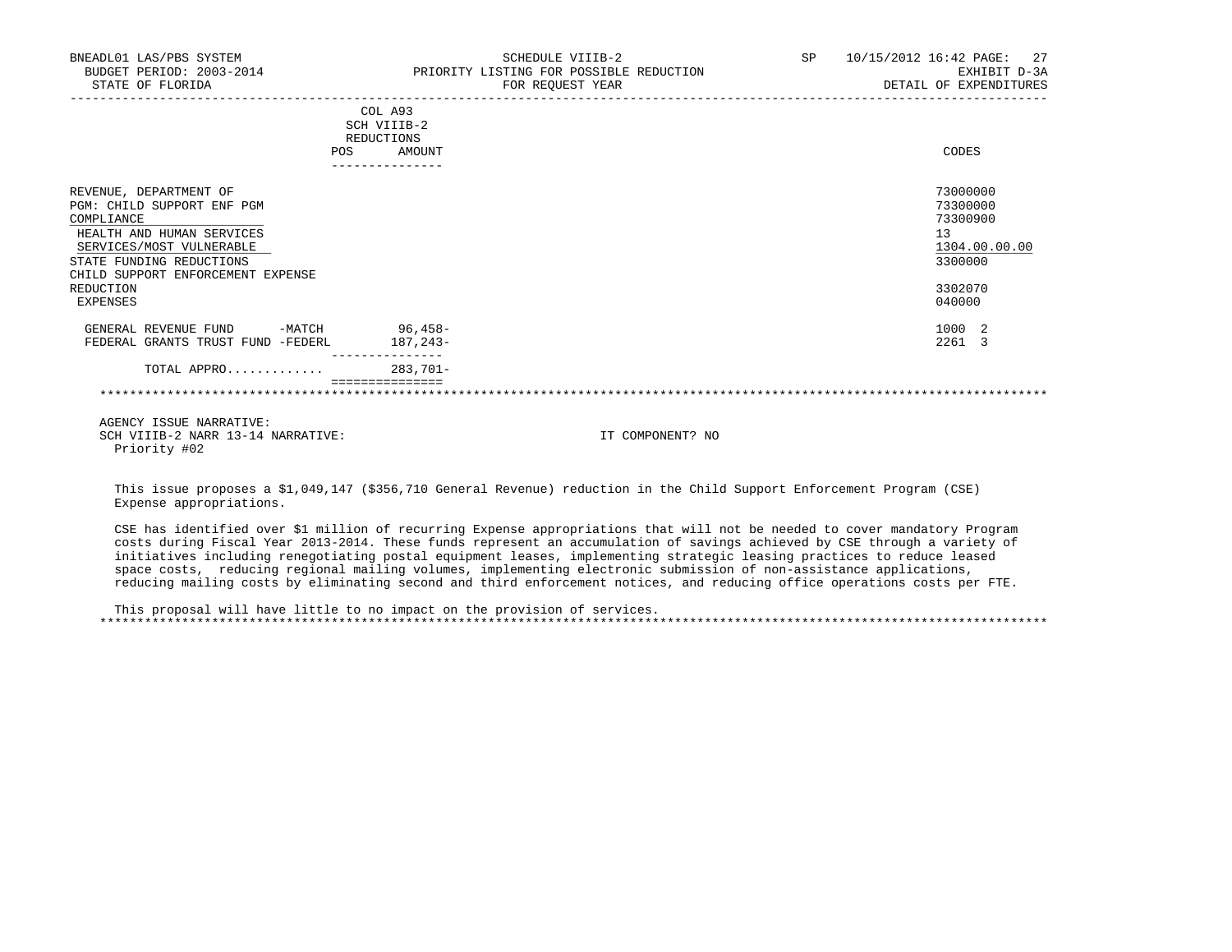| | COL A93 SCH VIIIB-2 REDUCTIONS POS AMOUNT | CODES |
|---|---|---|
| REVENUE, DEPARTMENT OF | | 73000000 |
| PGM: CHILD SUPPORT ENF PGM | | 73300000 |
| COMPLIANCE | | 73300900 |
| HEALTH AND HUMAN SERVICES | | 13 |
| SERVICES/MOST VULNERABLE | | 1304.00.00.00 |
| STATE FUNDING REDUCTIONS | | 3300000 |
| CHILD SUPPORT ENFORCEMENT EXPENSE REDUCTION | | 3302070 |
| EXPENSES | | 040000 |
| GENERAL REVENUE FUND -MATCH | 96,458- | 1000 2 |
| FEDERAL GRANTS TRUST FUND -FEDERL | 187,243- | 2261 3 |
| TOTAL APPRO............ | 283,701- | |

AGENCY ISSUE NARRATIVE:

SCH VIIIB-2 NARR 13-14 NARRATIVE: IT COMPONENT? NO

Priority #02

This issue proposes a $1,049,147 ($356,710 General Revenue) reduction in the Child Support Enforcement Program (CSE) Expense appropriations.

CSE has identified over $1 million of recurring Expense appropriations that will not be needed to cover mandatory Program costs during Fiscal Year 2013-2014. These funds represent an accumulation of savings achieved by CSE through a variety of initiatives including renegotiating postal equipment leases, implementing strategic leasing practices to reduce leased space costs, reducing regional mailing volumes, implementing electronic submission of non-assistance applications, reducing mailing costs by eliminating second and third enforcement notices, and reducing office operations costs per FTE.

This proposal will have little to no impact on the provision of services.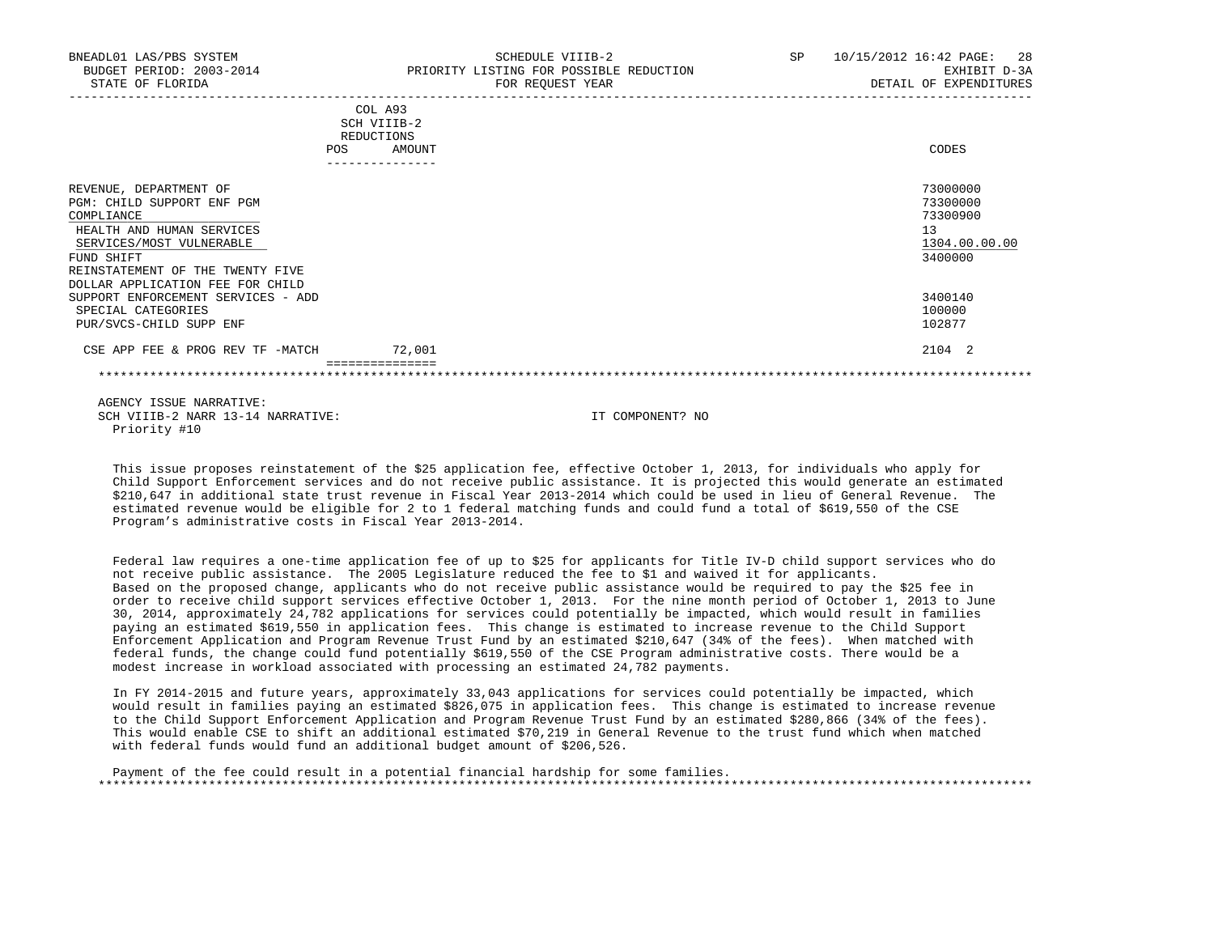BNEADL01 LAS/PBS SYSTEM | SCHEDULE VIIIB-2 | SP 10/15/2012 16:42 PAGE: 28
BUDGET PERIOD: 2003-2014 | PRIORITY LISTING FOR POSSIBLE REDUCTION | EXHIBIT D-3A
STATE OF FLORIDA | FOR REQUEST YEAR | DETAIL OF EXPENDITURES

| | COL A93 SCH VIIIB-2 REDUCTIONS POS | AMOUNT | CODES |
|---|---|---|---|
| REVENUE, DEPARTMENT OF | | | 73000000 |
| PGM: CHILD SUPPORT ENF PGM | | | 73300000 |
| COMPLIANCE | | | 73300900 |
| HEALTH AND HUMAN SERVICES | | | 13 |
| SERVICES/MOST VULNERABLE | | | 1304.00.00.00 |
| FUND SHIFT | | | 3400000 |
| REINSTATEMENT OF THE TWENTY FIVE DOLLAR APPLICATION FEE FOR CHILD SUPPORT ENFORCEMENT SERVICES - ADD | | | 3400140 |
| SPECIAL CATEGORIES | | | 100000 |
| PUR/SVCS-CHILD SUPP ENF | | | 102877 |
| CSE APP FEE & PROG REV TF -MATCH | | 72,001 | 2104 2 |

AGENCY ISSUE NARRATIVE:
SCH VIIIB-2 NARR 13-14 NARRATIVE: IT COMPONENT? NO
Priority #10

This issue proposes reinstatement of the $25 application fee, effective October 1, 2013, for individuals who apply for Child Support Enforcement services and do not receive public assistance. It is projected this would generate an estimated $210,647 in additional state trust revenue in Fiscal Year 2013-2014 which could be used in lieu of General Revenue. The estimated revenue would be eligible for 2 to 1 federal matching funds and could fund a total of $619,550 of the CSE Program's administrative costs in Fiscal Year 2013-2014.

Federal law requires a one-time application fee of up to $25 for applicants for Title IV-D child support services who do not receive public assistance. The 2005 Legislature reduced the fee to $1 and waived it for applicants. Based on the proposed change, applicants who do not receive public assistance would be required to pay the $25 fee in order to receive child support services effective October 1, 2013. For the nine month period of October 1, 2013 to June 30, 2014, approximately 24,782 applications for services could potentially be impacted, which would result in families paying an estimated $619,550 in application fees. This change is estimated to increase revenue to the Child Support Enforcement Application and Program Revenue Trust Fund by an estimated $210,647 (34% of the fees). When matched with federal funds, the change could fund potentially $619,550 of the CSE Program administrative costs. There would be a modest increase in workload associated with processing an estimated 24,782 payments.

In FY 2014-2015 and future years, approximately 33,043 applications for services could potentially be impacted, which would result in families paying an estimated $826,075 in application fees. This change is estimated to increase revenue to the Child Support Enforcement Application and Program Revenue Trust Fund by an estimated $280,866 (34% of the fees). This would enable CSE to shift an additional estimated $70,219 in General Revenue to the trust fund which when matched with federal funds would fund an additional budget amount of $206,526.

Payment of the fee could result in a potential financial hardship for some families.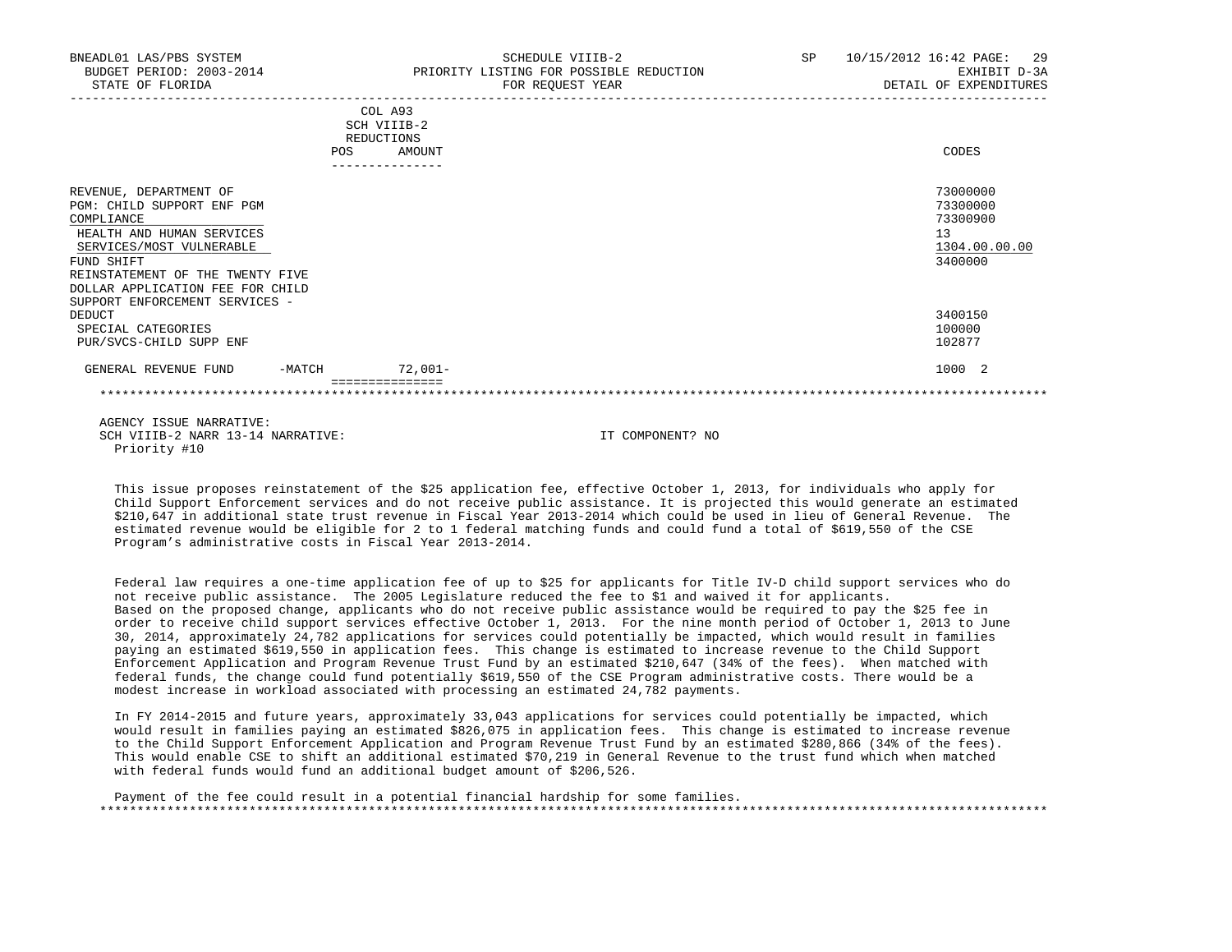BNEADL01 LAS/PBS SYSTEM | SCHEDULE VIIIB-2 | SP 10/15/2012 16:42 PAGE: 29
BUDGET PERIOD: 2003-2014 | PRIORITY LISTING FOR POSSIBLE REDUCTION | EXHIBIT D-3A
STATE OF FLORIDA | FOR REQUEST YEAR | DETAIL OF EXPENDITURES

| | COL A93 SCH VIIIB-2 REDUCTIONS POS | AMOUNT | CODES |
|---|---|---|---|
| REVENUE, DEPARTMENT OF | | | 73000000 |
| PGM: CHILD SUPPORT ENF PGM | | | 73300000 |
| COMPLIANCE | | | 73300900 |
| HEALTH AND HUMAN SERVICES | | | 13 |
| SERVICES/MOST VULNERABLE | | | 1304.00.00.00 |
| FUND SHIFT | | | 3400000 |
| REINSTATEMENT OF THE TWENTY FIVE DOLLAR APPLICATION FEE FOR CHILD SUPPORT ENFORCEMENT SERVICES - DEDUCT | | | 3400150 |
| SPECIAL CATEGORIES | | | 100000 |
| PUR/SVCS-CHILD SUPP ENF | | | 102877 |
| GENERAL REVENUE FUND -MATCH | | 72,001- | 1000 2 |

AGENCY ISSUE NARRATIVE:
SCH VIIIB-2 NARR 13-14 NARRATIVE: IT COMPONENT? NO
Priority #10

This issue proposes reinstatement of the $25 application fee, effective October 1, 2013, for individuals who apply for Child Support Enforcement services and do not receive public assistance. It is projected this would generate an estimated $210,647 in additional state trust revenue in Fiscal Year 2013-2014 which could be used in lieu of General Revenue. The estimated revenue would be eligible for 2 to 1 federal matching funds and could fund a total of $619,550 of the CSE Program's administrative costs in Fiscal Year 2013-2014.

Federal law requires a one-time application fee of up to $25 for applicants for Title IV-D child support services who do not receive public assistance. The 2005 Legislature reduced the fee to $1 and waived it for applicants. Based on the proposed change, applicants who do not receive public assistance would be required to pay the $25 fee in order to receive child support services effective October 1, 2013. For the nine month period of October 1, 2013 to June 30, 2014, approximately 24,782 applications for services could potentially be impacted, which would result in families paying an estimated $619,550 in application fees. This change is estimated to increase revenue to the Child Support Enforcement Application and Program Revenue Trust Fund by an estimated $210,647 (34% of the fees). When matched with federal funds, the change could fund potentially $619,550 of the CSE Program administrative costs. There would be a modest increase in workload associated with processing an estimated 24,782 payments.

In FY 2014-2015 and future years, approximately 33,043 applications for services could potentially be impacted, which would result in families paying an estimated $826,075 in application fees. This change is estimated to increase revenue to the Child Support Enforcement Application and Program Revenue Trust Fund by an estimated $280,866 (34% of the fees). This would enable CSE to shift an additional estimated $70,219 in General Revenue to the trust fund which when matched with federal funds would fund an additional budget amount of $206,526.

Payment of the fee could result in a potential financial hardship for some families.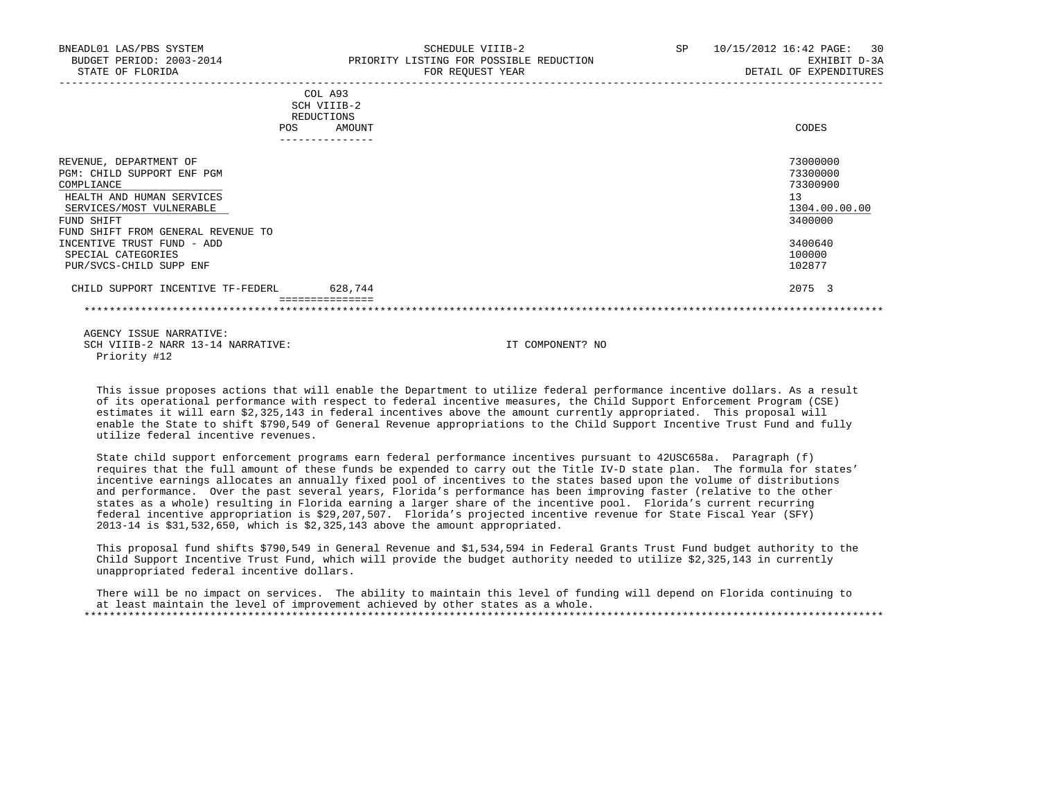BNEADL01 LAS/PBS SYSTEM | SCHEDULE VIIIB-2 | SP 10/15/2012 16:42
BUDGET PERIOD: 2003-2014 | PRIORITY LISTING FOR POSSIBLE REDUCTION | EXHIBIT D-3A
STATE OF FLORIDA | FOR REQUEST YEAR | DETAIL OF EXPENDITURES

| | COL A93 SCH VIIIB-2 REDUCTIONS POS | AMOUNT | CODES |
|---|---|---|---|
| REVENUE, DEPARTMENT OF | | | 73000000 |
| PGM: CHILD SUPPORT ENF PGM | | | 73300000 |
| COMPLIANCE | | | 73300900 |
| HEALTH AND HUMAN SERVICES | | | 13 |
| SERVICES/MOST VULNERABLE | | | 1304.00.00.00 |
| FUND SHIFT | | | 3400000 |
| FUND SHIFT FROM GENERAL REVENUE TO INCENTIVE TRUST FUND - ADD | | | 3400640 |
| SPECIAL CATEGORIES | | | 100000 |
| PUR/SVCS-CHILD SUPP ENF | | | 102877 |
| CHILD SUPPORT INCENTIVE TF-FEDERL | | 628,744 | 2075 3 |

AGENCY ISSUE NARRATIVE:
SCH VIIIB-2 NARR 13-14 NARRATIVE: IT COMPONENT? NO
Priority #12

This issue proposes actions that will enable the Department to utilize federal performance incentive dollars. As a result of its operational performance with respect to federal incentive measures, the Child Support Enforcement Program (CSE) estimates it will earn $2,325,143 in federal incentives above the amount currently appropriated. This proposal will enable the State to shift $790,549 of General Revenue appropriations to the Child Support Incentive Trust Fund and fully utilize federal incentive revenues.

State child support enforcement programs earn federal performance incentives pursuant to 42USC658a. Paragraph (f) requires that the full amount of these funds be expended to carry out the Title IV-D state plan. The formula for states' incentive earnings allocates an annually fixed pool of incentives to the states based upon the volume of distributions and performance. Over the past several years, Florida's performance has been improving faster (relative to the other states as a whole) resulting in Florida earning a larger share of the incentive pool. Florida's current recurring federal incentive appropriation is $29,207,507. Florida's projected incentive revenue for State Fiscal Year (SFY) 2013-14 is $31,532,650, which is $2,325,143 above the amount appropriated.

This proposal fund shifts $790,549 in General Revenue and $1,534,594 in Federal Grants Trust Fund budget authority to the Child Support Incentive Trust Fund, which will provide the budget authority needed to utilize $2,325,143 in currently unappropriated federal incentive dollars.

There will be no impact on services. The ability to maintain this level of funding will depend on Florida continuing to at least maintain the level of improvement achieved by other states as a whole.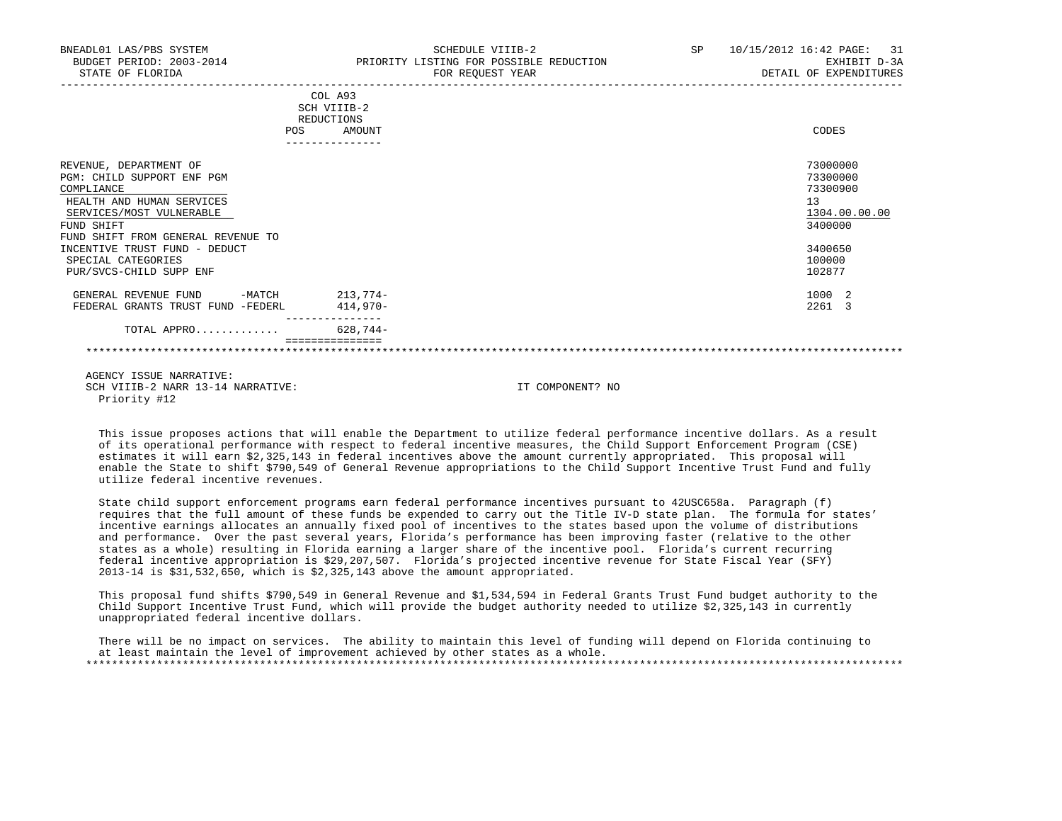| | COL A93 SCH VIIIB-2 REDUCTIONS POS | AMOUNT | CODES |
|---|---|---|---|
| REVENUE, DEPARTMENT OF | | | 73000000 |
| PGM: CHILD SUPPORT ENF PGM | | | 73300000 |
| COMPLIANCE | | | 73300900 |
| HEALTH AND HUMAN SERVICES | | | 13 |
| SERVICES/MOST VULNERABLE | | | 1304.00.00.00 |
| FUND SHIFT | | | 3400000 |
| FUND SHIFT FROM GENERAL REVENUE TO INCENTIVE TRUST FUND - DEDUCT | | | 3400650 |
| SPECIAL CATEGORIES | | | 100000 |
| PUR/SVCS-CHILD SUPP ENF | | | 102877 |
| GENERAL REVENUE FUND -MATCH | | 213,774- | 1000 2 |
| FEDERAL GRANTS TRUST FUND -FEDERL | | 414,970- | 2261 3 |
| TOTAL APPRO............ | | 628,744- | |

AGENCY ISSUE NARRATIVE:

SCH VIIIB-2 NARR 13-14 NARRATIVE: IT COMPONENT? NO

Priority #12

This issue proposes actions that will enable the Department to utilize federal performance incentive dollars. As a result of its operational performance with respect to federal incentive measures, the Child Support Enforcement Program (CSE) estimates it will earn $2,325,143 in federal incentives above the amount currently appropriated. This proposal will enable the State to shift $790,549 of General Revenue appropriations to the Child Support Incentive Trust Fund and fully utilize federal incentive revenues.

State child support enforcement programs earn federal performance incentives pursuant to 42USC658a. Paragraph (f) requires that the full amount of these funds be expended to carry out the Title IV-D state plan. The formula for states' incentive earnings allocates an annually fixed pool of incentives to the states based upon the volume of distributions and performance. Over the past several years, Florida's performance has been improving faster (relative to the other states as a whole) resulting in Florida earning a larger share of the incentive pool. Florida's current recurring federal incentive appropriation is $29,207,507. Florida's projected incentive revenue for State Fiscal Year (SFY) 2013-14 is $31,532,650, which is $2,325,143 above the amount appropriated.

This proposal fund shifts $790,549 in General Revenue and $1,534,594 in Federal Grants Trust Fund budget authority to the Child Support Incentive Trust Fund, which will provide the budget authority needed to utilize $2,325,143 in currently unappropriated federal incentive dollars.

There will be no impact on services. The ability to maintain this level of funding will depend on Florida continuing to at least maintain the level of improvement achieved by other states as a whole.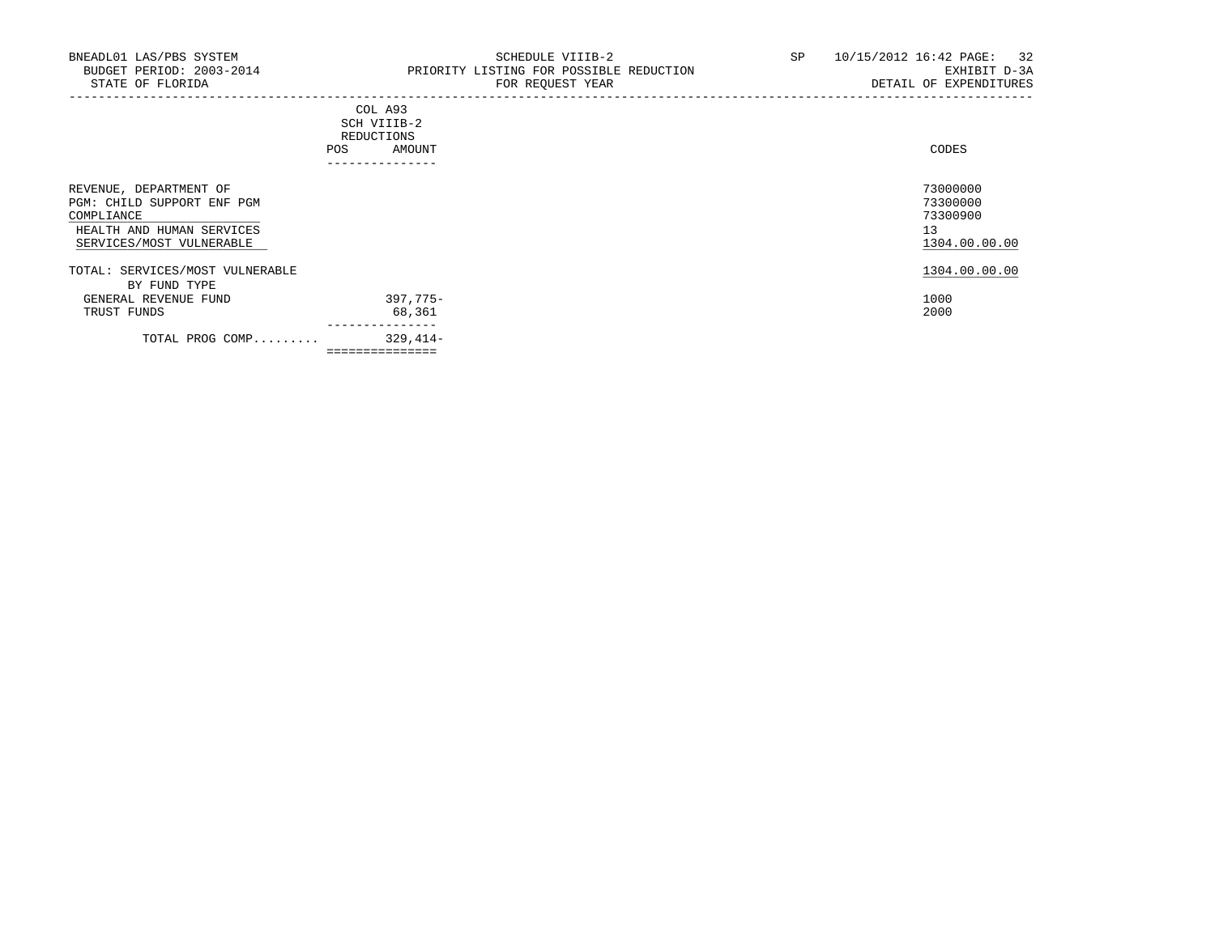BNEADL01 LAS/PBS SYSTEM — SCHEDULE VIIIB-2 — SP 10/15/2012 16:42 PAGE: 32

BUDGET PERIOD: 2003-2014 — PRIORITY LISTING FOR POSSIBLE REDUCTION — EXHIBIT D-3A

STATE OF FLORIDA — FOR REQUEST YEAR — DETAIL OF EXPENDITURES

| | COL A93 SCH VIIIB-2 REDUCTIONS | | CODES |
|---|---|---|---|
| | POS | AMOUNT | |
| REVENUE, DEPARTMENT OF | | | 73000000 |
| PGM: CHILD SUPPORT ENF PGM | | | 73300000 |
| COMPLIANCE | | | 73300900 |
| HEALTH AND HUMAN SERVICES | | | 13 |
| SERVICES/MOST VULNERABLE | | | 1304.00.00.00 |
| TOTAL: SERVICES/MOST VULNERABLE | | | 1304.00.00.00 |
| BY FUND TYPE | | | |
| GENERAL REVENUE FUND | | 397,775- | 1000 |
| TRUST FUNDS | | 68,361 | 2000 |
| TOTAL PROG COMP......... | | 329,414- | |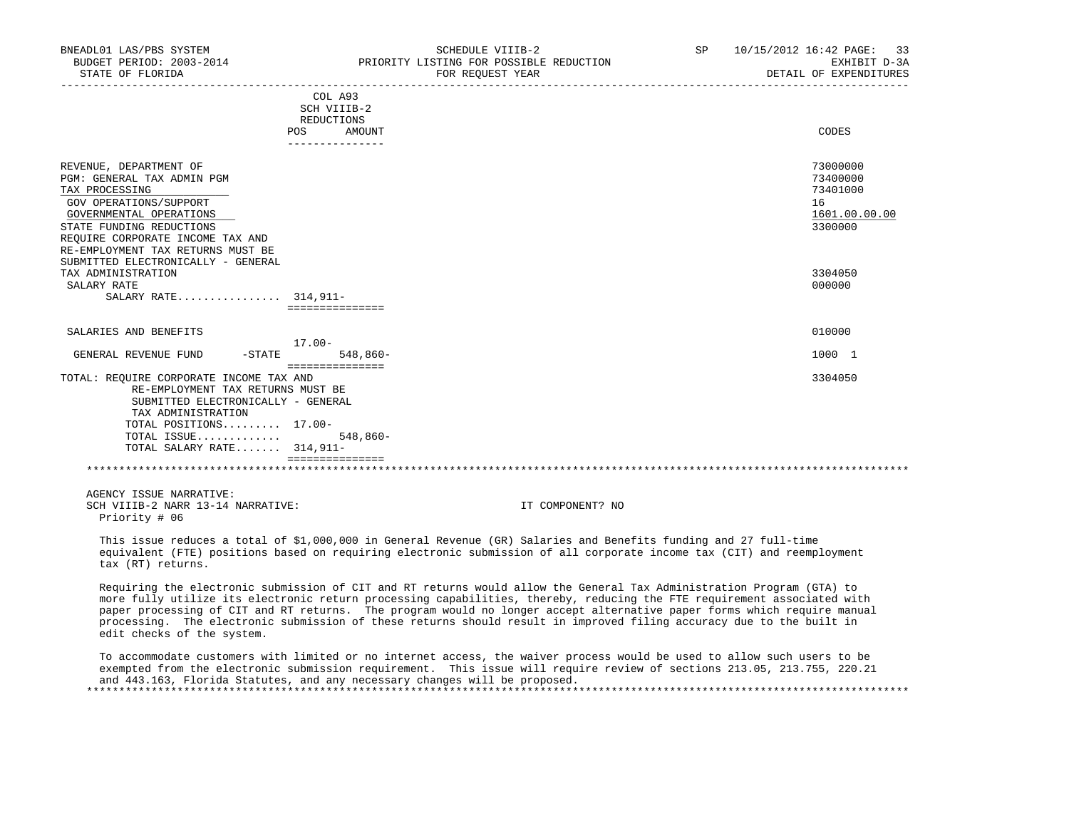BNEADL01 LAS/PBS SYSTEM | SCHEDULE VIIIB-2 | SP 10/15/2012 16:42 PAGE: 33
BUDGET PERIOD: 2003-2014 | PRIORITY LISTING FOR POSSIBLE REDUCTION | EXHIBIT D-3A
STATE OF FLORIDA | FOR REQUEST YEAR | DETAIL OF EXPENDITURES

| | COL A93 SCH VIIIB-2 REDUCTIONS POS | AMOUNT | CODES |
|---|---|---|---|
| REVENUE, DEPARTMENT OF | | | 73000000 |
| PGM: GENERAL TAX ADMIN PGM | | | 73400000 |
| TAX PROCESSING | | | 73401000 |
| GOV OPERATIONS/SUPPORT | | | 16 |
| GOVERNMENTAL OPERATIONS | | | 1601.00.00.00 |
| STATE FUNDING REDUCTIONS | | | 3300000 |
| REQUIRE CORPORATE INCOME TAX AND RE-EMPLOYMENT TAX RETURNS MUST BE SUBMITTED ELECTRONICALLY - GENERAL TAX ADMINISTRATION | | | 3304050 |
| SALARY RATE | | | 000000 |
| SALARY RATE................ | 314,911- | | |
| SALARIES AND BENEFITS | | | 010000 |
| | 17.00- | | |
| GENERAL REVENUE FUND -STATE | | 548,860- | 1000 1 |
| TOTAL: REQUIRE CORPORATE INCOME TAX AND RE-EMPLOYMENT TAX RETURNS MUST BE SUBMITTED ELECTRONICALLY - GENERAL TAX ADMINISTRATION | | | 3304050 |
| TOTAL POSITIONS......... | 17.00- | | |
| TOTAL ISSUE............. | | 548,860- | |
| TOTAL SALARY RATE....... | 314,911- | | |

AGENCY ISSUE NARRATIVE:
SCH VIIIB-2 NARR 13-14 NARRATIVE: IT COMPONENT? NO
Priority # 06

This issue reduces a total of $1,000,000 in General Revenue (GR) Salaries and Benefits funding and 27 full-time equivalent (FTE) positions based on requiring electronic submission of all corporate income tax (CIT) and reemployment tax (RT) returns.

Requiring the electronic submission of CIT and RT returns would allow the General Tax Administration Program (GTA) to more fully utilize its electronic return processing capabilities, thereby, reducing the FTE requirement associated with paper processing of CIT and RT returns. The program would no longer accept alternative paper forms which require manual processing. The electronic submission of these returns should result in improved filing accuracy due to the built in edit checks of the system.

To accommodate customers with limited or no internet access, the waiver process would be used to allow such users to be exempted from the electronic submission requirement. This issue will require review of sections 213.05, 213.755, 220.21 and 443.163, Florida Statutes, and any necessary changes will be proposed.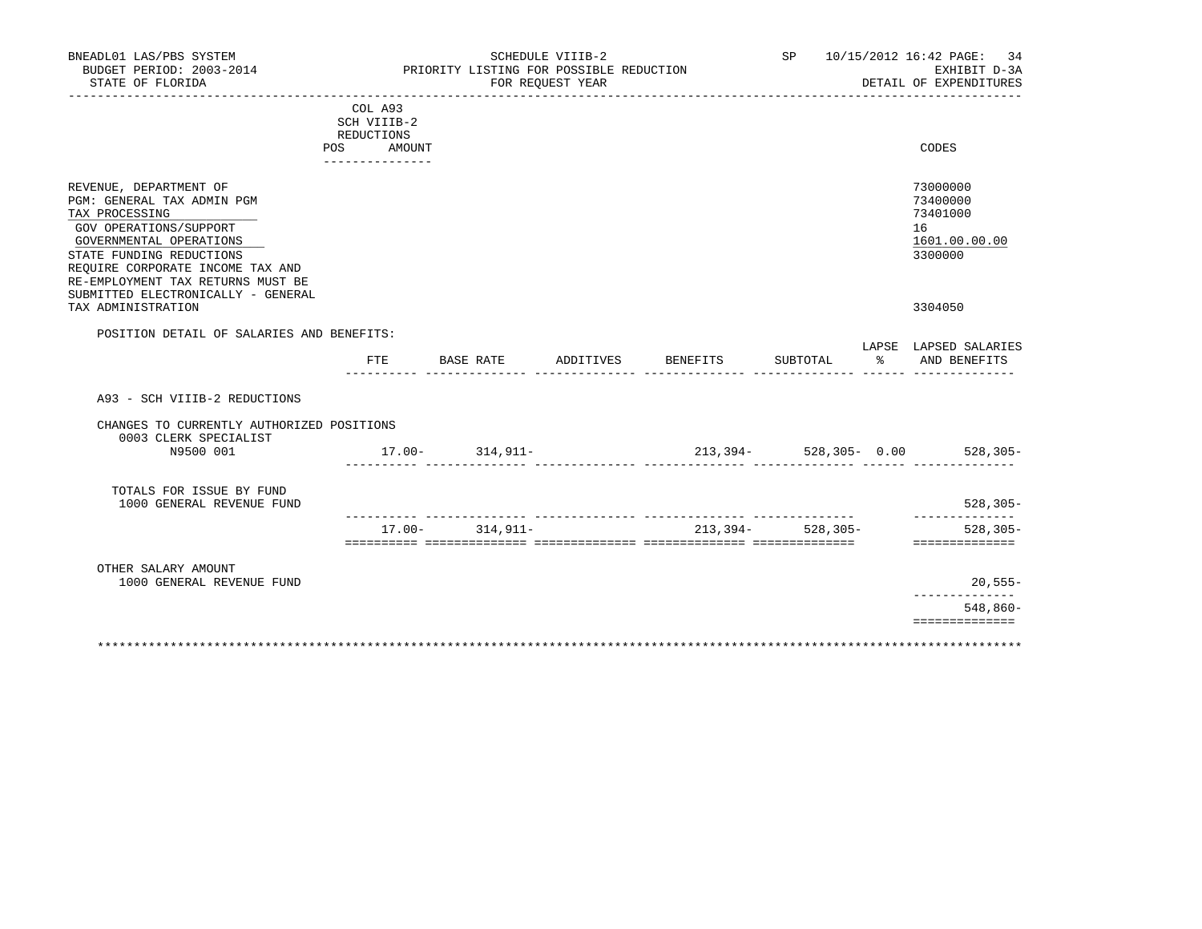BNEADL01 LAS/PBS SYSTEM — SCHEDULE VIIIB-2 — SP 10/15/2012 16:42 PAGE: 34
BUDGET PERIOD: 2003-2014 — PRIORITY LISTING FOR POSSIBLE REDUCTION — EXHIBIT D-3A
STATE OF FLORIDA — FOR REQUEST YEAR — DETAIL OF EXPENDITURES

COL A93 SCH VIIIB-2 REDUCTIONS — POS AMOUNT

| | CODES |
|---|---|
| REVENUE, DEPARTMENT OF | 73000000 |
| PGM: GENERAL TAX ADMIN PGM | 73400000 |
| TAX PROCESSING | 73401000 |
| GOV OPERATIONS/SUPPORT | 16 |
| GOVERNMENTAL OPERATIONS | 1601.00.00.00 |
| STATE FUNDING REDUCTIONS | 3300000 |
| REQUIRE CORPORATE INCOME TAX AND RE-EMPLOYMENT TAX RETURNS MUST BE SUBMITTED ELECTRONICALLY - GENERAL TAX ADMINISTRATION | 3304050 |

POSITION DETAIL OF SALARIES AND BENEFITS:

| | FTE | BASE RATE | ADDITIVES | BENEFITS | SUBTOTAL | LAPSE % | LAPSED SALARIES AND BENEFITS |
|---|---|---|---|---|---|---|---|
| A93 - SCH VIIIB-2 REDUCTIONS | | | | | | | |
| CHANGES TO CURRENTLY AUTHORIZED POSITIONS | | | | | | | |
| 0003 CLERK SPECIALIST N9500 001 | 17.00- | 314,911- | | 213,394- | 528,305- | 0.00 | 528,305- |
| TOTALS FOR ISSUE BY FUND | | | | | | | |
| 1000 GENERAL REVENUE FUND | | | | | | | 528,305- |
| | 17.00- | 314,911- | | 213,394- | 528,305- | | 528,305- |
| OTHER SALARY AMOUNT | | | | | | | |
| 1000 GENERAL REVENUE FUND | | | | | | | 20,555- |
| | | | | | | | 548,860- |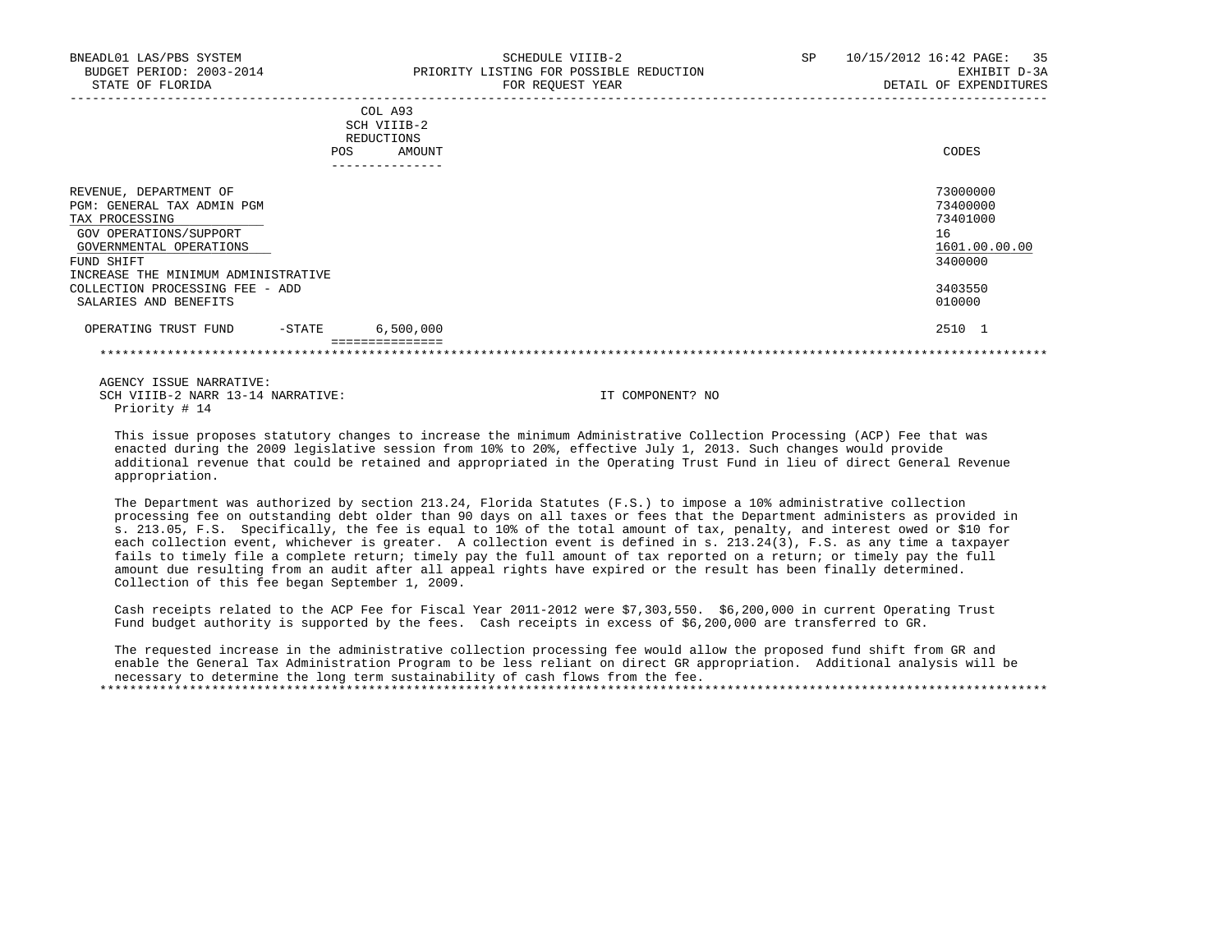BNEADL01 LAS/PBS SYSTEM — SCHEDULE VIIIB-2 — PRIORITY LISTING FOR POSSIBLE REDUCTION FOR REQUEST YEAR — SP 10/15/2012 16:42 — EXHIBIT D-3A — DETAIL OF EXPENDITURES

BUDGET PERIOD: 2003-2014
STATE OF FLORIDA

| | COL A93 SCH VIIIB-2 REDUCTIONS POS | AMOUNT | CODES |
|---|---|---|---|
| REVENUE, DEPARTMENT OF | | | 73000000 |
| PGM: GENERAL TAX ADMIN PGM | | | 73400000 |
| TAX PROCESSING | | | 73401000 |
| GOV OPERATIONS/SUPPORT | | | 16 |
| GOVERNMENTAL OPERATIONS | | | 1601.00.00.00 |
| FUND SHIFT | | | 3400000 |
| INCREASE THE MINIMUM ADMINISTRATIVE COLLECTION PROCESSING FEE - ADD | | | 3403550 |
| SALARIES AND BENEFITS | | | 010000 |
| OPERATING TRUST FUND -STATE | | 6,500,000 | 2510 1 |

AGENCY ISSUE NARRATIVE:
SCH VIIIB-2 NARR 13-14 NARRATIVE: IT COMPONENT? NO
Priority # 14

This issue proposes statutory changes to increase the minimum Administrative Collection Processing (ACP) Fee that was enacted during the 2009 legislative session from 10% to 20%, effective July 1, 2013. Such changes would provide additional revenue that could be retained and appropriated in the Operating Trust Fund in lieu of direct General Revenue appropriation.

The Department was authorized by section 213.24, Florida Statutes (F.S.) to impose a 10% administrative collection processing fee on outstanding debt older than 90 days on all taxes or fees that the Department administers as provided in s. 213.05, F.S. Specifically, the fee is equal to 10% of the total amount of tax, penalty, and interest owed or $10 for each collection event, whichever is greater. A collection event is defined in s. 213.24(3), F.S. as any time a taxpayer fails to timely file a complete return; timely pay the full amount of tax reported on a return; or timely pay the full amount due resulting from an audit after all appeal rights have expired or the result has been finally determined. Collection of this fee began September 1, 2009.

Cash receipts related to the ACP Fee for Fiscal Year 2011-2012 were $7,303,550. $6,200,000 in current Operating Trust Fund budget authority is supported by the fees. Cash receipts in excess of $6,200,000 are transferred to GR.

The requested increase in the administrative collection processing fee would allow the proposed fund shift from GR and enable the General Tax Administration Program to be less reliant on direct GR appropriation. Additional analysis will be necessary to determine the long term sustainability of cash flows from the fee.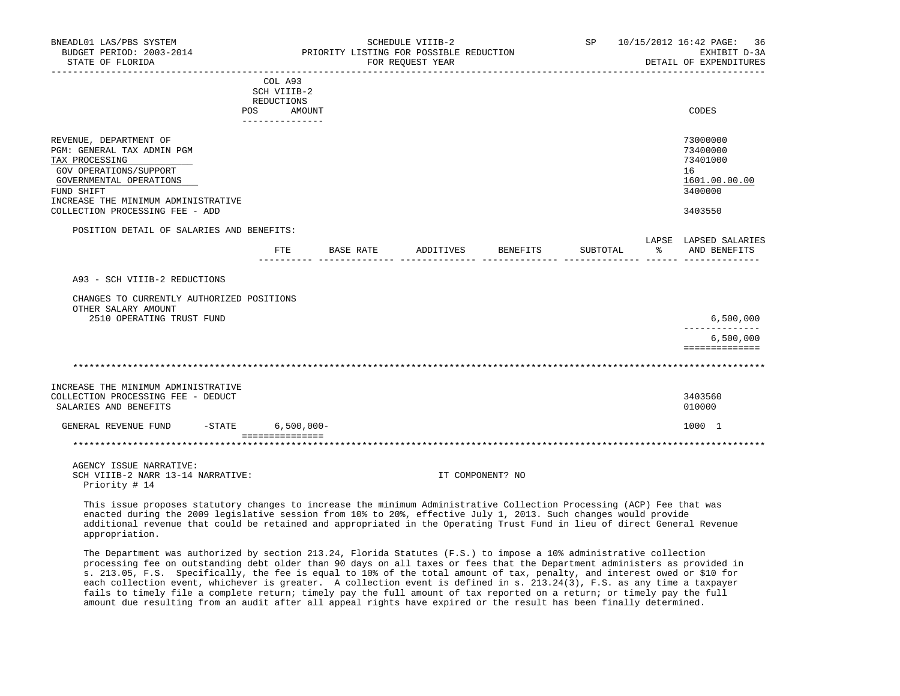BNEADL01 LAS/PBS SYSTEM — SCHEDULE VIIIB-2 — SP 10/15/2012 16:42
BUDGET PERIOD: 2003-2014 — PRIORITY LISTING FOR POSSIBLE REDUCTION — EXHIBIT D-3A
STATE OF FLORIDA — FOR REQUEST YEAR — DETAIL OF EXPENDITURES

| | COL A93 SCH VIIIB-2 REDUCTIONS POS AMOUNT | CODES |
|---|---|---|
| REVENUE, DEPARTMENT OF | | 73000000 |
| PGM: GENERAL TAX ADMIN PGM | | 73400000 |
| TAX PROCESSING | | 73401000 |
| GOV OPERATIONS/SUPPORT | | 16 |
| GOVERNMENTAL OPERATIONS | | 1601.00.00.00 |
| FUND SHIFT | | 3400000 |
| INCREASE THE MINIMUM ADMINISTRATIVE COLLECTION PROCESSING FEE - ADD | | 3403550 |

POSITION DETAIL OF SALARIES AND BENEFITS:

| | FTE | BASE RATE | ADDITIVES | BENEFITS | SUBTOTAL | LAPSE % | LAPSED SALARIES AND BENEFITS |
|---|---|---|---|---|---|---|---|
| A93 - SCH VIIIB-2 REDUCTIONS | | | | | | | |
| CHANGES TO CURRENTLY AUTHORIZED POSITIONS | | | | | | | |
| OTHER SALARY AMOUNT | | | | | | | |
| 2510 OPERATING TRUST FUND | | | | | | | 6,500,000 |
| | | | | | | | 6,500,000 |

******************************************************************************************************

| | COL A93 SCH VIIIB-2 REDUCTIONS POS AMOUNT | CODES |
|---|---|---|
| INCREASE THE MINIMUM ADMINISTRATIVE COLLECTION PROCESSING FEE - DEDUCT | | 3403560 |
| SALARIES AND BENEFITS | | 010000 |
| GENERAL REVENUE FUND -STATE | 6,500,000- | 1000 1 |

******************************************************************************************************

AGENCY ISSUE NARRATIVE:
SCH VIIIB-2 NARR 13-14 NARRATIVE: IT COMPONENT? NO
Priority # 14

This issue proposes statutory changes to increase the minimum Administrative Collection Processing (ACP) Fee that was enacted during the 2009 legislative session from 10% to 20%, effective July 1, 2013. Such changes would provide additional revenue that could be retained and appropriated in the Operating Trust Fund in lieu of direct General Revenue appropriation.

The Department was authorized by section 213.24, Florida Statutes (F.S.) to impose a 10% administrative collection processing fee on outstanding debt older than 90 days on all taxes or fees that the Department administers as provided in s. 213.05, F.S. Specifically, the fee is equal to 10% of the total amount of tax, penalty, and interest owed or $10 for each collection event, whichever is greater. A collection event is defined in s. 213.24(3), F.S. as any time a taxpayer fails to timely file a complete return; timely pay the full amount of tax reported on a return; or timely pay the full amount due resulting from an audit after all appeal rights have expired or the result has been finally determined.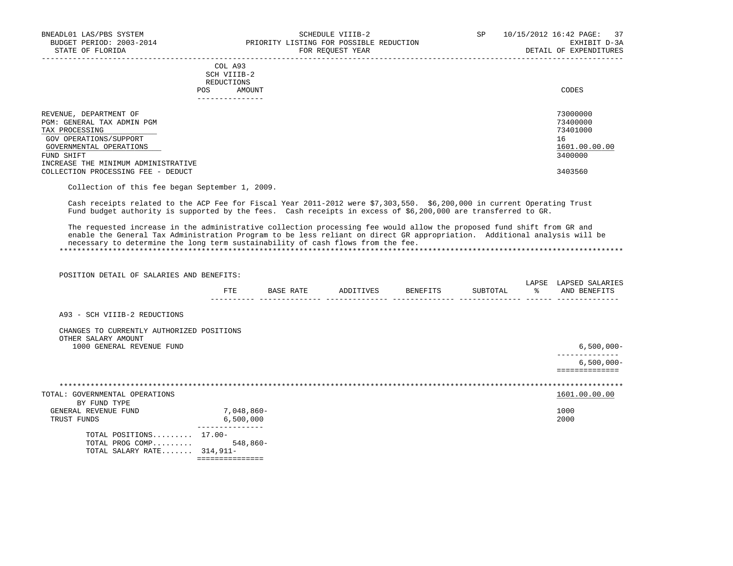COL A93
SCH VIIIB-2
REDUCTIONS

| | POS | AMOUNT | CODES |
|---|---|---|---|
| REVENUE, DEPARTMENT OF | | | 73000000 |
| PGM: GENERAL TAX ADMIN PGM | | | 73400000 |
| TAX PROCESSING | | | 73401000 |
| GOV OPERATIONS/SUPPORT | | | 16 |
| GOVERNMENTAL OPERATIONS | | | 1601.00.00.00 |
| FUND SHIFT | | | 3400000 |
| INCREASE THE MINIMUM ADMINISTRATIVE COLLECTION PROCESSING FEE - DEDUCT | | | 3403560 |

Collection of this fee began September 1, 2009.

Cash receipts related to the ACP Fee for Fiscal Year 2011-2012 were $7,303,550. $6,200,000 in current Operating Trust Fund budget authority is supported by the fees. Cash receipts in excess of $6,200,000 are transferred to GR.

The requested increase in the administrative collection processing fee would allow the proposed fund shift from GR and enable the General Tax Administration Program to be less reliant on direct GR appropriation. Additional analysis will be necessary to determine the long term sustainability of cash flows from the fee.

*******************************************************************************************************************************

POSITION DETAIL OF SALARIES AND BENEFITS:

| | FTE | BASE RATE | ADDITIVES | BENEFITS | SUBTOTAL | LAPSE % | LAPSED SALARIES AND BENEFITS |
|---|---|---|---|---|---|---|---|
| A93 - SCH VIIIB-2 REDUCTIONS | | | | | | | |
| CHANGES TO CURRENTLY AUTHORIZED POSITIONS | | | | | | | |
| OTHER SALARY AMOUNT | | | | | | | |
| 1000 GENERAL REVENUE FUND | | | | | | | 6,500,000- |
| | | | | | | | 6,500,000- |

*******************************************************************************************************************************

| TOTAL: GOVERNMENTAL OPERATIONS | AMOUNT | CODES |
|---|---|---|
| | | 1601.00.00.00 |
| BY FUND TYPE | | |
| GENERAL REVENUE FUND | 7,048,860- | 1000 |
| TRUST FUNDS | 6,500,000 | 2000 |
| TOTAL POSITIONS......... | 17.00- | |
| TOTAL PROG COMP......... | 548,860- | |
| TOTAL SALARY RATE....... | 314,911- | |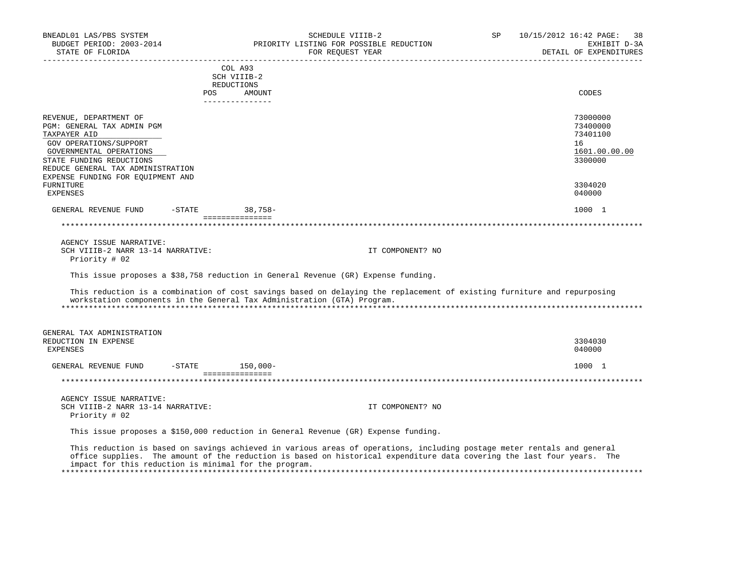BNEADL01 LAS/PBS SYSTEM | SCHEDULE VIIIB-2 | SP 10/15/2012 16:42 PAGE: 38
BUDGET PERIOD: 2003-2014 | PRIORITY LISTING FOR POSSIBLE REDUCTION | EXHIBIT D-3A
STATE OF FLORIDA | FOR REQUEST YEAR | DETAIL OF EXPENDITURES

| | COL A93 SCH VIIIB-2 REDUCTIONS POS | AMOUNT | CODES |
|---|---|---|---|
| REVENUE, DEPARTMENT OF | | | 73000000 |
| PGM: GENERAL TAX ADMIN PGM | | | 73400000 |
| TAXPAYER AID | | | 73401100 |
| GOV OPERATIONS/SUPPORT | | | 16 |
| GOVERNMENTAL OPERATIONS | | | 1601.00.00.00 |
| STATE FUNDING REDUCTIONS | | | 3300000 |
| REDUCE GENERAL TAX ADMINISTRATION EXPENSE FUNDING FOR EQUIPMENT AND FURNITURE | | | 3304020 |
| EXPENSES | | | 040000 |
| GENERAL REVENUE FUND -STATE | | 38,758- | 1000 1 |

AGENCY ISSUE NARRATIVE:
SCH VIIIB-2 NARR 13-14 NARRATIVE: IT COMPONENT? NO
Priority # 02

This issue proposes a $38,758 reduction in General Revenue (GR) Expense funding.

This reduction is a combination of cost savings based on delaying the replacement of existing furniture and repurposing workstation components in the General Tax Administration (GTA) Program.

| | POS | AMOUNT | CODES |
|---|---|---|---|
| GENERAL TAX ADMINISTRATION REDUCTION IN EXPENSE | | | 3304030 |
| EXPENSES | | | 040000 |
| GENERAL REVENUE FUND -STATE | | 150,000- | 1000 1 |

AGENCY ISSUE NARRATIVE:
SCH VIIIB-2 NARR 13-14 NARRATIVE: IT COMPONENT? NO
Priority # 02

This issue proposes a $150,000 reduction in General Revenue (GR) Expense funding.

This reduction is based on savings achieved in various areas of operations, including postage meter rentals and general office supplies. The amount of the reduction is based on historical expenditure data covering the last four years. The impact for this reduction is minimal for the program.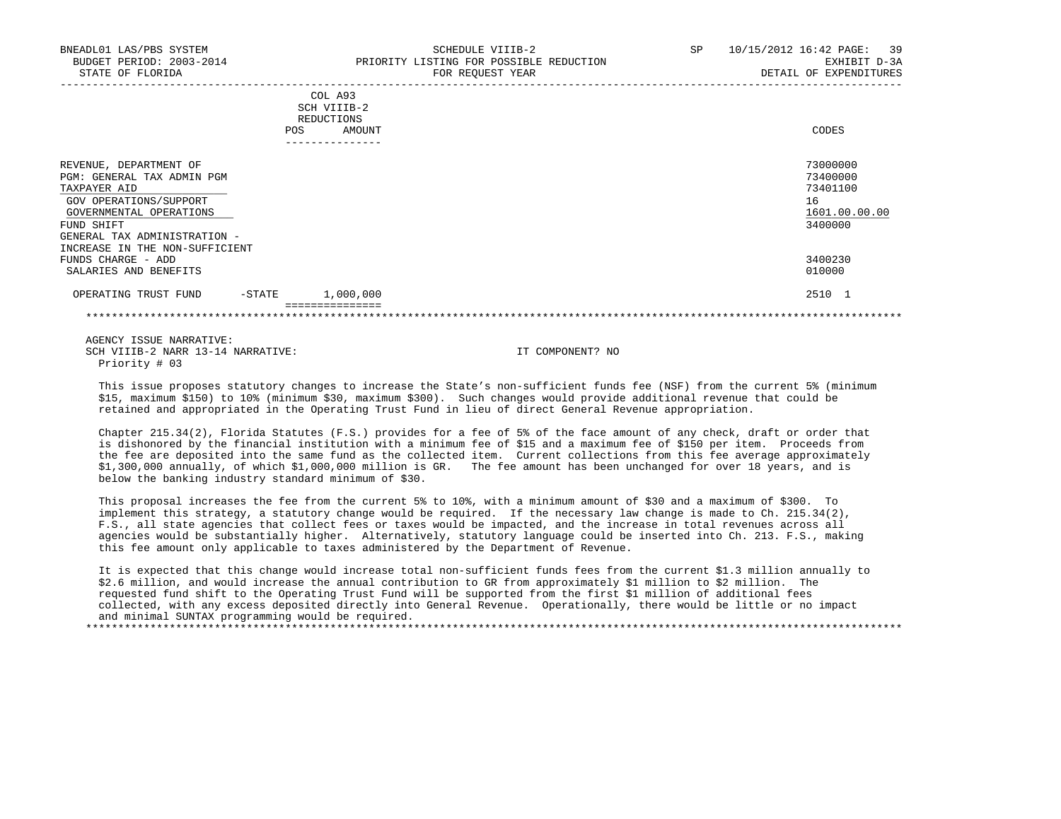BNEADL01 LAS/PBS SYSTEM | SCHEDULE VIIIB-2 | SP 10/15/2012 16:42

BUDGET PERIOD: 2003-2014 | PRIORITY LISTING FOR POSSIBLE REDUCTION | EXHIBIT D-3A

STATE OF FLORIDA | FOR REQUEST YEAR | DETAIL OF EXPENDITURES

| | COL A93 SCH VIIIB-2 REDUCTIONS POS | AMOUNT | CODES |
|---|---|---|---|
| REVENUE, DEPARTMENT OF | | | 73000000 |
| PGM: GENERAL TAX ADMIN PGM | | | 73400000 |
| TAXPAYER AID | | | 73401100 |
| GOV OPERATIONS/SUPPORT | | | 16 |
| GOVERNMENTAL OPERATIONS | | | 1601.00.00.00 |
| FUND SHIFT | | | 3400000 |
| GENERAL TAX ADMINISTRATION - INCREASE IN THE NON-SUFFICIENT FUNDS CHARGE - ADD | | | 3400230 |
| SALARIES AND BENEFITS | | | 010000 |
| OPERATING TRUST FUND -STATE | | 1,000,000 | 2510 1 |

AGENCY ISSUE NARRATIVE:

SCH VIIIB-2 NARR 13-14 NARRATIVE: IT COMPONENT? NO

Priority # 03

This issue proposes statutory changes to increase the State's non-sufficient funds fee (NSF) from the current 5% (minimum $15, maximum $150) to 10% (minimum $30, maximum $300). Such changes would provide additional revenue that could be retained and appropriated in the Operating Trust Fund in lieu of direct General Revenue appropriation.

Chapter 215.34(2), Florida Statutes (F.S.) provides for a fee of 5% of the face amount of any check, draft or order that is dishonored by the financial institution with a minimum fee of $15 and a maximum fee of $150 per item. Proceeds from the fee are deposited into the same fund as the collected item. Current collections from this fee average approximately $1,300,000 annually, of which $1,000,000 million is GR. The fee amount has been unchanged for over 18 years, and is below the banking industry standard minimum of $30.

This proposal increases the fee from the current 5% to 10%, with a minimum amount of $30 and a maximum of $300. To implement this strategy, a statutory change would be required. If the necessary law change is made to Ch. 215.34(2), F.S., all state agencies that collect fees or taxes would be impacted, and the increase in total revenues across all agencies would be substantially higher. Alternatively, statutory language could be inserted into Ch. 213. F.S., making this fee amount only applicable to taxes administered by the Department of Revenue.

It is expected that this change would increase total non-sufficient funds fees from the current $1.3 million annually to $2.6 million, and would increase the annual contribution to GR from approximately $1 million to $2 million. The requested fund shift to the Operating Trust Fund will be supported from the first $1 million of additional fees collected, with any excess deposited directly into General Revenue. Operationally, there would be little or no impact and minimal SUNTAX programming would be required.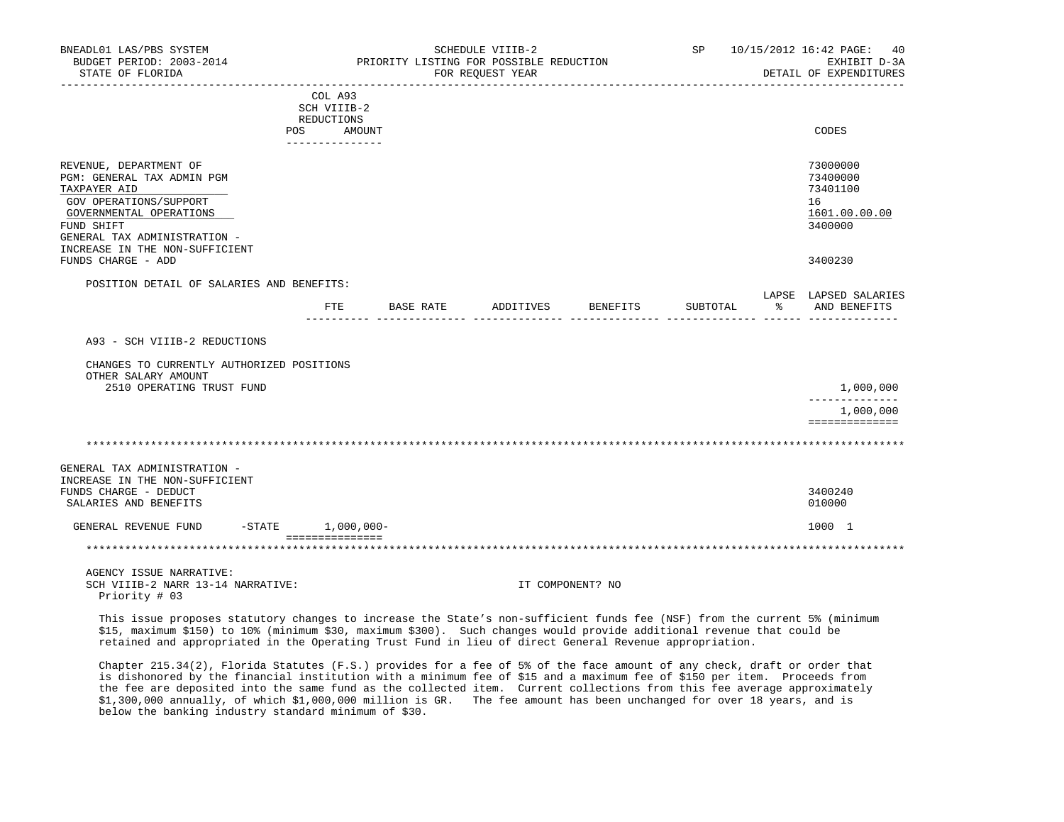BNEADL01 LAS/PBS SYSTEM — BUDGET PERIOD: 2003-2014 — STATE OF FLORIDA

SCHEDULE VIIIB-2 — PRIORITY LISTING FOR POSSIBLE REDUCTION — FOR REQUEST YEAR

SP 10/15/2012 16:42 — EXHIBIT D-3A — DETAIL OF EXPENDITURES

| | COL A93 SCH VIIIB-2 REDUCTIONS POS AMOUNT | CODES |
|---|---|---|
| REVENUE, DEPARTMENT OF | | 73000000 |
| PGM: GENERAL TAX ADMIN PGM | | 73400000 |
| TAXPAYER AID | | 73401100 |
| GOV OPERATIONS/SUPPORT | | 16 |
| GOVERNMENTAL OPERATIONS | | 1601.00.00.00 |
| FUND SHIFT | | 3400000 |
| GENERAL TAX ADMINISTRATION - INCREASE IN THE NON-SUFFICIENT FUNDS CHARGE - ADD | | 3400230 |

POSITION DETAIL OF SALARIES AND BENEFITS:

| | FTE | BASE RATE | ADDITIVES | BENEFITS | SUBTOTAL | LAPSE % | LAPSED SALARIES AND BENEFITS |
|---|---|---|---|---|---|---|---|
| A93 - SCH VIIIB-2 REDUCTIONS | | | | | | | |
| CHANGES TO CURRENTLY AUTHORIZED POSITIONS | | | | | | | |
| OTHER SALARY AMOUNT | | | | | | | |
| 2510 OPERATING TRUST FUND | | | | | | | 1,000,000 |
| | | | | | | | 1,000,000 |

************************************************************

| | COL A93 AMOUNT | CODES |
|---|---|---|
| GENERAL TAX ADMINISTRATION - INCREASE IN THE NON-SUFFICIENT FUNDS CHARGE - DEDUCT | | 3400240 |
| SALARIES AND BENEFITS | | 010000 |
| GENERAL REVENUE FUND -STATE | 1,000,000- | 1000 1 |

************************************************************

AGENCY ISSUE NARRATIVE:

SCH VIIIB-2 NARR 13-14 NARRATIVE: IT COMPONENT? NO

Priority # 03

This issue proposes statutory changes to increase the State's non-sufficient funds fee (NSF) from the current 5% (minimum $15, maximum $150) to 10% (minimum $30, maximum $300). Such changes would provide additional revenue that could be retained and appropriated in the Operating Trust Fund in lieu of direct General Revenue appropriation.

Chapter 215.34(2), Florida Statutes (F.S.) provides for a fee of 5% of the face amount of any check, draft or order that is dishonored by the financial institution with a minimum fee of $15 and a maximum fee of $150 per item. Proceeds from the fee are deposited into the same fund as the collected item. Current collections from this fee average approximately $1,300,000 annually, of which $1,000,000 million is GR. The fee amount has been unchanged for over 18 years, and is below the banking industry standard minimum of $30.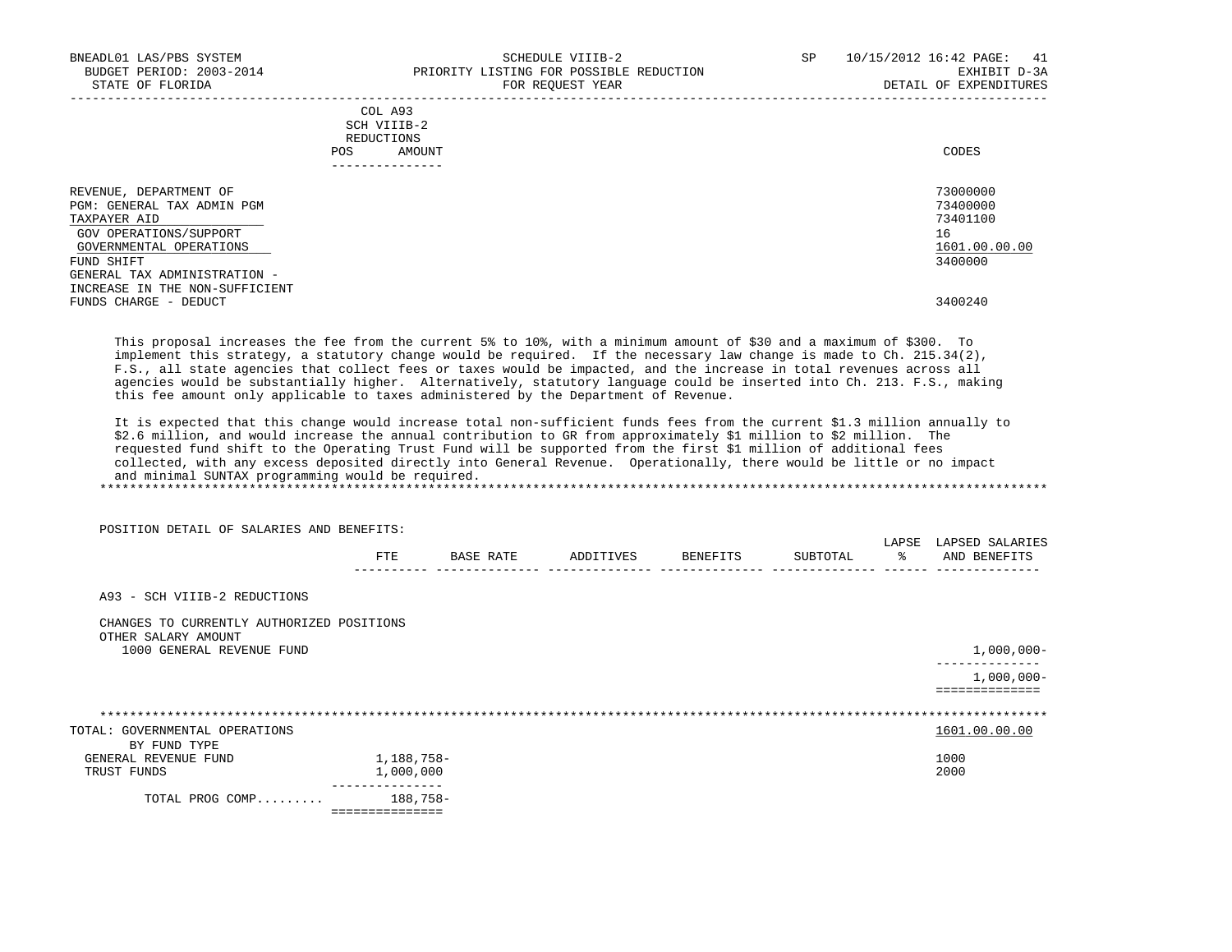| | COL A93 SCH VIIIB-2 REDUCTIONS | | |
|---|---|---|---|
| | POS | AMOUNT | CODES |
| REVENUE, DEPARTMENT OF | | | 73000000 |
| PGM: GENERAL TAX ADMIN PGM | | | 73400000 |
| TAXPAYER AID | | | 73401100 |
| GOV OPERATIONS/SUPPORT | | | 16 |
| GOVERNMENTAL OPERATIONS | | | 1601.00.00.00 |
| FUND SHIFT | | | 3400000 |
| GENERAL TAX ADMINISTRATION - INCREASE IN THE NON-SUFFICIENT FUNDS CHARGE - DEDUCT | | | 3400240 |

This proposal increases the fee from the current 5% to 10%, with a minimum amount of $30 and a maximum of $300. To implement this strategy, a statutory change would be required. If the necessary law change is made to Ch. 215.34(2), F.S., all state agencies that collect fees or taxes would be impacted, and the increase in total revenues across all agencies would be substantially higher. Alternatively, statutory language could be inserted into Ch. 213. F.S., making this fee amount only applicable to taxes administered by the Department of Revenue.

It is expected that this change would increase total non-sufficient funds fees from the current $1.3 million annually to $2.6 million, and would increase the annual contribution to GR from approximately $1 million to $2 million. The requested fund shift to the Operating Trust Fund will be supported from the first $1 million of additional fees collected, with any excess deposited directly into General Revenue. Operationally, there would be little or no impact and minimal SUNTAX programming would be required.

POSITION DETAIL OF SALARIES AND BENEFITS:

| | FTE | BASE RATE | ADDITIVES | BENEFITS | SUBTOTAL | LAPSE % | LAPSED SALARIES AND BENEFITS |
|---|---|---|---|---|---|---|---|
| A93 - SCH VIIIB-2 REDUCTIONS | | | | | | | |
| CHANGES TO CURRENTLY AUTHORIZED POSITIONS | | | | | | | |
| OTHER SALARY AMOUNT | | | | | | | |
| 1000 GENERAL REVENUE FUND | | | | | | | 1,000,000- |
| | | | | | | | 1,000,000- |

| TOTAL: GOVERNMENTAL OPERATIONS | | 1601.00.00.00 |
|---|---|---|
| BY FUND TYPE | | |
| GENERAL REVENUE FUND | 1,188,758- | 1000 |
| TRUST FUNDS | 1,000,000 | 2000 |
| TOTAL PROG COMP......... | 188,758- | |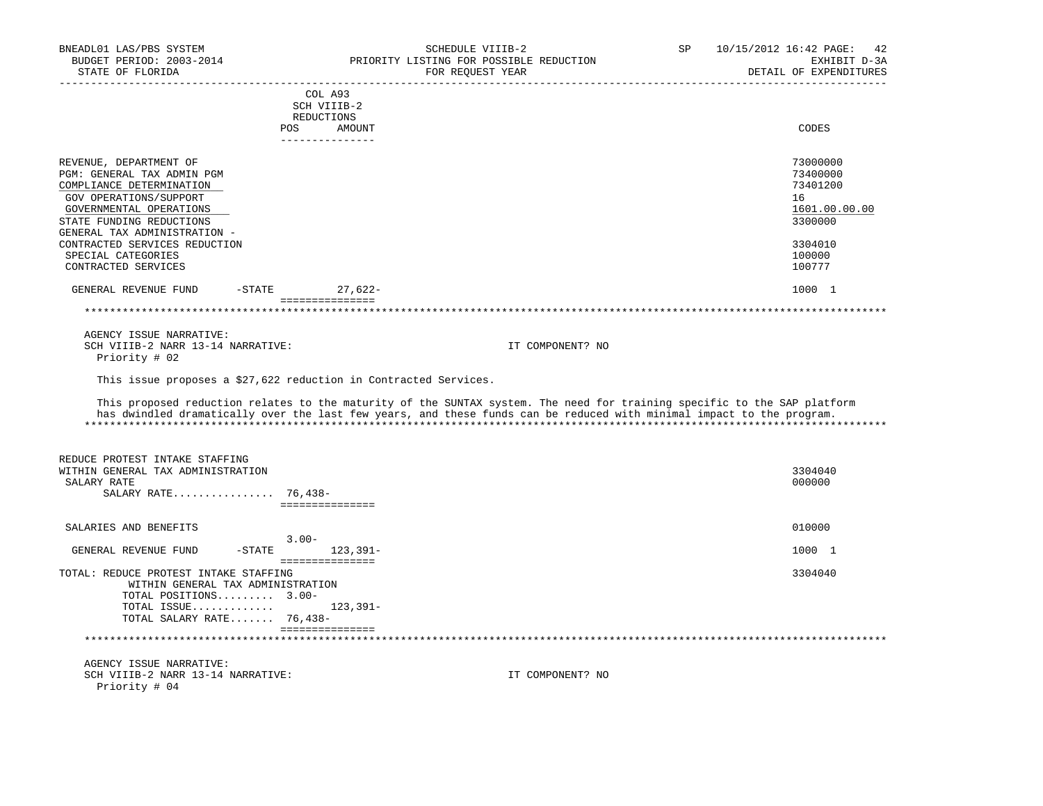BNEADL01 LAS/PBS SYSTEM — SCHEDULE VIIIB-2 — SP 10/15/2012 16:42

BUDGET PERIOD: 2003-2014 — PRIORITY LISTING FOR POSSIBLE REDUCTION — EXHIBIT D-3A

STATE OF FLORIDA — FOR REQUEST YEAR — DETAIL OF EXPENDITURES

| | COL A93 SCH VIIIB-2 REDUCTIONS POS | AMOUNT | CODES |
|---|---|---|---|
| REVENUE, DEPARTMENT OF | | | 73000000 |
| PGM: GENERAL TAX ADMIN PGM | | | 73400000 |
| COMPLIANCE DETERMINATION | | | 73401200 |
| GOV OPERATIONS/SUPPORT | | | 16 |
| GOVERNMENTAL OPERATIONS | | | 1601.00.00.00 |
| STATE FUNDING REDUCTIONS | | | 3300000 |
| GENERAL TAX ADMINISTRATION - CONTRACTED SERVICES REDUCTION | | | 3304010 |
| SPECIAL CATEGORIES | | | 100000 |
| CONTRACTED SERVICES | | | 100777 |
| GENERAL REVENUE FUND -STATE | | 27,622- | 1000 1 |

AGENCY ISSUE NARRATIVE:
SCH VIIIB-2 NARR 13-14 NARRATIVE: IT COMPONENT? NO
Priority # 02

This issue proposes a $27,622 reduction in Contracted Services.

This proposed reduction relates to the maturity of the SUNTAX system. The need for training specific to the SAP platform has dwindled dramatically over the last few years, and these funds can be reduced with minimal impact to the program.

| | POS | AMOUNT | CODES |
|---|---|---|---|
| REDUCE PROTEST INTAKE STAFFING WITHIN GENERAL TAX ADMINISTRATION | | | 3304040 |
| SALARY RATE | | | 000000 |
| SALARY RATE................ | 76,438- | | |
| SALARIES AND BENEFITS | | | 010000 |
| | 3.00- | | |
| GENERAL REVENUE FUND -STATE | | 123,391- | 1000 1 |
| TOTAL: REDUCE PROTEST INTAKE STAFFING WITHIN GENERAL TAX ADMINISTRATION | | | 3304040 |
| TOTAL POSITIONS......... | 3.00- | | |
| TOTAL ISSUE............. | | 123,391- | |
| TOTAL SALARY RATE....... | 76,438- | | |

AGENCY ISSUE NARRATIVE:
SCH VIIIB-2 NARR 13-14 NARRATIVE: IT COMPONENT? NO
Priority # 04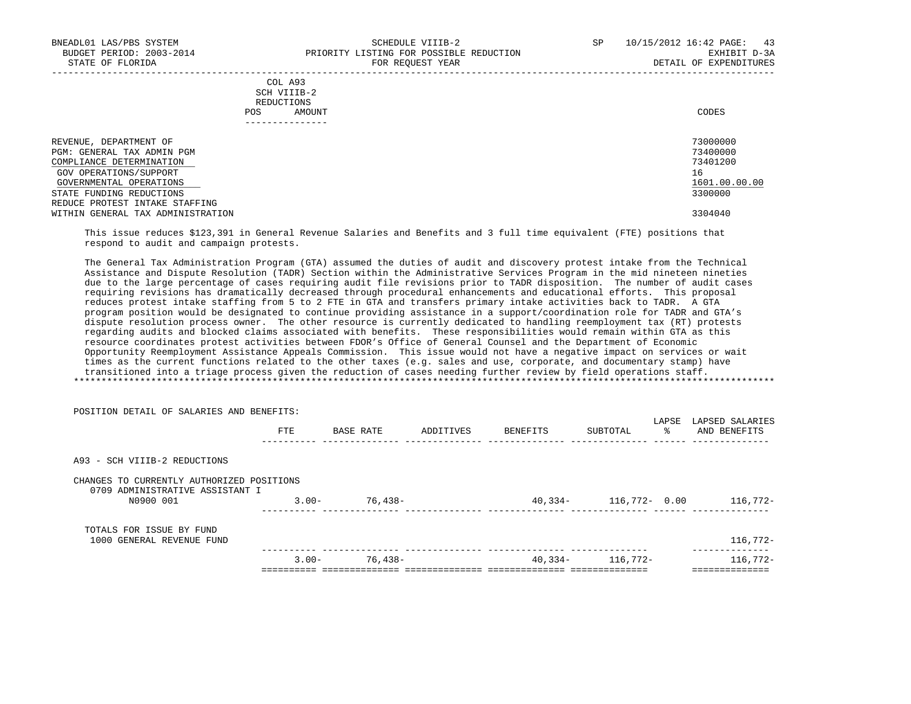BNEADL01 LAS/PBS SYSTEM — SCHEDULE VIIIB-2 — SP 10/15/2012 16:42

BUDGET PERIOD: 2003-2014 — PRIORITY LISTING FOR POSSIBLE REDUCTION — EXHIBIT D-3A

STATE OF FLORIDA — FOR REQUEST YEAR — DETAIL OF EXPENDITURES

| | COL A93 SCH VIIIB-2 REDUCTIONS POS AMOUNT | CODES |
|---|---|---|
| REVENUE, DEPARTMENT OF | | 73000000 |
| PGM: GENERAL TAX ADMIN PGM | | 73400000 |
| COMPLIANCE DETERMINATION | | 73401200 |
| GOV OPERATIONS/SUPPORT | | 16 |
| GOVERNMENTAL OPERATIONS | | 1601.00.00.00 |
| STATE FUNDING REDUCTIONS | | 3300000 |
| REDUCE PROTEST INTAKE STAFFING WITHIN GENERAL TAX ADMINISTRATION | | 3304040 |

This issue reduces $123,391 in General Revenue Salaries and Benefits and 3 full time equivalent (FTE) positions that respond to audit and campaign protests.

The General Tax Administration Program (GTA) assumed the duties of audit and discovery protest intake from the Technical Assistance and Dispute Resolution (TADR) Section within the Administrative Services Program in the mid nineteen nineties due to the large percentage of cases requiring audit file revisions prior to TADR disposition. The number of audit cases requiring revisions has dramatically decreased through procedural enhancements and educational efforts. This proposal reduces protest intake staffing from 5 to 2 FTE in GTA and transfers primary intake activities back to TADR. A GTA program position would be designated to continue providing assistance in a support/coordination role for TADR and GTA's dispute resolution process owner. The other resource is currently dedicated to handling reemployment tax (RT) protests regarding audits and blocked claims associated with benefits. These responsibilities would remain within GTA as this resource coordinates protest activities between FDOR's Office of General Counsel and the Department of Economic Opportunity Reemployment Assistance Appeals Commission. This issue would not have a negative impact on services or wait times as the current functions related to the other taxes (e.g. sales and use, corporate, and documentary stamp) have transitioned into a triage process given the reduction of cases needing further review by field operations staff.

***************************************************************************************************************************

POSITION DETAIL OF SALARIES AND BENEFITS:

| | FTE | BASE RATE | ADDITIVES | BENEFITS | SUBTOTAL | LAPSE % | LAPSED SALARIES AND BENEFITS |
|---|---|---|---|---|---|---|---|
| A93 - SCH VIIIB-2 REDUCTIONS | | | | | | | |
| CHANGES TO CURRENTLY AUTHORIZED POSITIONS | | | | | | | |
| 0709 ADMINISTRATIVE ASSISTANT I | | | | | | | |
| N0900 001 | 3.00- | 76,438- | | 40,334- | 116,772- | 0.00 | 116,772- |
| TOTALS FOR ISSUE BY FUND | | | | | | | |
| 1000 GENERAL REVENUE FUND | | | | | | | 116,772- |
| | 3.00- | 76,438- | | 40,334- | 116,772- | | 116,772- |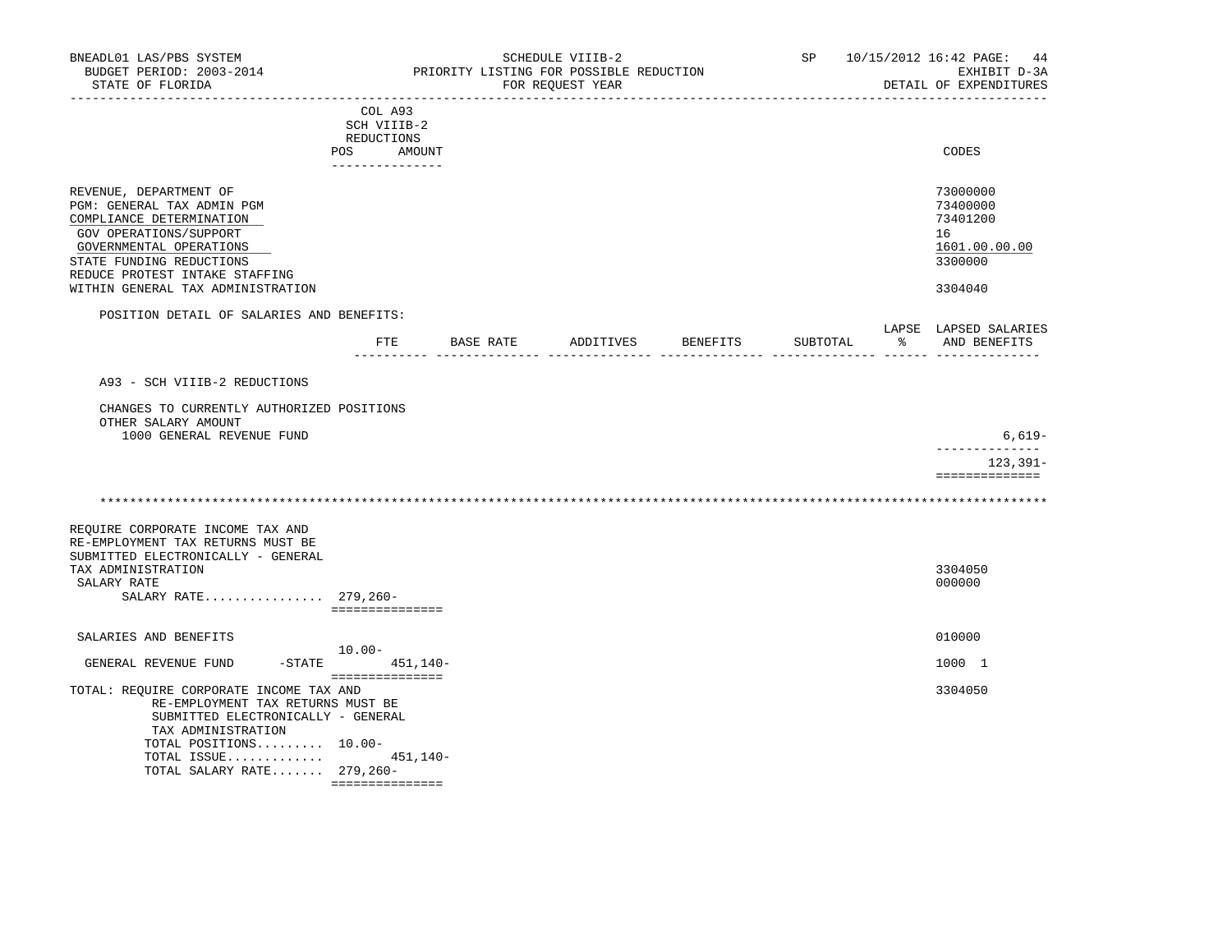COL A93
SCH VIIIB-2
REDUCTIONS

| | POS | AMOUNT | CODES |
|---|---|---|---|
| REVENUE, DEPARTMENT OF | | | 73000000 |
| PGM: GENERAL TAX ADMIN PGM | | | 73400000 |
| COMPLIANCE DETERMINATION | | | 73401200 |
| GOV OPERATIONS/SUPPORT | | | 16 |
| GOVERNMENTAL OPERATIONS | | | 1601.00.00.00 |
| STATE FUNDING REDUCTIONS | | | 3300000 |
| REDUCE PROTEST INTAKE STAFFING WITHIN GENERAL TAX ADMINISTRATION | | | 3304040 |

POSITION DETAIL OF SALARIES AND BENEFITS:

| | FTE | BASE RATE | ADDITIVES | BENEFITS | SUBTOTAL | LAPSE % | LAPSED SALARIES AND BENEFITS |
|---|---|---|---|---|---|---|---|
| A93 - SCH VIIIB-2 REDUCTIONS | | | | | | | |
| CHANGES TO CURRENTLY AUTHORIZED POSITIONS | | | | | | | |
| OTHER SALARY AMOUNT | | | | | | | |
| 1000 GENERAL REVENUE FUND | | | | | | | 6,619- |
| | | | | | | | 123,391- |

************************************************************************************************************************

| | POS | AMOUNT | CODES |
|---|---|---|---|
| REQUIRE CORPORATE INCOME TAX AND RE-EMPLOYMENT TAX RETURNS MUST BE SUBMITTED ELECTRONICALLY - GENERAL TAX ADMINISTRATION | | | 3304050 |
| SALARY RATE | | | 000000 |
| SALARY RATE................ | 279,260- | | |
| SALARIES AND BENEFITS | | | 010000 |
| GENERAL REVENUE FUND -STATE | 10.00- | 451,140- | 1000 1 |
| TOTAL: REQUIRE CORPORATE INCOME TAX AND RE-EMPLOYMENT TAX RETURNS MUST BE SUBMITTED ELECTRONICALLY - GENERAL TAX ADMINISTRATION | | | 3304050 |
| TOTAL POSITIONS......... | 10.00- | | |
| TOTAL ISSUE............. | | 451,140- | |
| TOTAL SALARY RATE....... | 279,260- | | |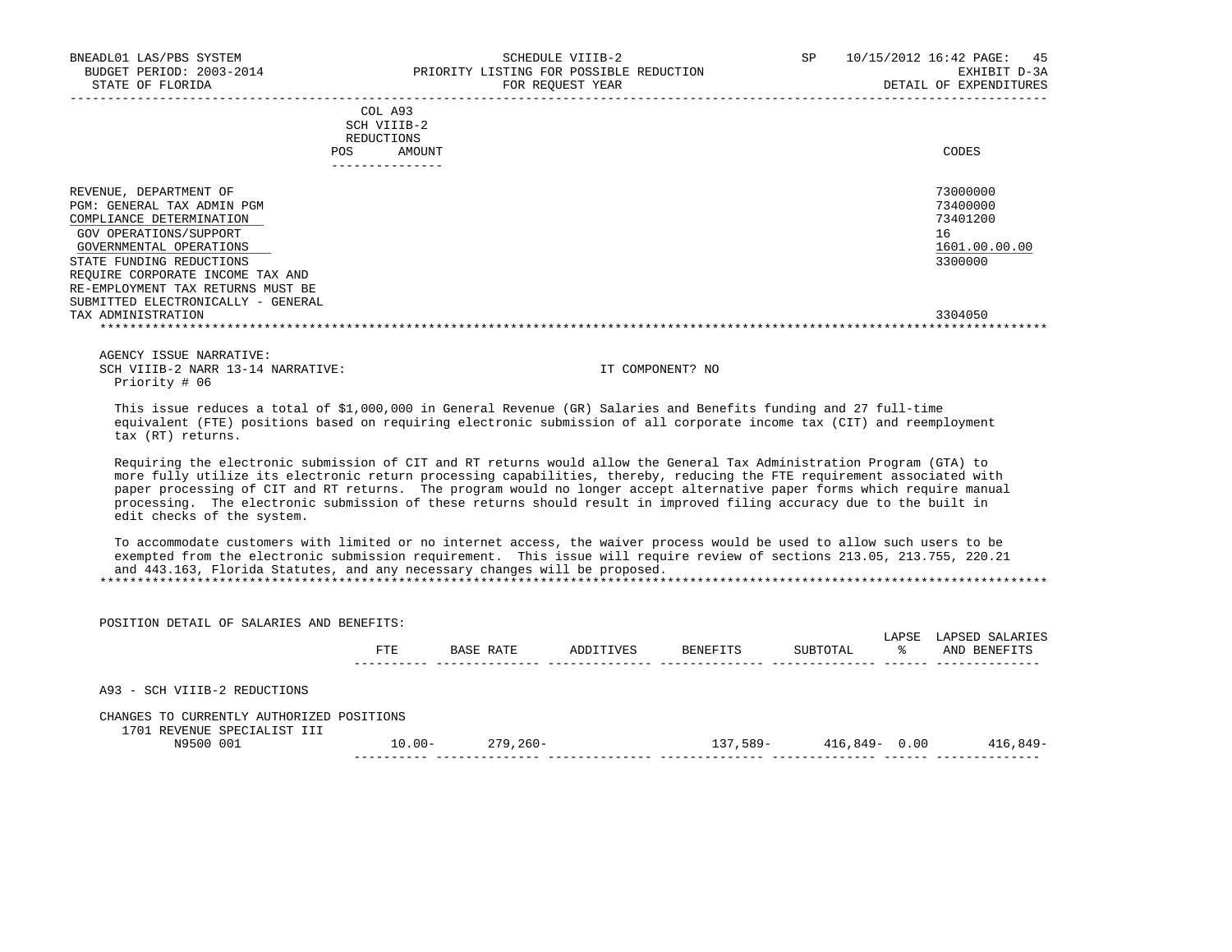BNEADL01 LAS/PBS SYSTEM — SCHEDULE VIIIB-2 — PRIORITY LISTING FOR POSSIBLE REDUCTION — FOR REQUEST YEAR

BUDGET PERIOD: 2003-2014 — STATE OF FLORIDA — SP 10/15/2012 16:42 — EXHIBIT D-3A — DETAIL OF EXPENDITURES

| | COL A93 SCH VIIIB-2 REDUCTIONS POS AMOUNT | CODES |
|---|---|---|
| REVENUE, DEPARTMENT OF | | 73000000 |
| PGM: GENERAL TAX ADMIN PGM | | 73400000 |
| COMPLIANCE DETERMINATION | | 73401200 |
| GOV OPERATIONS/SUPPORT | | 16 |
| GOVERNMENTAL OPERATIONS | | 1601.00.00.00 |
| STATE FUNDING REDUCTIONS | | 3300000 |
| REQUIRE CORPORATE INCOME TAX AND RE-EMPLOYMENT TAX RETURNS MUST BE SUBMITTED ELECTRONICALLY - GENERAL TAX ADMINISTRATION | | 3304050 |

AGENCY ISSUE NARRATIVE:

SCH VIIIB-2 NARR 13-14 NARRATIVE: IT COMPONENT? NO

Priority # 06

This issue reduces a total of $1,000,000 in General Revenue (GR) Salaries and Benefits funding and 27 full-time equivalent (FTE) positions based on requiring electronic submission of all corporate income tax (CIT) and reemployment tax (RT) returns.

Requiring the electronic submission of CIT and RT returns would allow the General Tax Administration Program (GTA) to more fully utilize its electronic return processing capabilities, thereby, reducing the FTE requirement associated with paper processing of CIT and RT returns. The program would no longer accept alternative paper forms which require manual processing. The electronic submission of these returns should result in improved filing accuracy due to the built in edit checks of the system.

To accommodate customers with limited or no internet access, the waiver process would be used to allow such users to be exempted from the electronic submission requirement. This issue will require review of sections 213.05, 213.755, 220.21 and 443.163, Florida Statutes, and any necessary changes will be proposed.

POSITION DETAIL OF SALARIES AND BENEFITS:

| | FTE | BASE RATE | ADDITIVES | BENEFITS | SUBTOTAL | LAPSE % | LAPSED SALARIES AND BENEFITS |
|---|---|---|---|---|---|---|---|
| A93 - SCH VIIIB-2 REDUCTIONS | | | | | | | |
| CHANGES TO CURRENTLY AUTHORIZED POSITIONS | | | | | | | |
| 1701 REVENUE SPECIALIST III N9500 001 | 10.00- | 279,260- | | 137,589- | 416,849- | 0.00 | 416,849- |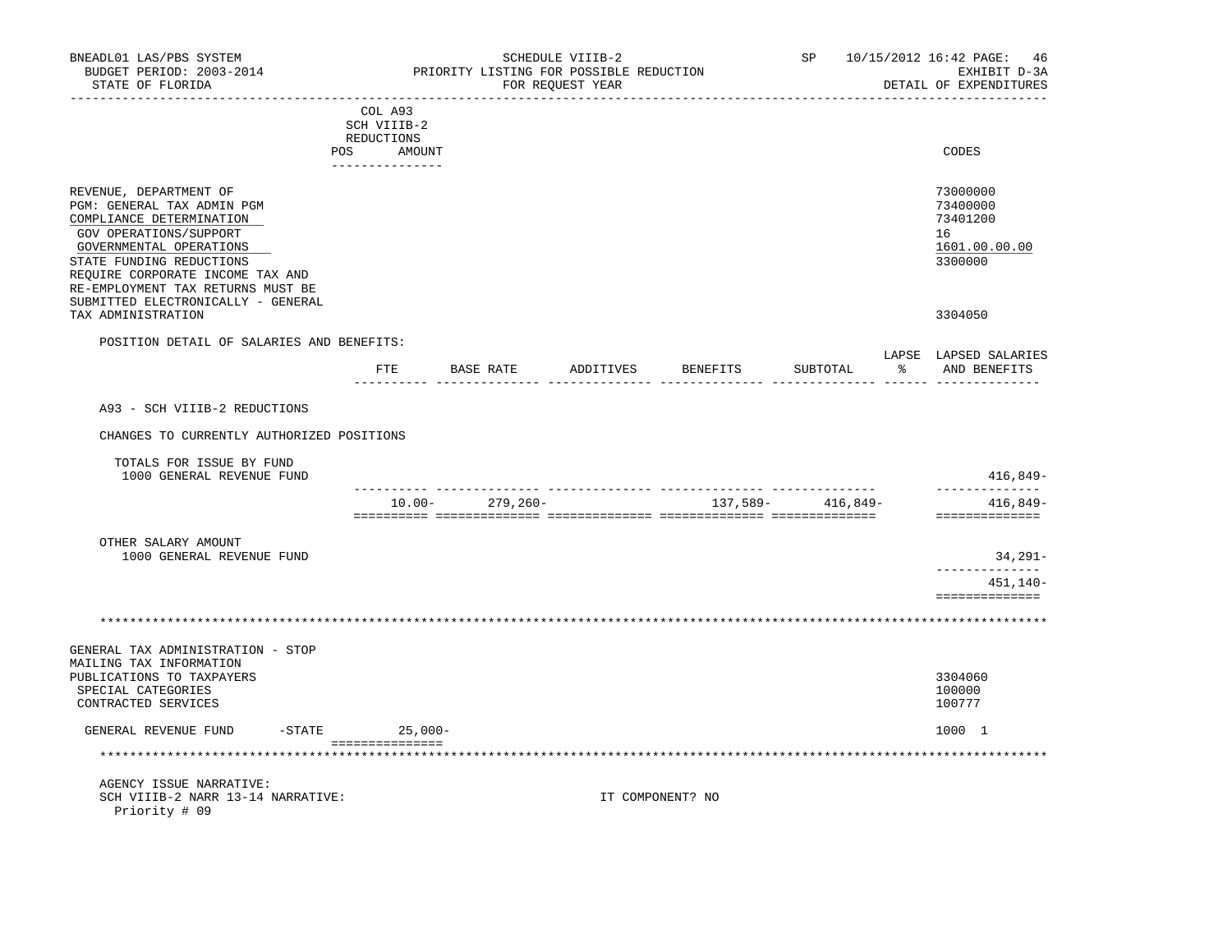BNEADL01 LAS/PBS SYSTEM — SCHEDULE VIIIB-2 — SP 10/15/2012 16:42 PAGE: 46
BUDGET PERIOD: 2003-2014 — PRIORITY LISTING FOR POSSIBLE REDUCTION — EXHIBIT D-3A
STATE OF FLORIDA — FOR REQUEST YEAR — DETAIL OF EXPENDITURES

| | COL A93 SCH VIIIB-2 REDUCTIONS POS AMOUNT | CODES |
|---|---|---|
| REVENUE, DEPARTMENT OF | | 73000000 |
| PGM: GENERAL TAX ADMIN PGM | | 73400000 |
| COMPLIANCE DETERMINATION | | 73401200 |
| GOV OPERATIONS/SUPPORT | | 16 |
| GOVERNMENTAL OPERATIONS | | 1601.00.00.00 |
| STATE FUNDING REDUCTIONS | | 3300000 |
| REQUIRE CORPORATE INCOME TAX AND RE-EMPLOYMENT TAX RETURNS MUST BE SUBMITTED ELECTRONICALLY - GENERAL TAX ADMINISTRATION | | 3304050 |

POSITION DETAIL OF SALARIES AND BENEFITS:

| | FTE | BASE RATE | ADDITIVES | BENEFITS | SUBTOTAL | LAPSE % | LAPSED SALARIES AND BENEFITS |
|---|---|---|---|---|---|---|---|
| A93 - SCH VIIIB-2 REDUCTIONS | | | | | | | |
| CHANGES TO CURRENTLY AUTHORIZED POSITIONS | | | | | | | |
| TOTALS FOR ISSUE BY FUND | | | | | | | |
| 1000 GENERAL REVENUE FUND | | | | | | | 416,849- |
| | 10.00- | 279,260- | | 137,589- | 416,849- | | 416,849- |
| OTHER SALARY AMOUNT | | | | | | | |
| 1000 GENERAL REVENUE FUND | | | | | | | 34,291- |
| | | | | | | | 451,140- |

********************************************************************************

| | COL A93 SCH VIIIB-2 REDUCTIONS POS AMOUNT | CODES |
|---|---|---|
| GENERAL TAX ADMINISTRATION - STOP MAILING TAX INFORMATION PUBLICATIONS TO TAXPAYERS | | 3304060 |
| SPECIAL CATEGORIES | | 100000 |
| CONTRACTED SERVICES | | 100777 |
| GENERAL REVENUE FUND -STATE | 25,000- | 1000 1 |

********************************************************************************

AGENCY ISSUE NARRATIVE:
SCH VIIIB-2 NARR 13-14 NARRATIVE: IT COMPONENT? NO
Priority # 09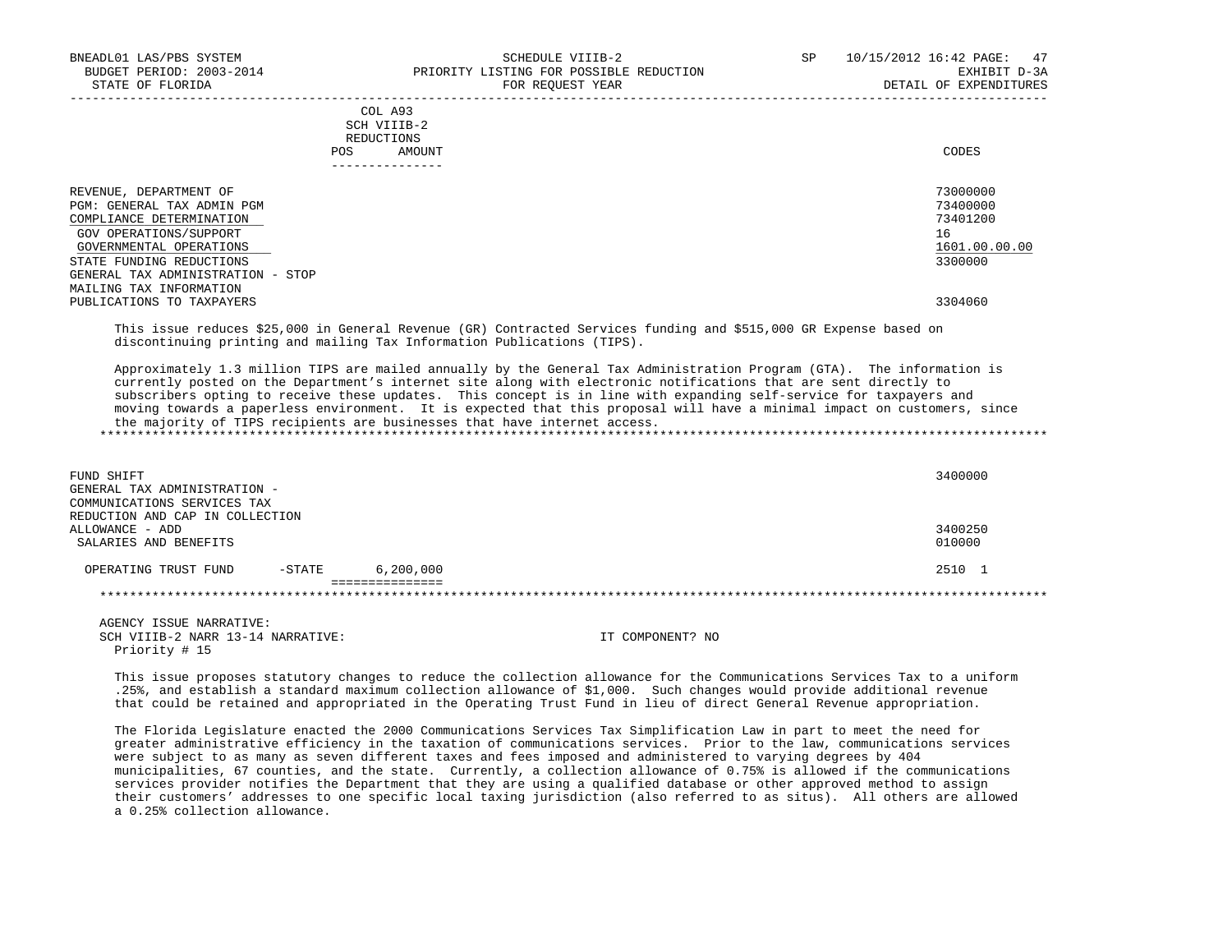| | COL A93 SCH VIIIB-2 REDUCTIONS POS | AMOUNT | CODES |
|---|---|---|---|
| REVENUE, DEPARTMENT OF | | | 73000000 |
| PGM: GENERAL TAX ADMIN PGM | | | 73400000 |
| COMPLIANCE DETERMINATION | | | 73401200 |
| GOV OPERATIONS/SUPPORT | | | 16 |
| GOVERNMENTAL OPERATIONS | | | 1601.00.00.00 |
| STATE FUNDING REDUCTIONS | | | 3300000 |
| GENERAL TAX ADMINISTRATION - STOP MAILING TAX INFORMATION PUBLICATIONS TO TAXPAYERS | | | 3304060 |

This issue reduces $25,000 in General Revenue (GR) Contracted Services funding and $515,000 GR Expense based on discontinuing printing and mailing Tax Information Publications (TIPS).

Approximately 1.3 million TIPS are mailed annually by the General Tax Administration Program (GTA). The information is currently posted on the Department's internet site along with electronic notifications that are sent directly to subscribers opting to receive these updates. This concept is in line with expanding self-service for taxpayers and moving towards a paperless environment. It is expected that this proposal will have a minimal impact on customers, since the majority of TIPS recipients are businesses that have internet access.

*******************************************************************************************************************

| | POS | AMOUNT | CODES |
|---|---|---|---|
| FUND SHIFT | | | 3400000 |
| GENERAL TAX ADMINISTRATION - COMMUNICATIONS SERVICES TAX REDUCTION AND CAP IN COLLECTION ALLOWANCE - ADD | | | 3400250 |
| SALARIES AND BENEFITS | | | 010000 |
| OPERATING TRUST FUND -STATE | | 6,200,000 | 2510 1 |

*******************************************************************************************************************

AGENCY ISSUE NARRATIVE:
SCH VIIIB-2 NARR 13-14 NARRATIVE: IT COMPONENT? NO
Priority # 15

This issue proposes statutory changes to reduce the collection allowance for the Communications Services Tax to a uniform .25%, and establish a standard maximum collection allowance of $1,000. Such changes would provide additional revenue that could be retained and appropriated in the Operating Trust Fund in lieu of direct General Revenue appropriation.

The Florida Legislature enacted the 2000 Communications Services Tax Simplification Law in part to meet the need for greater administrative efficiency in the taxation of communications services. Prior to the law, communications services were subject to as many as seven different taxes and fees imposed and administered to varying degrees by 404 municipalities, 67 counties, and the state. Currently, a collection allowance of 0.75% is allowed if the communications services provider notifies the Department that they are using a qualified database or other approved method to assign their customers' addresses to one specific local taxing jurisdiction (also referred to as situs). All others are allowed a 0.25% collection allowance.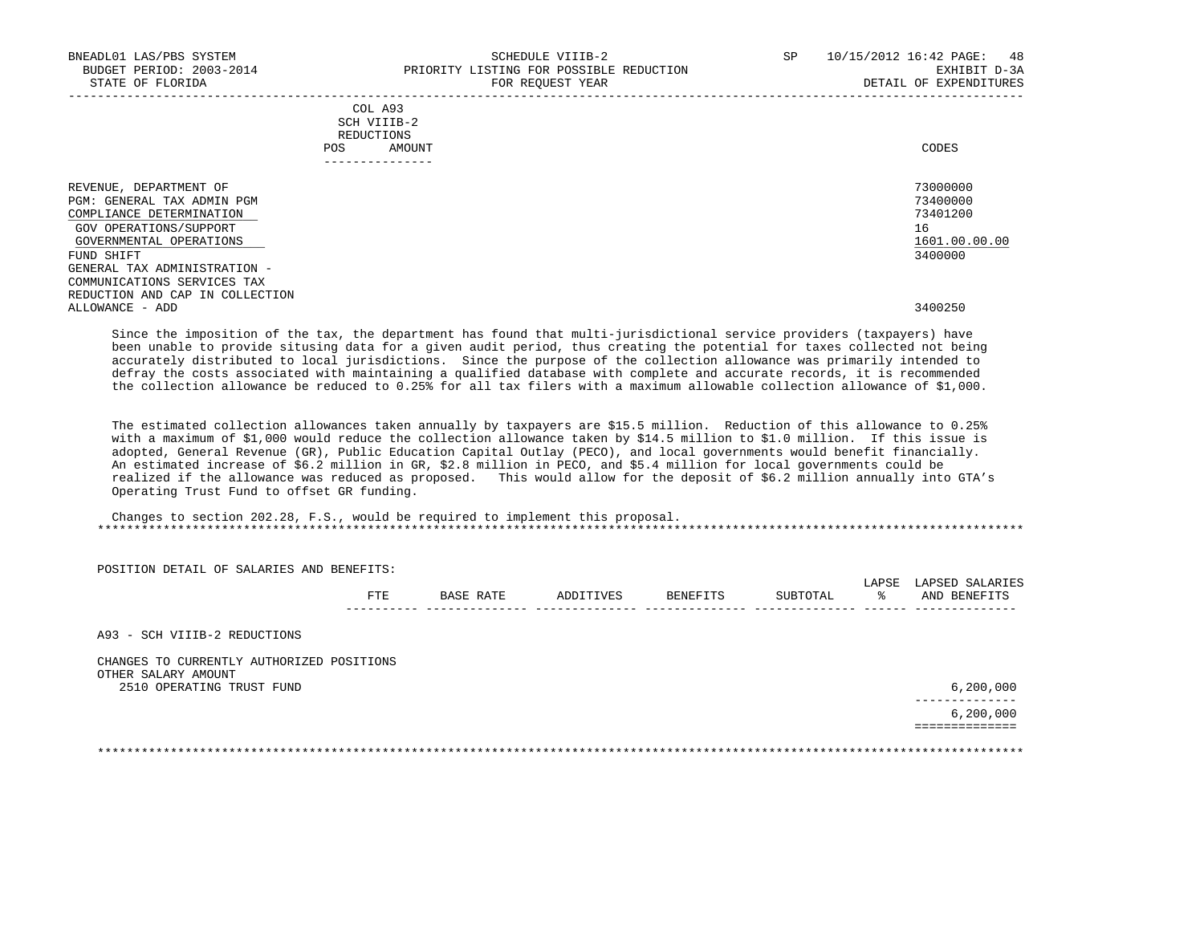BNEADL01 LAS/PBS SYSTEM — SCHEDULE VIIIB-2 — SP 10/15/2012 16:42
BUDGET PERIOD: 2003-2014 — PRIORITY LISTING FOR POSSIBLE REDUCTION — EXHIBIT D-3A
STATE OF FLORIDA — FOR REQUEST YEAR — DETAIL OF EXPENDITURES

| | COL A93 SCH VIIIB-2 REDUCTIONS POS AMOUNT | CODES |
|---|---|---|
| REVENUE, DEPARTMENT OF | | 73000000 |
| PGM: GENERAL TAX ADMIN PGM | | 73400000 |
| COMPLIANCE DETERMINATION | | 73401200 |
| GOV OPERATIONS/SUPPORT | | 16 |
| GOVERNMENTAL OPERATIONS | | 1601.00.00.00 |
| FUND SHIFT | | 3400000 |
| GENERAL TAX ADMINISTRATION - COMMUNICATIONS SERVICES TAX REDUCTION AND CAP IN COLLECTION ALLOWANCE - ADD | | 3400250 |

Since the imposition of the tax, the department has found that multi-jurisdictional service providers (taxpayers) have been unable to provide situsing data for a given audit period, thus creating the potential for taxes collected not being accurately distributed to local jurisdictions. Since the purpose of the collection allowance was primarily intended to defray the costs associated with maintaining a qualified database with complete and accurate records, it is recommended the collection allowance be reduced to 0.25% for all tax filers with a maximum allowable collection allowance of $1,000.

The estimated collection allowances taken annually by taxpayers are $15.5 million. Reduction of this allowance to 0.25% with a maximum of $1,000 would reduce the collection allowance taken by $14.5 million to $1.0 million. If this issue is adopted, General Revenue (GR), Public Education Capital Outlay (PECO), and local governments would benefit financially. An estimated increase of $6.2 million in GR, $2.8 million in PECO, and $5.4 million for local governments could be realized if the allowance was reduced as proposed. This would allow for the deposit of $6.2 million annually into GTA's Operating Trust Fund to offset GR funding.

Changes to section 202.28, F.S., would be required to implement this proposal.

---

POSITION DETAIL OF SALARIES AND BENEFITS:

| | FTE | BASE RATE | ADDITIVES | BENEFITS | SUBTOTAL | LAPSE % | LAPSED SALARIES AND BENEFITS |
|---|---|---|---|---|---|---|---|
| A93 - SCH VIIIB-2 REDUCTIONS | | | | | | | |
| CHANGES TO CURRENTLY AUTHORIZED POSITIONS | | | | | | | |
| OTHER SALARY AMOUNT | | | | | | | |
| 2510 OPERATING TRUST FUND | | | | | | | 6,200,000 |
| | | | | | | | 6,200,000 |

---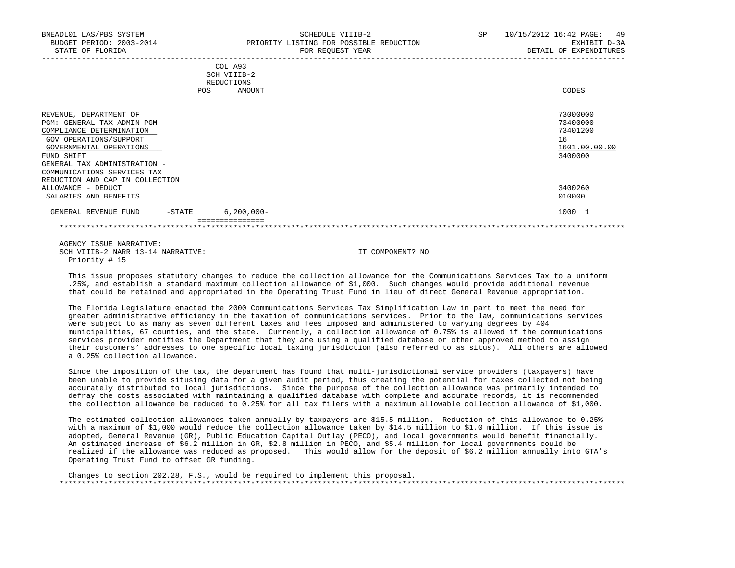| | COL A93 SCH VIIIB-2 REDUCTIONS | | |
|---|---|---|---|
| | POS | AMOUNT | CODES |
| REVENUE, DEPARTMENT OF | | | 73000000 |
| PGM: GENERAL TAX ADMIN PGM | | | 73400000 |
| COMPLIANCE DETERMINATION | | | 73401200 |
| GOV OPERATIONS/SUPPORT | | | 16 |
| GOVERNMENTAL OPERATIONS | | | 1601.00.00.00 |
| FUND SHIFT | | | 3400000 |
| GENERAL TAX ADMINISTRATION - COMMUNICATIONS SERVICES TAX REDUCTION AND CAP IN COLLECTION ALLOWANCE - DEDUCT | | | 3400260 |
| SALARIES AND BENEFITS | | | 010000 |
| GENERAL REVENUE FUND -STATE | | 6,200,000- | 1000 1 |

AGENCY ISSUE NARRATIVE:

SCH VIIIB-2 NARR 13-14 NARRATIVE: IT COMPONENT? NO

Priority # 15

This issue proposes statutory changes to reduce the collection allowance for the Communications Services Tax to a uniform .25%, and establish a standard maximum collection allowance of $1,000. Such changes would provide additional revenue that could be retained and appropriated in the Operating Trust Fund in lieu of direct General Revenue appropriation.

The Florida Legislature enacted the 2000 Communications Services Tax Simplification Law in part to meet the need for greater administrative efficiency in the taxation of communications services. Prior to the law, communications services were subject to as many as seven different taxes and fees imposed and administered to varying degrees by 404 municipalities, 67 counties, and the state. Currently, a collection allowance of 0.75% is allowed if the communications services provider notifies the Department that they are using a qualified database or other approved method to assign their customers' addresses to one specific local taxing jurisdiction (also referred to as situs). All others are allowed a 0.25% collection allowance.

Since the imposition of the tax, the department has found that multi-jurisdictional service providers (taxpayers) have been unable to provide situsing data for a given audit period, thus creating the potential for taxes collected not being accurately distributed to local jurisdictions. Since the purpose of the collection allowance was primarily intended to defray the costs associated with maintaining a qualified database with complete and accurate records, it is recommended the collection allowance be reduced to 0.25% for all tax filers with a maximum allowable collection allowance of $1,000.

The estimated collection allowances taken annually by taxpayers are $15.5 million. Reduction of this allowance to 0.25% with a maximum of $1,000 would reduce the collection allowance taken by $14.5 million to $1.0 million. If this issue is adopted, General Revenue (GR), Public Education Capital Outlay (PECO), and local governments would benefit financially. An estimated increase of $6.2 million in GR, $2.8 million in PECO, and $5.4 million for local governments could be realized if the allowance was reduced as proposed. This would allow for the deposit of $6.2 million annually into GTA's Operating Trust Fund to offset GR funding.

Changes to section 202.28, F.S., would be required to implement this proposal.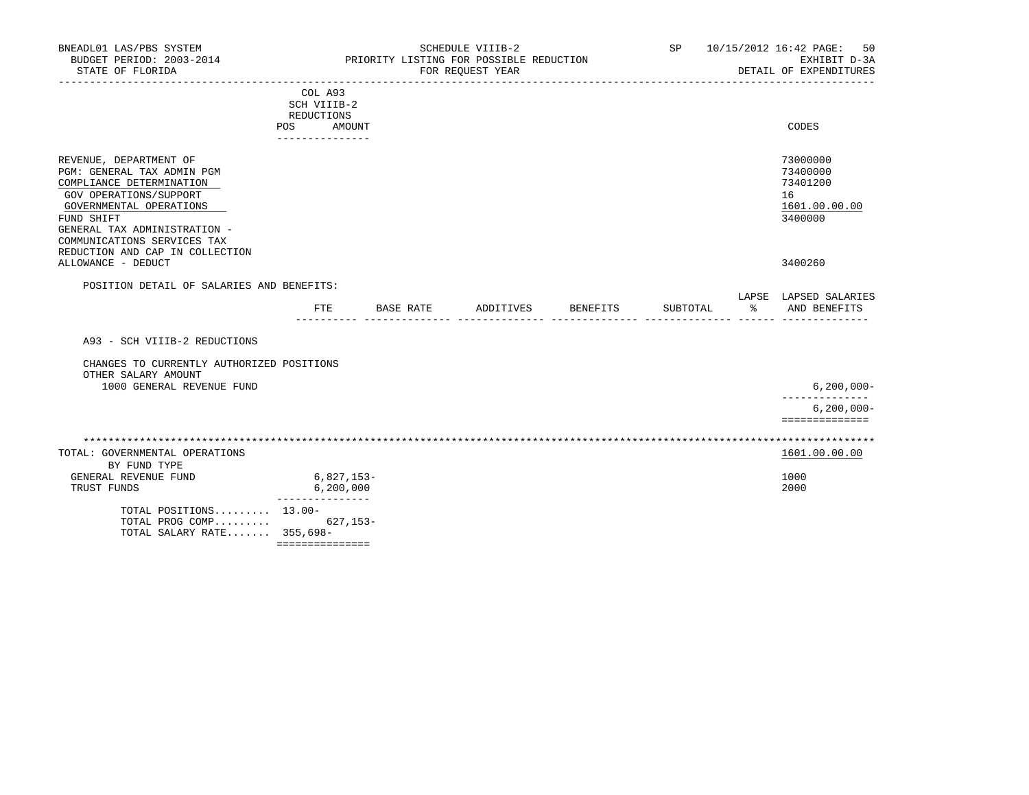BNEADL01 LAS/PBS SYSTEM — SCHEDULE VIIIB-2 — SP 10/15/2012 16:42
BUDGET PERIOD: 2003-2014 — PRIORITY LISTING FOR POSSIBLE REDUCTION — EXHIBIT D-3A
STATE OF FLORIDA — FOR REQUEST YEAR — DETAIL OF EXPENDITURES

| | COL A93 SCH VIIIB-2 REDUCTIONS POS | AMOUNT | CODES |
|---|---|---|---|
| REVENUE, DEPARTMENT OF | | | 73000000 |
| PGM: GENERAL TAX ADMIN PGM | | | 73400000 |
| COMPLIANCE DETERMINATION | | | 73401200 |
| GOV OPERATIONS/SUPPORT | | | 16 |
| GOVERNMENTAL OPERATIONS | | | 1601.00.00.00 |
| FUND SHIFT | | | 3400000 |
| GENERAL TAX ADMINISTRATION - COMMUNICATIONS SERVICES TAX REDUCTION AND CAP IN COLLECTION ALLOWANCE - DEDUCT | | | 3400260 |

POSITION DETAIL OF SALARIES AND BENEFITS:

| | FTE | BASE RATE | ADDITIVES | BENEFITS | SUBTOTAL | LAPSE % | LAPSED SALARIES AND BENEFITS |
|---|---|---|---|---|---|---|---|
| A93 - SCH VIIIB-2 REDUCTIONS | | | | | | | |
| CHANGES TO CURRENTLY AUTHORIZED POSITIONS | | | | | | | |
| OTHER SALARY AMOUNT | | | | | | | |
| 1000 GENERAL REVENUE FUND | | | | | | | 6,200,000- |
| | | | | | | | 6,200,000- |

| TOTAL: GOVERNMENTAL OPERATIONS | AMOUNT | CODES |
|---|---|---|
| BY FUND TYPE | | 1601.00.00.00 |
| GENERAL REVENUE FUND | 6,827,153- | 1000 |
| TRUST FUNDS | 6,200,000 | 2000 |
| TOTAL POSITIONS......... | 13.00- | |
| TOTAL PROG COMP......... | 627,153- | |
| TOTAL SALARY RATE....... | 355,698- | |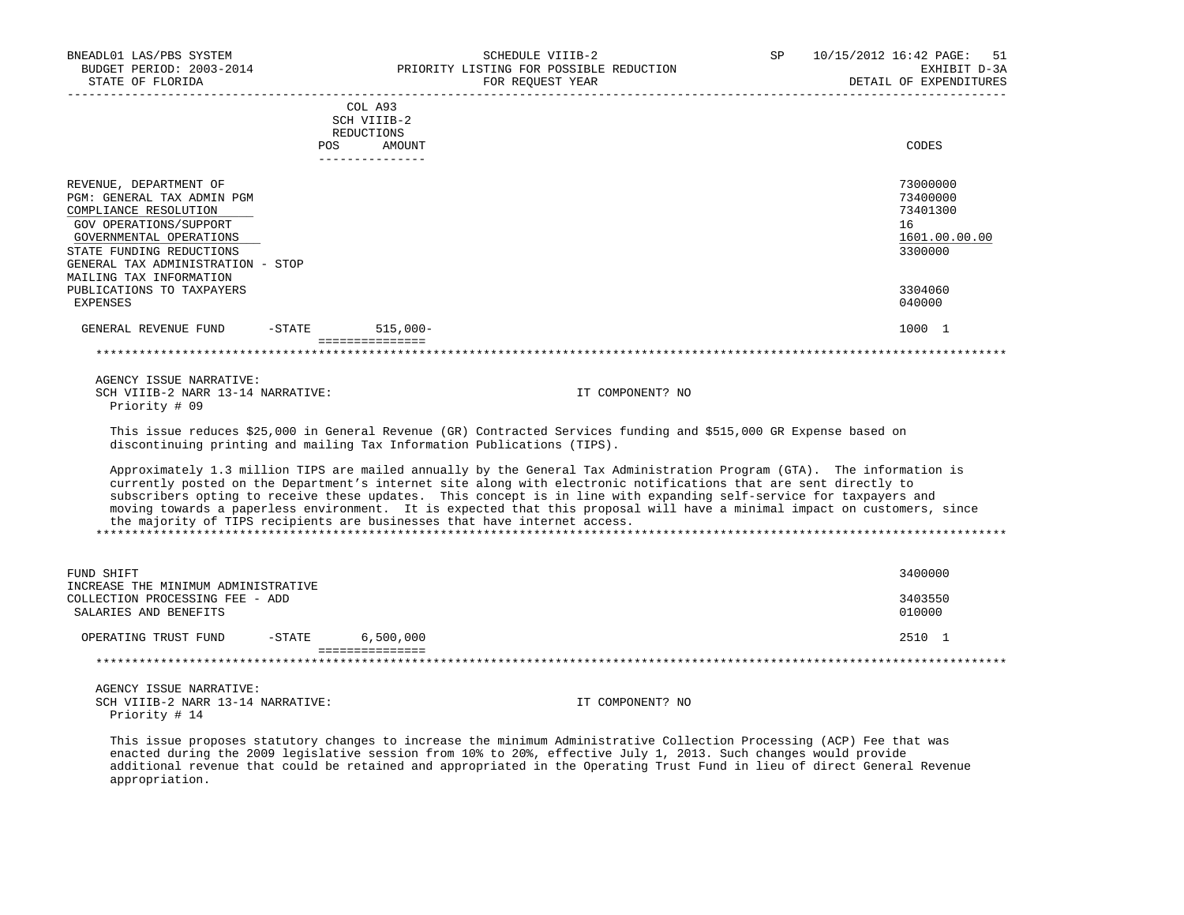| | COL A93 SCH VIIIB-2 REDUCTIONS | | |
|---|---|---|---|
| | POS | AMOUNT | CODES |
| REVENUE, DEPARTMENT OF | | | 73000000 |
| PGM: GENERAL TAX ADMIN PGM | | | 73400000 |
| COMPLIANCE RESOLUTION | | | 73401300 |
| GOV OPERATIONS/SUPPORT | | | 16 |
| GOVERNMENTAL OPERATIONS | | | 1601.00.00.00 |
| STATE FUNDING REDUCTIONS | | | 3300000 |
| GENERAL TAX ADMINISTRATION - STOP MAILING TAX INFORMATION PUBLICATIONS TO TAXPAYERS | | | 3304060 |
| EXPENSES | | | 040000 |
| GENERAL REVENUE FUND -STATE | | 515,000- | 1000 1 |

AGENCY ISSUE NARRATIVE:
SCH VIIIB-2 NARR 13-14 NARRATIVE: IT COMPONENT? NO
Priority # 09

This issue reduces $25,000 in General Revenue (GR) Contracted Services funding and $515,000 GR Expense based on discontinuing printing and mailing Tax Information Publications (TIPS).

Approximately 1.3 million TIPS are mailed annually by the General Tax Administration Program (GTA). The information is currently posted on the Department's internet site along with electronic notifications that are sent directly to subscribers opting to receive these updates. This concept is in line with expanding self-service for taxpayers and moving towards a paperless environment. It is expected that this proposal will have a minimal impact on customers, since the majority of TIPS recipients are businesses that have internet access.

| | POS | AMOUNT | CODES |
|---|---|---|---|
| FUND SHIFT | | | 3400000 |
| INCREASE THE MINIMUM ADMINISTRATIVE COLLECTION PROCESSING FEE - ADD | | | 3403550 |
| SALARIES AND BENEFITS | | | 010000 |
| OPERATING TRUST FUND -STATE | | 6,500,000 | 2510 1 |

AGENCY ISSUE NARRATIVE:
SCH VIIIB-2 NARR 13-14 NARRATIVE: IT COMPONENT? NO
Priority # 14

This issue proposes statutory changes to increase the minimum Administrative Collection Processing (ACP) Fee that was enacted during the 2009 legislative session from 10% to 20%, effective July 1, 2013. Such changes would provide additional revenue that could be retained and appropriated in the Operating Trust Fund in lieu of direct General Revenue appropriation.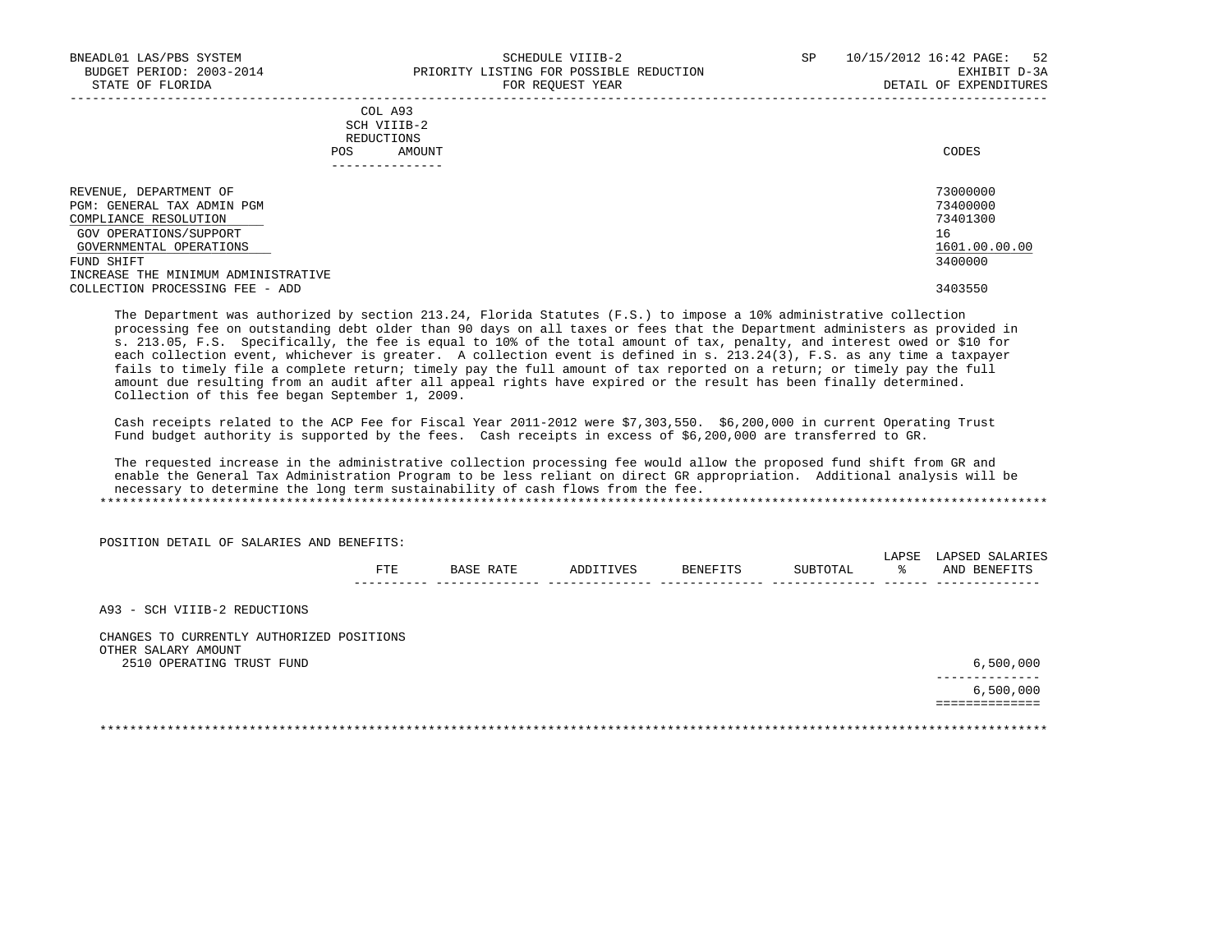BNEADL01 LAS/PBS SYSTEM — SCHEDULE VIIIB-2 — SP 10/15/2012 16:42
BUDGET PERIOD: 2003-2014 — PRIORITY LISTING FOR POSSIBLE REDUCTION — EXHIBIT D-3A
STATE OF FLORIDA — FOR REQUEST YEAR — DETAIL OF EXPENDITURES

| | COL A93 SCH VIIIB-2 REDUCTIONS POS | AMOUNT | CODES |
|---|---|---|---|
| REVENUE, DEPARTMENT OF | | | 73000000 |
| PGM: GENERAL TAX ADMIN PGM | | | 73400000 |
| COMPLIANCE RESOLUTION | | | 73401300 |
| GOV OPERATIONS/SUPPORT | | | 16 |
| GOVERNMENTAL OPERATIONS | | | 1601.00.00.00 |
| FUND SHIFT | | | 3400000 |
| INCREASE THE MINIMUM ADMINISTRATIVE COLLECTION PROCESSING FEE - ADD | | | 3403550 |

The Department was authorized by section 213.24, Florida Statutes (F.S.) to impose a 10% administrative collection processing fee on outstanding debt older than 90 days on all taxes or fees that the Department administers as provided in s. 213.05, F.S. Specifically, the fee is equal to 10% of the total amount of tax, penalty, and interest owed or $10 for each collection event, whichever is greater. A collection event is defined in s. 213.24(3), F.S. as any time a taxpayer fails to timely file a complete return; timely pay the full amount of tax reported on a return; or timely pay the full amount due resulting from an audit after all appeal rights have expired or the result has been finally determined. Collection of this fee began September 1, 2009.

Cash receipts related to the ACP Fee for Fiscal Year 2011-2012 were $7,303,550. $6,200,000 in current Operating Trust Fund budget authority is supported by the fees. Cash receipts in excess of $6,200,000 are transferred to GR.

The requested increase in the administrative collection processing fee would allow the proposed fund shift from GR and enable the General Tax Administration Program to be less reliant on direct GR appropriation. Additional analysis will be necessary to determine the long term sustainability of cash flows from the fee.

*****************************************************************************************************************************

POSITION DETAIL OF SALARIES AND BENEFITS:

| | FTE | BASE RATE | ADDITIVES | BENEFITS | SUBTOTAL | LAPSE % | LAPSED SALARIES AND BENEFITS |
|---|---|---|---|---|---|---|---|
| A93 - SCH VIIIB-2 REDUCTIONS | | | | | | | |
| CHANGES TO CURRENTLY AUTHORIZED POSITIONS | | | | | | | |
| OTHER SALARY AMOUNT | | | | | | | |
| 2510 OPERATING TRUST FUND | | | | | | | 6,500,000 |
| | | | | | | | 6,500,000 |

*****************************************************************************************************************************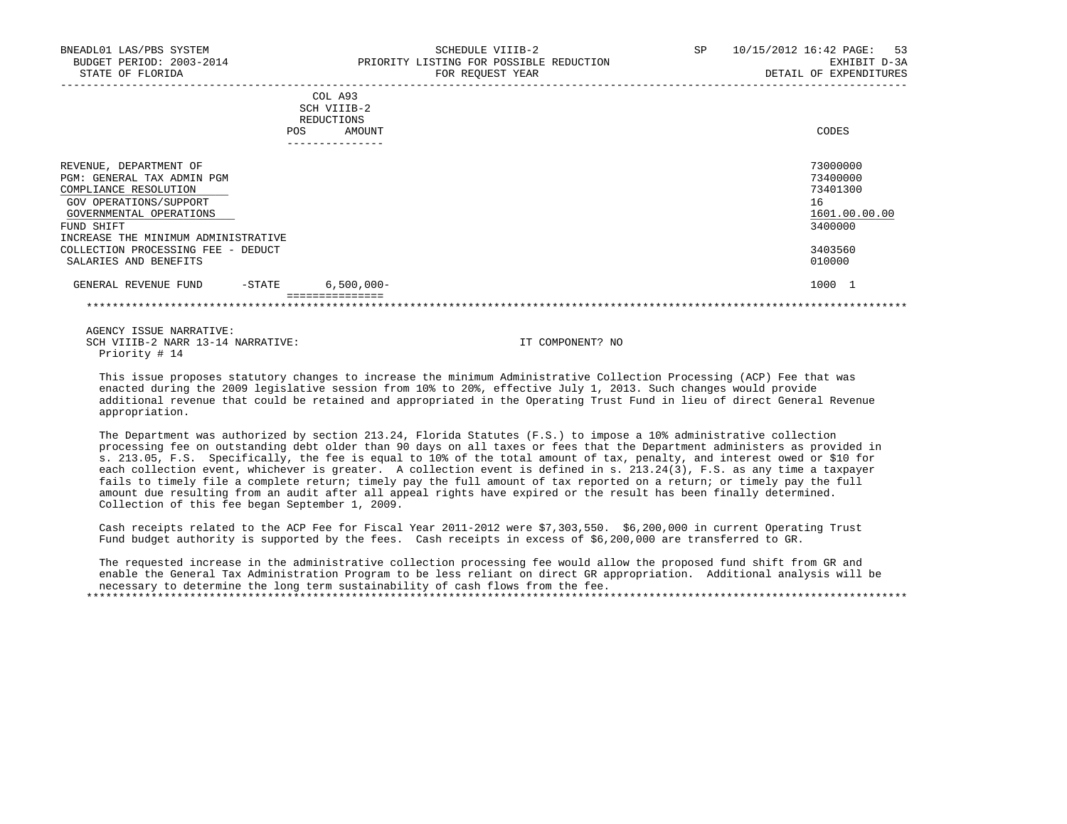BNEADL01 LAS/PBS SYSTEM — SCHEDULE VIIIB-2 — SP 10/15/2012 16:42
BUDGET PERIOD: 2003-2014 — PRIORITY LISTING FOR POSSIBLE REDUCTION — EXHIBIT D-3A
STATE OF FLORIDA — FOR REQUEST YEAR — DETAIL OF EXPENDITURES

| | COL A93 SCH VIIIB-2 REDUCTIONS POS | AMOUNT | CODES |
|---|---|---|---|
| REVENUE, DEPARTMENT OF | | | 73000000 |
| PGM: GENERAL TAX ADMIN PGM | | | 73400000 |
| COMPLIANCE RESOLUTION | | | 73401300 |
| GOV OPERATIONS/SUPPORT | | | 16 |
| GOVERNMENTAL OPERATIONS | | | 1601.00.00.00 |
| FUND SHIFT | | | 3400000 |
| INCREASE THE MINIMUM ADMINISTRATIVE COLLECTION PROCESSING FEE - DEDUCT | | | 3403560 |
| SALARIES AND BENEFITS | | | 010000 |
| GENERAL REVENUE FUND -STATE | | 6,500,000- | 1000 1 |

AGENCY ISSUE NARRATIVE:
SCH VIIIB-2 NARR 13-14 NARRATIVE: IT COMPONENT? NO
Priority # 14

This issue proposes statutory changes to increase the minimum Administrative Collection Processing (ACP) Fee that was enacted during the 2009 legislative session from 10% to 20%, effective July 1, 2013. Such changes would provide additional revenue that could be retained and appropriated in the Operating Trust Fund in lieu of direct General Revenue appropriation.

The Department was authorized by section 213.24, Florida Statutes (F.S.) to impose a 10% administrative collection processing fee on outstanding debt older than 90 days on all taxes or fees that the Department administers as provided in s. 213.05, F.S. Specifically, the fee is equal to 10% of the total amount of tax, penalty, and interest owed or $10 for each collection event, whichever is greater. A collection event is defined in s. 213.24(3), F.S. as any time a taxpayer fails to timely file a complete return; timely pay the full amount of tax reported on a return; or timely pay the full amount due resulting from an audit after all appeal rights have expired or the result has been finally determined. Collection of this fee began September 1, 2009.

Cash receipts related to the ACP Fee for Fiscal Year 2011-2012 were $7,303,550. $6,200,000 in current Operating Trust Fund budget authority is supported by the fees. Cash receipts in excess of $6,200,000 are transferred to GR.

The requested increase in the administrative collection processing fee would allow the proposed fund shift from GR and enable the General Tax Administration Program to be less reliant on direct GR appropriation. Additional analysis will be necessary to determine the long term sustainability of cash flows from the fee.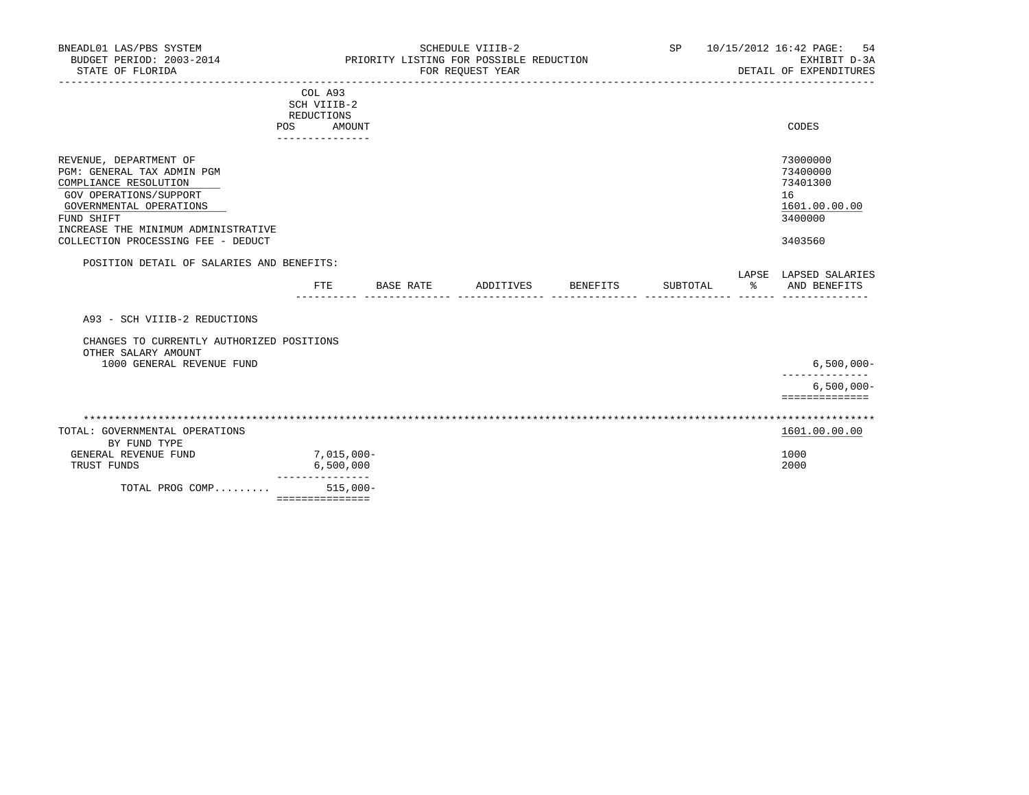BNEADL01 LAS/PBS SYSTEM | SCHEDULE VIIIB-2 | SP 10/15/2012 16:42 PAGE: 54
BUDGET PERIOD: 2003-2014 | PRIORITY LISTING FOR POSSIBLE REDUCTION | EXHIBIT D-3A
STATE OF FLORIDA | FOR REQUEST YEAR | DETAIL OF EXPENDITURES

| | COL A93 SCH VIIIB-2 REDUCTIONS POS AMOUNT | CODES |
|---|---|---|
| REVENUE, DEPARTMENT OF | | 73000000 |
| PGM: GENERAL TAX ADMIN PGM | | 73400000 |
| COMPLIANCE RESOLUTION | | 73401300 |
| GOV OPERATIONS/SUPPORT | | 16 |
| GOVERNMENTAL OPERATIONS | | 1601.00.00.00 |
| FUND SHIFT | | 3400000 |
| INCREASE THE MINIMUM ADMINISTRATIVE COLLECTION PROCESSING FEE - DEDUCT | | 3403560 |

POSITION DETAIL OF SALARIES AND BENEFITS:

| | FTE | BASE RATE | ADDITIVES | BENEFITS | SUBTOTAL | LAPSE % | LAPSED SALARIES AND BENEFITS |
|---|---|---|---|---|---|---|---|
| A93 - SCH VIIIB-2 REDUCTIONS | | | | | | | |
| CHANGES TO CURRENTLY AUTHORIZED POSITIONS | | | | | | | |
| OTHER SALARY AMOUNT | | | | | | | |
| 1000 GENERAL REVENUE FUND | | | | | | | 6,500,000- |
| | | | | | | | 6,500,000- |

| | | |
|---|---|---|
| TOTAL: GOVERNMENTAL OPERATIONS | | 1601.00.00.00 |
| BY FUND TYPE | | |
| GENERAL REVENUE FUND | 7,015,000- | 1000 |
| TRUST FUNDS | 6,500,000 | 2000 |
| TOTAL PROG COMP......... | 515,000- | |